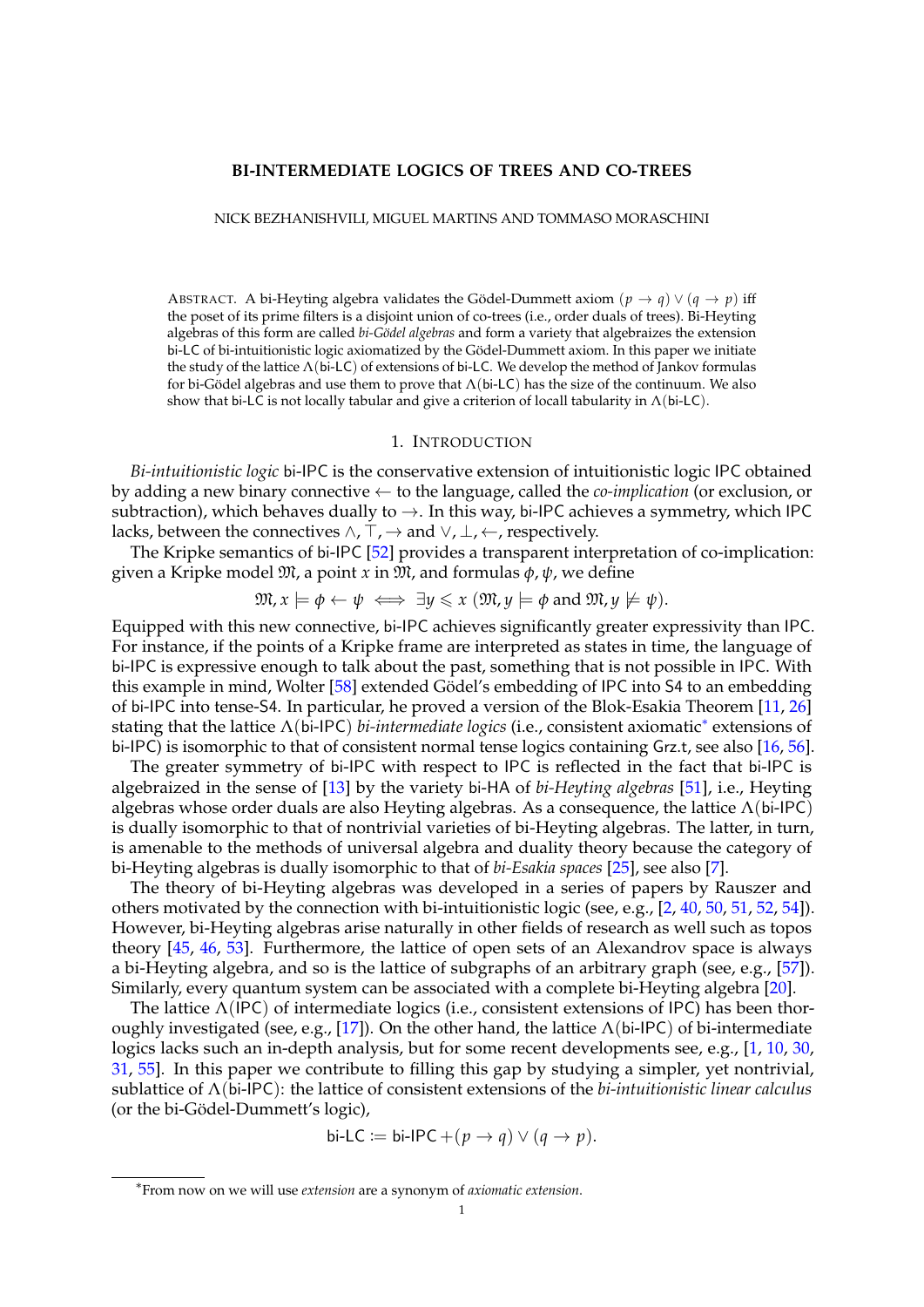# BI-INTERMEDIATE LOGICS OF TREES AND CO-TREES

NICK BEZHANISHVILI, MIGUEL MARTINS AND TOMMASO MORASCHINI

ABSTRACT. A bi-Heyting algebra validates the Gödel-Dummett axiom $(p \to q) \vee (q \to p)$ iff the poset of its prime filters is a disjoint union of co-trees (i.e., order duals of trees). Bi-Heyting algebras of this form are called *bi-Gödel algebras* and form a variety that algebraizes the extension bi-LC of bi-intuitionistic logic axiomatized by the Gödel-Dummett axiom. In this paper we initiate the study of the lattice $\Lambda$(bi-LC) of extensions of bi-LC. We develop the method of Jankov formulas for bi-Gödel algebras and use them to prove that $\Lambda$(bi-LC) has the size of the continuum. We also show that bi-LC is not locally tabular and give a criterion of locall tabularity in $\Lambda$(bi-LC).

## 1. INTRODUCTION

*Bi-intuitionistic logic* bi-IPC is the conservative extension of intuitionistic logic IPC obtained by adding a new binary connective $\leftarrow$ to the language, called the *co-implication* (or exclusion, or subtraction), which behaves dually to $\to$. In this way, bi-IPC achieves a symmetry, which IPC lacks, between the connectives $\wedge, \top, \to$ and $\vee, \bot, \leftarrow$, respectively.

The Kripke semantics of bi-IPC [52] provides a transparent interpretation of co-implication: given a Kripke model $\mathfrak{M}$, a point $x$ in $\mathfrak{M}$, and formulas $\phi, \psi$, we define

$$\mathfrak{M}, x \models \phi \leftarrow \psi \iff \exists y \leqslant x \ (\mathfrak{M}, y \models \phi \text{ and } \mathfrak{M}, y \not\models \psi).$$

Equipped with this new connective, bi-IPC achieves significantly greater expressivity than IPC. For instance, if the points of a Kripke frame are interpreted as states in time, the language of bi-IPC is expressive enough to talk about the past, something that is not possible in IPC. With this example in mind, Wolter [58] extended Gödel's embedding of IPC into S4 to an embedding of bi-IPC into tense-S4. In particular, he proved a version of the Blok-Esakia Theorem [11, 26] stating that the lattice $\Lambda$(bi-IPC) *bi-intermediate logics* (i.e., consistent axiomatic* extensions of bi-IPC) is isomorphic to that of consistent normal tense logics containing Grz.t, see also [16, 56].

The greater symmetry of bi-IPC with respect to IPC is reflected in the fact that bi-IPC is algebraized in the sense of [13] by the variety bi-HA of *bi-Heyting algebras* [51], i.e., Heyting algebras whose order duals are also Heyting algebras. As a consequence, the lattice $\Lambda$(bi-IPC) is dually isomorphic to that of nontrivial varieties of bi-Heyting algebras. The latter, in turn, is amenable to the methods of universal algebra and duality theory because the category of bi-Heyting algebras is dually isomorphic to that of *bi-Esakia spaces* [25], see also [7].

The theory of bi-Heyting algebras was developed in a series of papers by Rauszer and others motivated by the connection with bi-intuitionistic logic (see, e.g., [2, 40, 50, 51, 52, 54]). However, bi-Heyting algebras arise naturally in other fields of research as well such as topos theory [45, 46, 53]. Furthermore, the lattice of open sets of an Alexandrov space is always a bi-Heyting algebra, and so is the lattice of subgraphs of an arbitrary graph (see, e.g., [57]). Similarly, every quantum system can be associated with a complete bi-Heyting algebra [20].

The lattice $\Lambda$(IPC) of intermediate logics (i.e., consistent extensions of IPC) has been thoroughly investigated (see, e.g., [17]). On the other hand, the lattice $\Lambda$(bi-IPC) of bi-intermediate logics lacks such an in-depth analysis, but for some recent developments see, e.g., [1, 10, 30, 31, 55]. In this paper we contribute to filling this gap by studying a simpler, yet nontrivial, sublattice of $\Lambda$(bi-IPC): the lattice of consistent extensions of the *bi-intuitionistic linear calculus* (or the bi-Gödel-Dummett's logic),

$$\text{bi-LC} := \text{bi-IPC} + (p \to q) \vee (q \to p).$$

*From now on we will use *extension* are a synonym of *axiomatic extension*.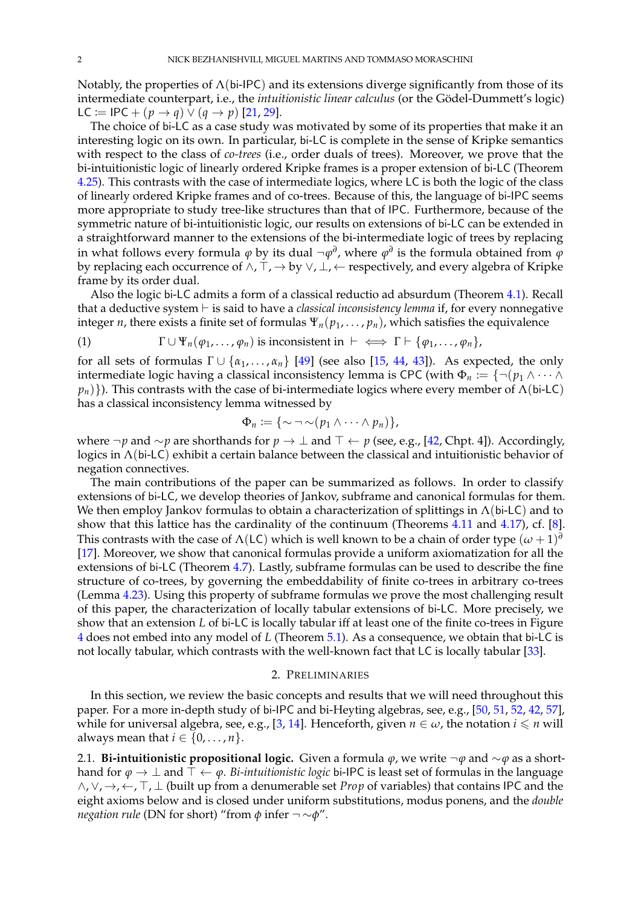Notably, the properties of $\Lambda(\text{bi-IPC})$ and its extensions diverge significantly from those of its intermediate counterpart, i.e., the *intuitionistic linear calculus* (or the Gödel-Dummett's logic) $\text{LC} := \text{IPC} + (p \to q) \vee (q \to p)$ [21, 29].

The choice of bi-LC as a case study was motivated by some of its properties that make it an interesting logic on its own. In particular, bi-LC is complete in the sense of Kripke semantics with respect to the class of *co-trees* (i.e., order duals of trees). Moreover, we prove that the bi-intuitionistic logic of linearly ordered Kripke frames is a proper extension of bi-LC (Theorem 4.25). This contrasts with the case of intermediate logics, where LC is both the logic of the class of linearly ordered Kripke frames and of co-trees. Because of this, the language of bi-IPC seems more appropriate to study tree-like structures than that of IPC. Furthermore, because of the symmetric nature of bi-intuitionistic logic, our results on extensions of bi-LC can be extended in a straightforward manner to the extensions of the bi-intermediate logic of trees by replacing in what follows every formula $\varphi$ by its dual $\neg\varphi^\partial$, where $\varphi^\partial$ is the formula obtained from $\varphi$ by replacing each occurrence of $\wedge, \top, \to$ by $\vee, \bot, \leftarrow$ respectively, and every algebra of Kripke frame by its order dual.

Also the logic bi-LC admits a form of a classical reductio ad absurdum (Theorem 4.1). Recall that a deductive system $\vdash$ is said to have a *classical inconsistency lemma* if, for every nonnegative integer $n$, there exists a finite set of formulas $\Psi_n(p_1, \dots, p_n)$, which satisfies the equivalence

$$\Gamma \cup \Psi_n(\varphi_1, \dots, \varphi_n) \text{ is inconsistent in } \vdash \iff \Gamma \vdash \{\varphi_1, \dots, \varphi_n\}, \tag{1}$$

for all sets of formulas $\Gamma \cup \{\alpha_1, \dots, \alpha_n\}$ [49] (see also [15, 44, 43]). As expected, the only intermediate logic having a classical inconsistency lemma is CPC (with $\Phi_n := \{\neg(p_1 \wedge \cdots \wedge p_n)\}$). This contrasts with the case of bi-intermediate logics where every member of $\Lambda(\text{bi-LC})$ has a classical inconsistency lemma witnessed by

$$\Phi_n := \{\sim\neg\sim(p_1 \wedge \cdots \wedge p_n)\},$$

where $\neg p$ and $\sim p$ are shorthands for $p \to \bot$ and $\top \leftarrow p$ (see, e.g., [42, Chpt. 4]). Accordingly, logics in $\Lambda(\text{bi-LC})$ exhibit a certain balance between the classical and intuitionistic behavior of negation connectives.

The main contributions of the paper can be summarized as follows. In order to classify extensions of bi-LC, we develop theories of Jankov, subframe and canonical formulas for them. We then employ Jankov formulas to obtain a characterization of splittings in $\Lambda(\text{bi-LC})$ and to show that this lattice has the cardinality of the continuum (Theorems 4.11 and 4.17), cf. [8]. This contrasts with the case of $\Lambda(\text{LC})$ which is well known to be a chain of order type $(\omega + 1)^\partial$ [17]. Moreover, we show that canonical formulas provide a uniform axiomatization for all the extensions of bi-LC (Theorem 4.7). Lastly, subframe formulas can be used to describe the fine structure of co-trees, by governing the embeddability of finite co-trees in arbitrary co-trees (Lemma 4.23). Using this property of subframe formulas we prove the most challenging result of this paper, the characterization of locally tabular extensions of bi-LC. More precisely, we show that an extension $L$ of bi-LC is locally tabular iff at least one of the finite co-trees in Figure 4 does not embed into any model of $L$ (Theorem 5.1). As a consequence, we obtain that bi-LC is not locally tabular, which contrasts with the well-known fact that LC is locally tabular [33].

## 2. Preliminaries

In this section, we review the basic concepts and results that we will need throughout this paper. For a more in-depth study of bi-IPC and bi-Heyting algebras, see, e.g., [50, 51, 52, 42, 57], while for universal algebra, see, e.g., [3, 14]. Henceforth, given $n \in \omega$, the notation $i \leqslant n$ will always mean that $i \in \{0, \dots, n\}$.

2.1. **Bi-intuitionistic propositional logic.** Given a formula $\varphi$, we write $\neg\varphi$ and $\sim\varphi$ as a shorthand for $\varphi \to \bot$ and $\top \leftarrow \varphi$. *Bi-intuitionistic logic* bi-IPC is least set of formulas in the language $\wedge, \vee, \to, \leftarrow, \top, \bot$ (built up from a denumerable set *Prop* of variables) that contains IPC and the eight axioms below and is closed under uniform substitutions, modus ponens, and the *double negation rule* (DN for short) "from $\phi$ infer $\neg\sim\phi$".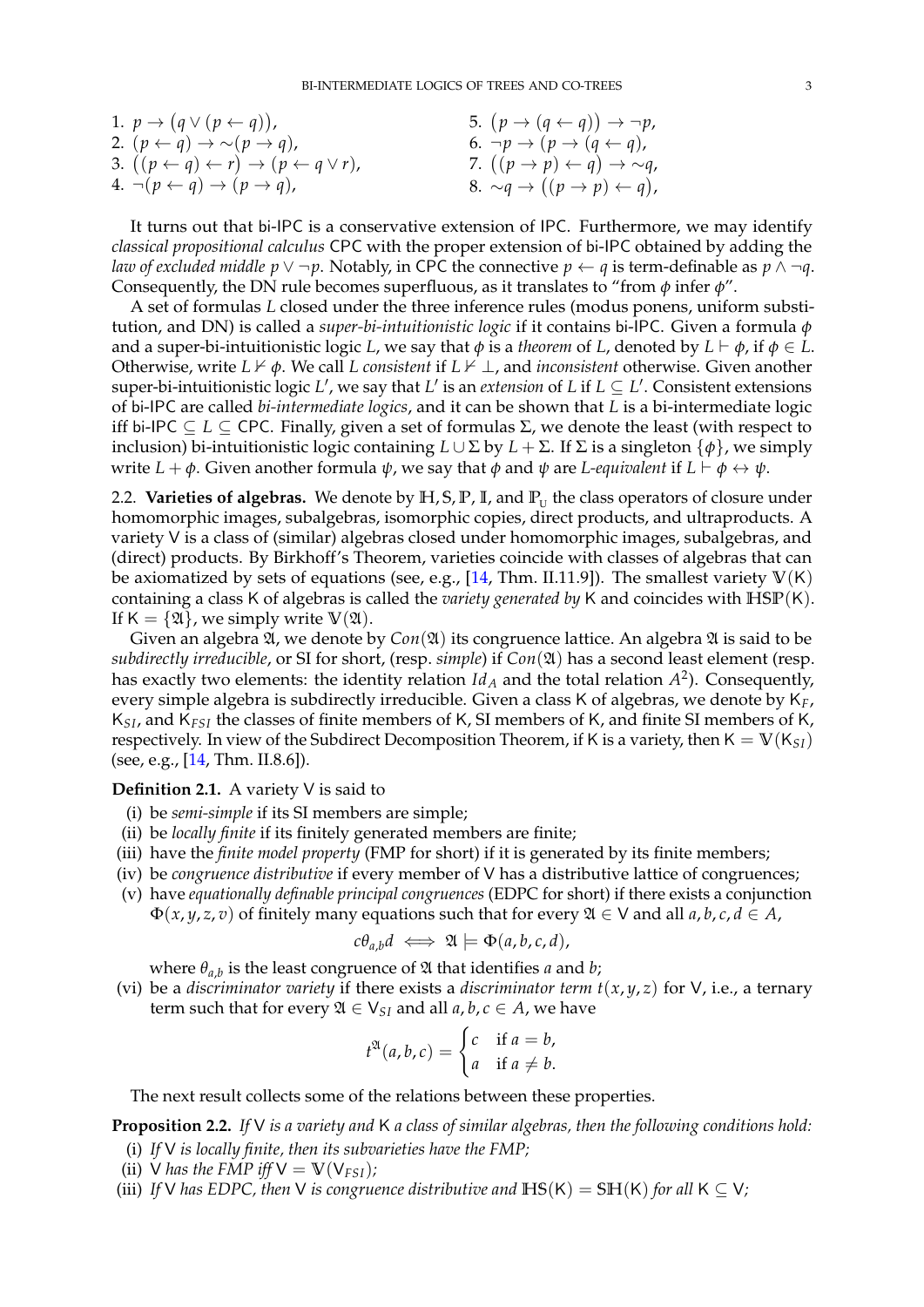1. $p \to (q \vee (p \leftarrow q))$,
2. $(p \leftarrow q) \to \sim(p \to q)$,
3. $((p \leftarrow q) \leftarrow r) \to (p \leftarrow q \vee r)$,
4. $\neg(p \leftarrow q) \to (p \to q)$,
5. $(p \to (q \leftarrow q)) \to \neg p$,
6. $\neg p \to (p \to (q \leftarrow q))$,
7. $((p \to p) \leftarrow q) \to \sim q$,
8. $\sim q \to ((p \to p) \leftarrow q)$,

It turns out that bi-IPC is a conservative extension of IPC. Furthermore, we may identify *classical propositional calculus* CPC with the proper extension of bi-IPC obtained by adding the *law of excluded middle* $p \vee \neg p$. Notably, in CPC the connective $p \leftarrow q$ is term-definable as $p \wedge \neg q$. Consequently, the DN rule becomes superfluous, as it translates to "from $\phi$ infer $\phi$".

A set of formulas $L$ closed under the three inference rules (modus ponens, uniform substitution, and DN) is called a *super-bi-intuitionistic logic* if it contains bi-IPC. Given a formula $\phi$ and a super-bi-intuitionistic logic $L$, we say that $\phi$ is a *theorem* of $L$, denoted by $L \vdash \phi$, if $\phi \in L$. Otherwise, write $L \nvdash \phi$. We call $L$ *consistent* if $L \nvdash \bot$, and *inconsistent* otherwise. Given another super-bi-intuitionistic logic $L'$, we say that $L'$ is an *extension* of $L$ if $L \subseteq L'$. Consistent extensions of bi-IPC are called *bi-intermediate logics*, and it can be shown that $L$ is a bi-intermediate logic iff bi-IPC $\subseteq L \subseteq$ CPC. Finally, given a set of formulas $\Sigma$, we denote the least (with respect to inclusion) bi-intuitionistic logic containing $L \cup \Sigma$ by $L + \Sigma$. If $\Sigma$ is a singleton $\{\phi\}$, we simply write $L + \phi$. Given another formula $\psi$, we say that $\phi$ and $\psi$ are *$L$-equivalent* if $L \vdash \phi \leftrightarrow \psi$.

2.2. **Varieties of algebras.** We denote by $\mathbb{H}, \mathbb{S}, \mathbb{P}, \mathbb{I}$, and $\mathbb{P}_{\text{U}}$ the class operators of closure under homomorphic images, subalgebras, isomorphic copies, direct products, and ultraproducts. A variety V is a class of (similar) algebras closed under homomorphic images, subalgebras, and (direct) products. By Birkhoff's Theorem, varieties coincide with classes of algebras that can be axiomatized by sets of equations (see, e.g., [14, Thm. II.11.9]). The smallest variety $\mathbb{V}(\mathsf{K})$ containing a class K of algebras is called the *variety generated by* K and coincides with $\mathbb{HSP}(\mathsf{K})$. If $\mathsf{K} = \{\mathfrak{A}\}$, we simply write $\mathbb{V}(\mathfrak{A})$.

Given an algebra $\mathfrak{A}$, we denote by $Con(\mathfrak{A})$ its congruence lattice. An algebra $\mathfrak{A}$ is said to be *subdirectly irreducible*, or SI for short, (resp. *simple*) if $Con(\mathfrak{A})$ has a second least element (resp. has exactly two elements: the identity relation $Id_A$ and the total relation $A^2$). Consequently, every simple algebra is subdirectly irreducible. Given a class K of algebras, we denote by $\mathsf{K}_F$, $\mathsf{K}_{SI}$, and $\mathsf{K}_{FSI}$ the classes of finite members of K, SI members of K, and finite SI members of K, respectively. In view of the Subdirect Decomposition Theorem, if K is a variety, then $\mathsf{K} = \mathbb{V}(\mathsf{K}_{SI})$ (see, e.g., [14, Thm. II.8.6]).

**Definition 2.1.** A variety V is said to

(i) be *semi-simple* if its SI members are simple;
(ii) be *locally finite* if its finitely generated members are finite;
(iii) have the *finite model property* (FMP for short) if it is generated by its finite members;
(iv) be *congruence distributive* if every member of V has a distributive lattice of congruences;
(v) have *equationally definable principal congruences* (EDPC for short) if there exists a conjunction $\Phi(x, y, z, v)$ of finitely many equations such that for every $\mathfrak{A} \in \mathsf{V}$ and all $a, b, c, d \in A$,
$$c\theta_{a,b}d \iff \mathfrak{A} \models \Phi(a, b, c, d),$$
where $\theta_{a,b}$ is the least congruence of $\mathfrak{A}$ that identifies $a$ and $b$;
(vi) be a *discriminator variety* if there exists a *discriminator term* $t(x, y, z)$ for V, i.e., a ternary term such that for every $\mathfrak{A} \in \mathsf{V}_{SI}$ and all $a, b, c \in A$, we have
$$t^{\mathfrak{A}}(a, b, c) = \begin{cases} c & \text{if } a = b, \\ a & \text{if } a \neq b. \end{cases}$$

The next result collects some of the relations between these properties.

**Proposition 2.2.** *If* V *is a variety and* K *a class of similar algebras, then the following conditions hold:*

(i) *If* V *is locally finite, then its subvarieties have the FMP;*
(ii) V *has the FMP iff* $\mathsf{V} = \mathbb{V}(\mathsf{V}_{FSI})$*;*
(iii) *If* V *has EDPC, then* V *is congruence distributive and* $\mathbb{HS}(\mathsf{K}) = \mathbb{SH}(\mathsf{K})$ *for all* $\mathsf{K} \subseteq \mathsf{V}$*;*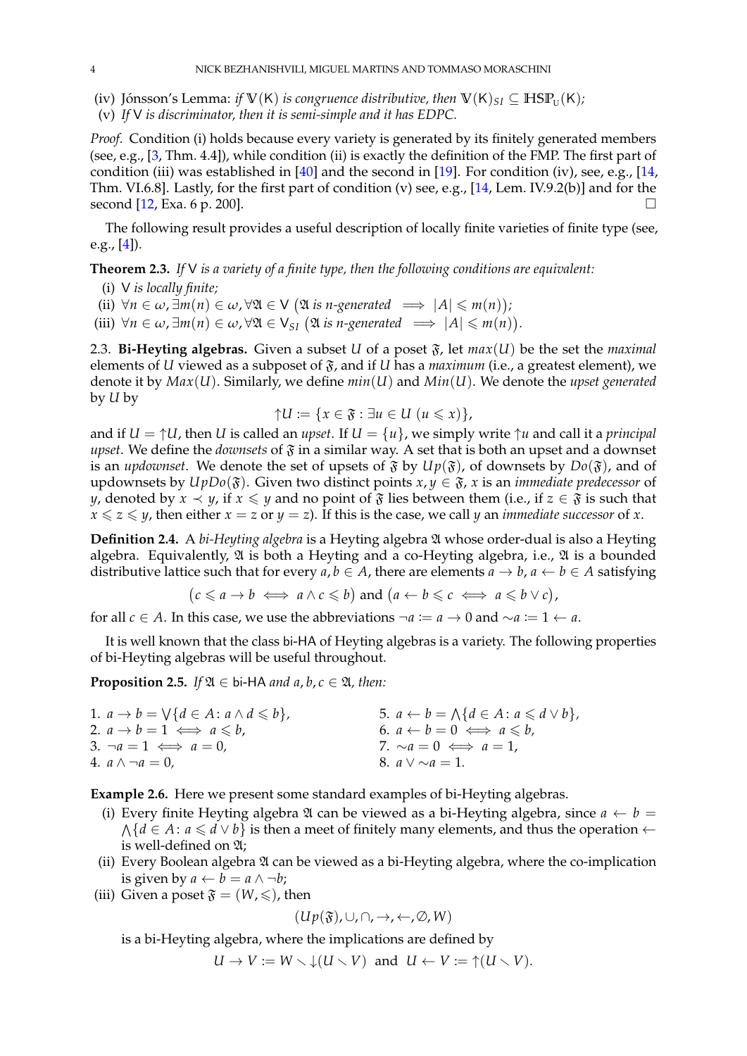(iv) Jónsson's Lemma: *if* $\mathbb{V}(\mathsf{K})$ *is congruence distributive, then* $\mathbb{V}(\mathsf{K})_{SI} \subseteq \mathbb{HSP}_{\mathrm{U}}(\mathsf{K})$*;*

(v) *If* $\mathsf{V}$ *is discriminator, then it is semi-simple and it has EDPC.*

*Proof.* Condition (i) holds because every variety is generated by its finitely generated members (see, e.g., [3, Thm. 4.4]), while condition (ii) is exactly the definition of the FMP. The first part of condition (iii) was established in [40] and the second in [19]. For condition (iv), see, e.g., [14, Thm. VI.6.8]. Lastly, for the first part of condition (v) see, e.g., [14, Lem. IV.9.2(b)] and for the second [12, Exa. 6 p. 200]. □

The following result provides a useful description of locally finite varieties of finite type (see, e.g., [4]).

**Theorem 2.3.** *If* $\mathsf{V}$ *is a variety of a finite type, then the following conditions are equivalent:*

(i) $\mathsf{V}$ *is locally finite;*

(ii) $\forall n \in \omega, \exists m(n) \in \omega, \forall \mathfrak{A} \in \mathsf{V}\ (\mathfrak{A} \text{ is } n\text{-generated} \implies |A| \leqslant m(n))$*;*

(iii) $\forall n \in \omega, \exists m(n) \in \omega, \forall \mathfrak{A} \in \mathsf{V}_{SI}\ (\mathfrak{A} \text{ is } n\text{-generated} \implies |A| \leqslant m(n))$*.*

2.3. **Bi-Heyting algebras.** Given a subset $U$ of a poset $\mathfrak{F}$, let $max(U)$ be the set the *maximal* elements of $U$ viewed as a subposet of $\mathfrak{F}$, and if $U$ has a *maximum* (i.e., a greatest element), we denote it by $Max(U)$. Similarly, we define $min(U)$ and $Min(U)$. We denote the *upset generated* by $U$ by

$$\uparrow U := \{x \in \mathfrak{F} : \exists u \in U\ (u \leqslant x)\},$$

and if $U = \uparrow U$, then $U$ is called an *upset*. If $U = \{u\}$, we simply write $\uparrow u$ and call it a *principal upset*. We define the *downsets* of $\mathfrak{F}$ in a similar way. A set that is both an upset and a downset is an *updownset*. We denote the set of upsets of $\mathfrak{F}$ by $Up(\mathfrak{F})$, of downsets by $Do(\mathfrak{F})$, and of updownsets by $UpDo(\mathfrak{F})$. Given two distinct points $x, y \in \mathfrak{F}$, $x$ is an *immediate predecessor* of $y$, denoted by $x \prec y$, if $x \leqslant y$ and no point of $\mathfrak{F}$ lies between them (i.e., if $z \in \mathfrak{F}$ is such that $x \leqslant z \leqslant y$, then either $x = z$ or $y = z$). If this is the case, we call $y$ an *immediate successor* of $x$.

**Definition 2.4.** A *bi-Heyting algebra* is a Heyting algebra $\mathfrak{A}$ whose order-dual is also a Heyting algebra. Equivalently, $\mathfrak{A}$ is both a Heyting and a co-Heyting algebra, i.e., $\mathfrak{A}$ is a bounded distributive lattice such that for every $a, b \in A$, there are elements $a \to b$, $a \leftarrow b \in A$ satisfying

$$\big(c \leqslant a \to b \iff a \wedge c \leqslant b\big) \text{ and } \big(a \leftarrow b \leqslant c \iff a \leqslant b \vee c\big),$$

for all $c \in A$. In this case, we use the abbreviations $\neg a := a \to 0$ and $\sim a := 1 \leftarrow a$.

It is well known that the class $\mathsf{bi\text{-}HA}$ of Heyting algebras is a variety. The following properties of bi-Heyting algebras will be useful throughout.

**Proposition 2.5.** *If* $\mathfrak{A} \in \mathsf{bi\text{-}HA}$ *and* $a, b, c \in \mathfrak{A}$*, then:*

1. $a \to b = \bigvee\{d \in A : a \wedge d \leqslant b\}$,
2. $a \to b = 1 \iff a \leqslant b$,
3. $\neg a = 1 \iff a = 0$,
4. $a \wedge \neg a = 0$,
5. $a \leftarrow b = \bigwedge\{d \in A : a \leqslant d \vee b\}$,
6. $a \leftarrow b = 0 \iff a \leqslant b$,
7. $\sim a = 0 \iff a = 1$,
8. $a \vee \sim a = 1$.

**Example 2.6.** Here we present some standard examples of bi-Heyting algebras.

(i) Every finite Heyting algebra $\mathfrak{A}$ can be viewed as a bi-Heyting algebra, since $a \leftarrow b = \bigwedge\{d \in A : a \leqslant d \vee b\}$ is then a meet of finitely many elements, and thus the operation $\leftarrow$ is well-defined on $\mathfrak{A}$;

(ii) Every Boolean algebra $\mathfrak{A}$ can be viewed as a bi-Heyting algebra, where the co-implication is given by $a \leftarrow b = a \wedge \neg b$;

(iii) Given a poset $\mathfrak{F} = (W, \leqslant)$, then

$$(Up(\mathfrak{F}), \cup, \cap, \to, \leftarrow, \emptyset, W)$$

is a bi-Heyting algebra, where the implications are defined by

$$U \to V := W \smallsetminus \downarrow(U \smallsetminus V) \ \text{ and } \ U \leftarrow V := \uparrow(U \smallsetminus V).$$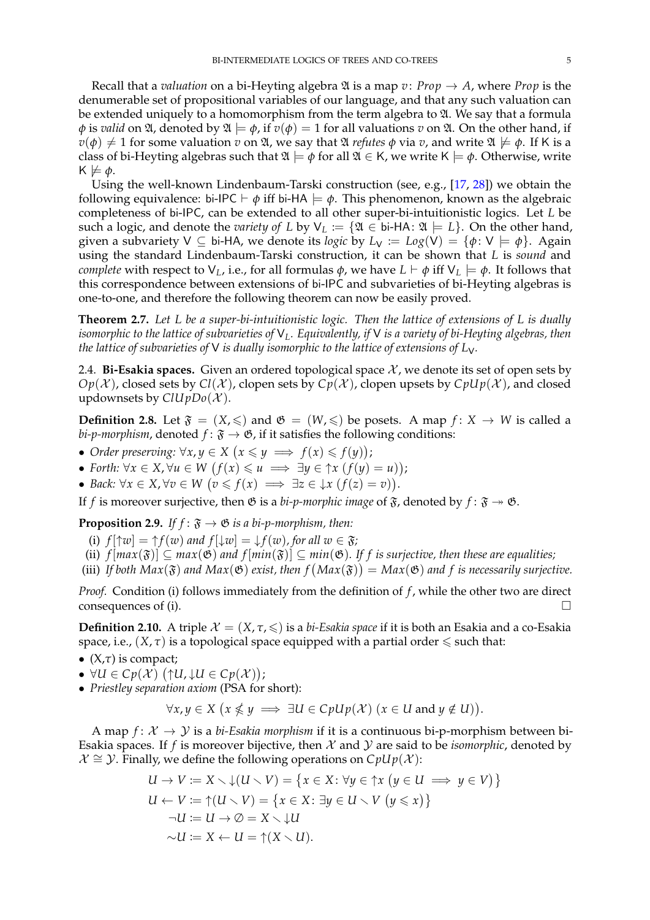Recall that a *valuation* on a bi-Heyting algebra $\mathfrak{A}$ is a map $v\colon Prop \to A$, where $Prop$ is the denumerable set of propositional variables of our language, and that any such valuation can be extended uniquely to a homomorphism from the term algebra to $\mathfrak{A}$. We say that a formula $\phi$ is *valid* on $\mathfrak{A}$, denoted by $\mathfrak{A} \models \phi$, if $v(\phi) = 1$ for all valuations $v$ on $\mathfrak{A}$. On the other hand, if $v(\phi) \neq 1$ for some valuation $v$ on $\mathfrak{A}$, we say that $\mathfrak{A}$ *refutes* $\phi$ via $v$, and write $\mathfrak{A} \not\models \phi$. If $\mathsf{K}$ is a class of bi-Heyting algebras such that $\mathfrak{A} \models \phi$ for all $\mathfrak{A} \in \mathsf{K}$, we write $\mathsf{K} \models \phi$. Otherwise, write $\mathsf{K} \not\models \phi$.

Using the well-known Lindenbaum-Tarski construction (see, e.g., [17, 28]) we obtain the following equivalence: $\mathsf{bi\text{-}IPC} \vdash \phi$ iff $\mathsf{bi\text{-}HA} \models \phi$. This phenomenon, known as the algebraic completeness of $\mathsf{bi\text{-}IPC}$, can be extended to all other super-bi-intuitionistic logics. Let $L$ be such a logic, and denote the *variety of* $L$ by $\mathsf{V}_L := \{\mathfrak{A} \in \mathsf{bi\text{-}HA} \colon \mathfrak{A} \models L\}$. On the other hand, given a subvariety $\mathsf{V} \subseteq \mathsf{bi\text{-}HA}$, we denote its *logic* by $L_\mathsf{V} := Log(\mathsf{V}) = \{\phi \colon \mathsf{V} \models \phi\}$. Again using the standard Lindenbaum-Tarski construction, it can be shown that $L$ is *sound* and *complete* with respect to $\mathsf{V}_L$, i.e., for all formulas $\phi$, we have $L \vdash \phi$ iff $\mathsf{V}_L \models \phi$. It follows that this correspondence between extensions of $\mathsf{bi\text{-}IPC}$ and subvarieties of bi-Heyting algebras is one-to-one, and therefore the following theorem can now be easily proved.

**Theorem 2.7.** *Let $L$ be a super-bi-intuitionistic logic. Then the lattice of extensions of $L$ is dually isomorphic to the lattice of subvarieties of $\mathsf{V}_L$. Equivalently, if $\mathsf{V}$ is a variety of bi-Heyting algebras, then the lattice of subvarieties of $\mathsf{V}$ is dually isomorphic to the lattice of extensions of $L_\mathsf{V}$.*

2.4. **Bi-Esakia spaces.** Given an ordered topological space $\mathcal{X}$, we denote its set of open sets by $Op(\mathcal{X})$, closed sets by $Cl(\mathcal{X})$, clopen sets by $Cp(\mathcal{X})$, clopen upsets by $CpUp(\mathcal{X})$, and closed updownsets by $ClUpDo(\mathcal{X})$.

**Definition 2.8.** Let $\mathfrak{F} = (X, \leqslant)$ and $\mathfrak{G} = (W, \leqslant)$ be posets. A map $f\colon X \to W$ is called a *bi-p-morphism*, denoted $f\colon \mathfrak{F} \to \mathfrak{G}$, if it satisfies the following conditions:

- *Order preserving:* $\forall x, y \in X \ (x \leqslant y \implies f(x) \leqslant f(y))$;
- *Forth:* $\forall x \in X, \forall u \in W \ (f(x) \leqslant u \implies \exists y \in {\uparrow} x \ (f(y) = u))$;
- *Back:* $\forall x \in X, \forall v \in W \ (v \leqslant f(x) \implies \exists z \in {\downarrow} x \ (f(z) = v))$.

If $f$ is moreover surjective, then $\mathfrak{G}$ is a *bi-p-morphic image* of $\mathfrak{F}$, denoted by $f\colon \mathfrak{F} \twoheadrightarrow \mathfrak{G}$.

**Proposition 2.9.** *If $f\colon \mathfrak{F} \to \mathfrak{G}$ is a bi-p-morphism, then:*

(i) *$f[{\uparrow} w] = {\uparrow} f(w)$ and $f[{\downarrow} w] = {\downarrow} f(w)$, for all $w \in \mathfrak{F}$;*
(ii) *$f[max(\mathfrak{F})] \subseteq max(\mathfrak{G})$ and $f[min(\mathfrak{F})] \subseteq min(\mathfrak{G})$. If $f$ is surjective, then these are equalities;*
(iii) *If both $Max(\mathfrak{F})$ and $Max(\mathfrak{G})$ exist, then $f\big(Max(\mathfrak{F})\big) = Max(\mathfrak{G})$ and $f$ is necessarily surjective.*

*Proof.* Condition (i) follows immediately from the definition of $f$, while the other two are direct consequences of (i). $\square$

**Definition 2.10.** A triple $\mathcal{X} = (X, \tau, \leqslant)$ is a *bi-Esakia space* if it is both an Esakia and a co-Esakia space, i.e., $(X, \tau)$ is a topological space equipped with a partial order $\leqslant$ such that:

- $(X,\tau)$ is compact;
- $\forall U \in Cp(\mathcal{X}) \ ({\uparrow} U, {\downarrow} U \in Cp(\mathcal{X}))$;
- *Priestley separation axiom* (PSA for short):

$$\forall x, y \in X \ \big(x \nleqslant y \implies \exists U \in CpUp(\mathcal{X}) \ (x \in U \text{ and } y \notin U)\big).$$

A map $f\colon \mathcal{X} \to \mathcal{Y}$ is a *bi-Esakia morphism* if it is a continuous bi-p-morphism between bi-Esakia spaces. If $f$ is moreover bijective, then $\mathcal{X}$ and $\mathcal{Y}$ are said to be *isomorphic*, denoted by $\mathcal{X} \cong \mathcal{Y}$. Finally, we define the following operations on $CpUp(\mathcal{X})$:

$$\begin{aligned}
U \to V &:= X \smallsetminus {\downarrow}(U \smallsetminus V) = \big\{x \in X \colon \forall y \in {\uparrow} x \ (y \in U \implies y \in V)\big\} \\
U \leftarrow V &:= {\uparrow}(U \smallsetminus V) = \big\{x \in X \colon \exists y \in U \smallsetminus V \ (y \leqslant x)\big\} \\
\neg U &:= U \to \varnothing = X \smallsetminus {\downarrow} U \\
{\sim} U &:= X \leftarrow U = {\uparrow}(X \smallsetminus U).
\end{aligned}$$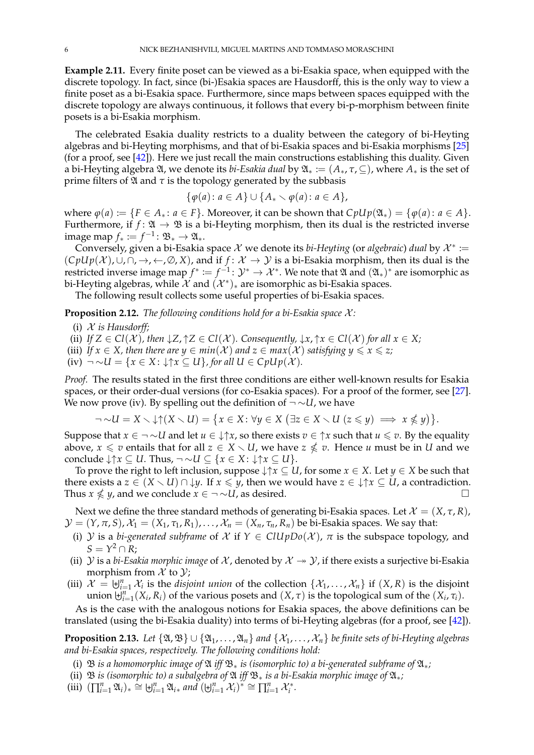**Example 2.11.** Every finite poset can be viewed as a bi-Esakia space, when equipped with the discrete topology. In fact, since (bi-)Esakia spaces are Hausdorff, this is the only way to view a finite poset as a bi-Esakia space. Furthermore, since maps between spaces equipped with the discrete topology are always continuous, it follows that every bi-p-morphism between finite posets is a bi-Esakia morphism.

The celebrated Esakia duality restricts to a duality between the category of bi-Heyting algebras and bi-Heyting morphisms, and that of bi-Esakia spaces and bi-Esakia morphisms [25] (for a proof, see [42]). Here we just recall the main constructions establishing this duality. Given a bi-Heyting algebra $\mathfrak{A}$, we denote its *bi-Esakia dual* by $\mathfrak{A}_* := (A_*, \tau, \subseteq)$, where $A_*$ is the set of prime filters of $\mathfrak{A}$ and $\tau$ is the topology generated by the subbasis

$$\{\varphi(a) \colon a \in A\} \cup \{A_* \smallsetminus \varphi(a) \colon a \in A\},$$

where $\varphi(a) := \{F \in A_* \colon a \in F\}$. Moreover, it can be shown that $CpUp(\mathfrak{A}_*) = \{\varphi(a) \colon a \in A\}$. Furthermore, if $f \colon \mathfrak{A} \to \mathfrak{B}$ is a bi-Heyting morphism, then its dual is the restricted inverse image map $f_* := f^{-1} \colon \mathfrak{B}_* \to \mathfrak{A}_*$.

Conversely, given a bi-Esakia space $\mathcal{X}$ we denote its *bi-Heyting* (or *algebraic*) *dual* by $\mathcal{X}^* := (CpUp(\mathcal{X}), \cup, \cap, \to, \leftarrow, \emptyset, X)$, and if $f \colon \mathcal{X} \to \mathcal{Y}$ is a bi-Esakia morphism, then its dual is the restricted inverse image map $f^* := f^{-1} \colon \mathcal{Y}^* \to \mathcal{X}^*$. We note that $\mathfrak{A}$ and $(\mathfrak{A}_*)^*$ are isomorphic as bi-Heyting algebras, while $\mathcal{X}$ and $(\mathcal{X}^*)_*$ are isomorphic as bi-Esakia spaces.

The following result collects some useful properties of bi-Esakia spaces.

**Proposition 2.12.** *The following conditions hold for a bi-Esakia space $\mathcal{X}$:*

(i) *$\mathcal{X}$ is Hausdorff;*
(ii) *If $Z \in Cl(\mathcal{X})$, then $\downarrow Z, \uparrow Z \in Cl(\mathcal{X})$. Consequently, $\downarrow x, \uparrow x \in Cl(\mathcal{X})$ for all $x \in X$;*
(iii) *If $x \in X$, then there are $y \in min(\mathcal{X})$ and $z \in max(\mathcal{X})$ satisfying $y \leqslant x \leqslant z$;*
(iv) *$\neg \sim U = \{x \in X \colon \downarrow\uparrow x \subseteq U\}$, for all $U \in CpUp(\mathcal{X})$.*

*Proof.* The results stated in the first three conditions are either well-known results for Esakia spaces, or their order-dual versions (for co-Esakia spaces). For a proof of the former, see [27]. We now prove (iv). By spelling out the definition of $\neg \sim U$, we have

$$\neg \sim U = X \smallsetminus \downarrow\uparrow(X \smallsetminus U) = \{x \in X \colon \forall y \in X\ (\exists z \in X \smallsetminus U\ (z \leqslant y) \implies x \nleqslant y)\}.$$

Suppose that $x \in \neg \sim U$ and let $u \in \downarrow\uparrow x$, so there exists $v \in \uparrow x$ such that $u \leqslant v$. By the equality above, $x \leqslant v$ entails that for all $z \in X \smallsetminus U$, we have $z \nleqslant v$. Hence $u$ must be in $U$ and we conclude $\downarrow\uparrow x \subseteq U$. Thus, $\neg \sim U \subseteq \{x \in X \colon \downarrow\uparrow x \subseteq U\}$.

To prove the right to left inclusion, suppose $\downarrow\uparrow x \subseteq U$, for some $x \in X$. Let $y \in X$ be such that there exists a $z \in (X \smallsetminus U) \cap \downarrow y$. If $x \leqslant y$, then we would have $z \in \downarrow\uparrow x \subseteq U$, a contradiction. Thus $x \nleqslant y$, and we conclude $x \in \neg \sim U$, as desired. $\square$

Next we define the three standard methods of generating bi-Esakia spaces. Let $\mathcal{X} = (X, \tau, R)$, $\mathcal{Y} = (Y, \pi, S)$, $\mathcal{X}_1 = (X_1, \tau_1, R_1), \dots, \mathcal{X}_n = (X_n, \tau_n, R_n)$ be bi-Esakia spaces. We say that:

(i) $\mathcal{Y}$ is a *bi-generated subframe* of $\mathcal{X}$ if $Y \in ClUpDo(\mathcal{X})$, $\pi$ is the subspace topology, and $S = Y^2 \cap R$;
(ii) $\mathcal{Y}$ is a *bi-Esakia morphic image* of $\mathcal{X}$, denoted by $\mathcal{X} \twoheadrightarrow \mathcal{Y}$, if there exists a surjective bi-Esakia morphism from $\mathcal{X}$ to $\mathcal{Y}$;
(iii) $\mathcal{X} = \biguplus_{i=1}^{n} \mathcal{X}_i$ is the *disjoint union* of the collection $\{\mathcal{X}_1, \dots, \mathcal{X}_n\}$ if $(X, R)$ is the disjoint union $\biguplus_{i=1}^{n}(X_i, R_i)$ of the various posets and $(X, \tau)$ is the topological sum of the $(X_i, \tau_i)$.

As is the case with the analogous notions for Esakia spaces, the above definitions can be translated (using the bi-Esakia duality) into terms of bi-Heyting algebras (for a proof, see [42]).

**Proposition 2.13.** *Let $\{\mathfrak{A}, \mathfrak{B}\} \cup \{\mathfrak{A}_1, \dots, \mathfrak{A}_n\}$ and $\{\mathcal{X}_1, \dots, \mathcal{X}_n\}$ be finite sets of bi-Heyting algebras and bi-Esakia spaces, respectively. The following conditions hold:*

(i) *$\mathfrak{B}$ is a homomorphic image of $\mathfrak{A}$ iff $\mathfrak{B}_*$ is (isomorphic to) a bi-generated subframe of $\mathfrak{A}_*$;*
(ii) *$\mathfrak{B}$ is (isomorphic to) a subalgebra of $\mathfrak{A}$ iff $\mathfrak{B}_*$ is a bi-Esakia morphic image of $\mathfrak{A}_*$;*
(iii) *$(\prod_{i=1}^{n} \mathfrak{A}_i)_* \cong \biguplus_{i=1}^{n} \mathfrak{A}_{i*}$ and $(\biguplus_{i=1}^{n} \mathcal{X}_i)^* \cong \prod_{i=1}^{n} \mathcal{X}_i^*$.*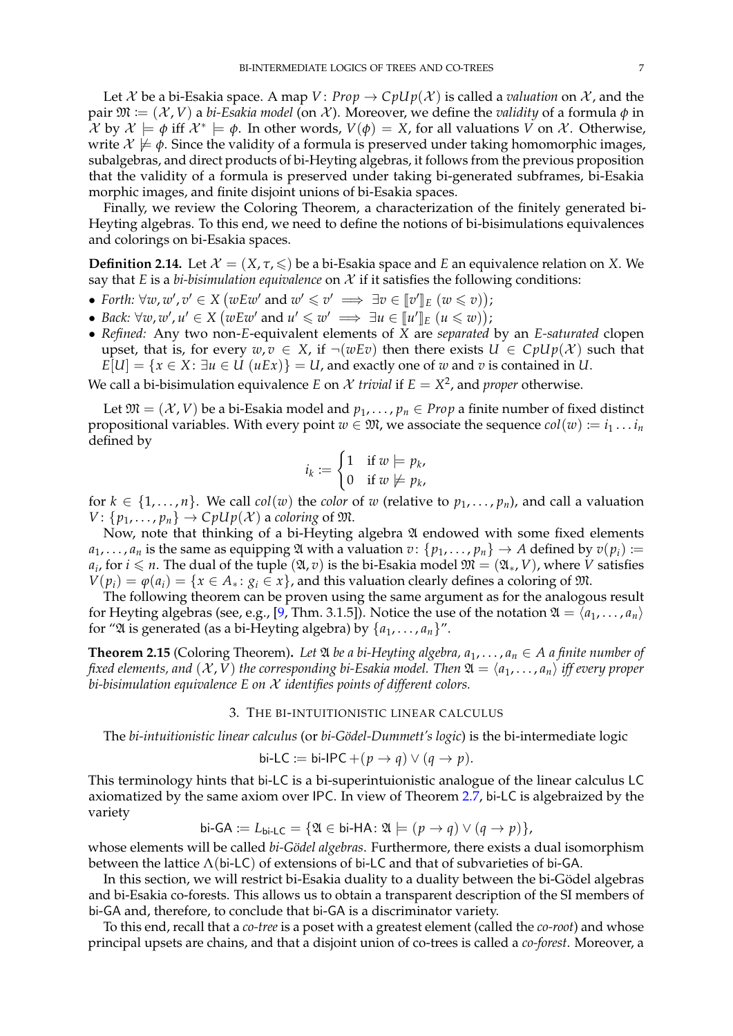Let $\mathcal{X}$ be a bi-Esakia space. A map $V\colon Prop \to CpUp(\mathcal{X})$ is called a *valuation* on $\mathcal{X}$, and the pair $\mathfrak{M} := (\mathcal{X}, V)$ a *bi-Esakia model* (on $\mathcal{X}$). Moreover, we define the *validity* of a formula $\phi$ in $\mathcal{X}$ by $\mathcal{X} \models \phi$ iff $\mathcal{X}^* \models \phi$. In other words, $V(\phi) = X$, for all valuations $V$ on $\mathcal{X}$. Otherwise, write $\mathcal{X} \not\models \phi$. Since the validity of a formula is preserved under taking homomorphic images, subalgebras, and direct products of bi-Heyting algebras, it follows from the previous proposition that the validity of a formula is preserved under taking bi-generated subframes, bi-Esakia morphic images, and finite disjoint unions of bi-Esakia spaces.

Finally, we review the Coloring Theorem, a characterization of the finitely generated bi-Heyting algebras. To this end, we need to define the notions of bi-bisimulations equivalences and colorings on bi-Esakia spaces.

**Definition 2.14.** Let $\mathcal{X} = (X, \tau, \leqslant)$ be a bi-Esakia space and $E$ an equivalence relation on $X$. We say that $E$ is a *bi-bisimulation equivalence* on $\mathcal{X}$ if it satisfies the following conditions:

- *Forth:* $\forall w, w', v' \in X \; (wEw' \text{ and } w' \leqslant v' \implies \exists v \in [\![v']\!]_E \; (w \leqslant v))$;
- *Back:* $\forall w, w', u' \in X \; (wEw' \text{ and } u' \leqslant w' \implies \exists u \in [\![u']\!]_E \; (u \leqslant w))$;
- *Refined:* Any two non-$E$-equivalent elements of $X$ are *separated* by an *$E$-saturated* clopen upset, that is, for every $w, v \in X$, if $\neg(wEv)$ then there exists $U \in CpUp(\mathcal{X})$ such that $E[U] = \{x \in X \colon \exists u \in U \; (uEx)\} = U$, and exactly one of $w$ and $v$ is contained in $U$.

We call a bi-bisimulation equivalence $E$ on $\mathcal{X}$ *trivial* if $E = X^2$, and *proper* otherwise.

Let $\mathfrak{M} = (\mathcal{X}, V)$ be a bi-Esakia model and $p_1, \dots, p_n \in Prop$ a finite number of fixed distinct propositional variables. With every point $w \in \mathfrak{M}$, we associate the sequence $col(w) := i_1 \dots i_n$ defined by

$$i_k := \begin{cases} 1 & \text{if } w \models p_k, \\ 0 & \text{if } w \not\models p_k, \end{cases}$$

for $k \in \{1, \dots, n\}$. We call $col(w)$ the *color* of $w$ (relative to $p_1, \dots, p_n$), and call a valuation $V\colon \{p_1, \dots, p_n\} \to CpUp(\mathcal{X})$ a *coloring* of $\mathfrak{M}$.

Now, note that thinking of a bi-Heyting algebra $\mathfrak{A}$ endowed with some fixed elements $a_1, \dots, a_n$ is the same as equipping $\mathfrak{A}$ with a valuation $v\colon \{p_1, \dots, p_n\} \to A$ defined by $v(p_i) := a_i$, for $i \leqslant n$. The dual of the tuple $(\mathfrak{A}, v)$ is the bi-Esakia model $\mathfrak{M} = (\mathfrak{A}_*, V)$, where $V$ satisfies $V(p_i) = \varphi(a_i) = \{x \in A_* \colon g_i \in x\}$, and this valuation clearly defines a coloring of $\mathfrak{M}$.

The following theorem can be proven using the same argument as for the analogous result for Heyting algebras (see, e.g., [9, Thm. 3.1.5]). Notice the use of the notation $\mathfrak{A} = \langle a_1, \dots, a_n \rangle$ for "$\mathfrak{A}$ is generated (as a bi-Heyting algebra) by $\{a_1, \dots, a_n\}$".

**Theorem 2.15** (Coloring Theorem)**.** *Let $\mathfrak{A}$ be a bi-Heyting algebra, $a_1, \dots, a_n \in A$ a finite number of fixed elements, and $(\mathcal{X}, V)$ the corresponding bi-Esakia model. Then $\mathfrak{A} = \langle a_1, \dots, a_n \rangle$ iff every proper bi-bisimulation equivalence $E$ on $\mathcal{X}$ identifies points of different colors.*

## 3. The bi-intuitionistic linear calculus

The *bi-intuitionistic linear calculus* (or *bi-Gödel-Dummett's logic*) is the bi-intermediate logic

$$\mathsf{bi\text{-}LC} := \mathsf{bi\text{-}IPC} + (p \to q) \vee (q \to p).$$

This terminology hints that bi-LC is a bi-superintuionistic analogue of the linear calculus LC axiomatized by the same axiom over IPC. In view of Theorem 2.7, bi-LC is algebraized by the variety

$$\mathsf{bi\text{-}GA} := L_{\mathsf{bi\text{-}LC}} = \{\mathfrak{A} \in \mathsf{bi\text{-}HA} \colon \mathfrak{A} \models (p \to q) \vee (q \to p)\},$$

whose elements will be called *bi-Gödel algebras*. Furthermore, there exists a dual isomorphism between the lattice $\Lambda(\mathsf{bi\text{-}LC})$ of extensions of bi-LC and that of subvarieties of bi-GA.

In this section, we will restrict bi-Esakia duality to a duality between the bi-Gödel algebras and bi-Esakia co-forests. This allows us to obtain a transparent description of the SI members of bi-GA and, therefore, to conclude that bi-GA is a discriminator variety.

To this end, recall that a *co-tree* is a poset with a greatest element (called the *co-root*) and whose principal upsets are chains, and that a disjoint union of co-trees is called a *co-forest*. Moreover, a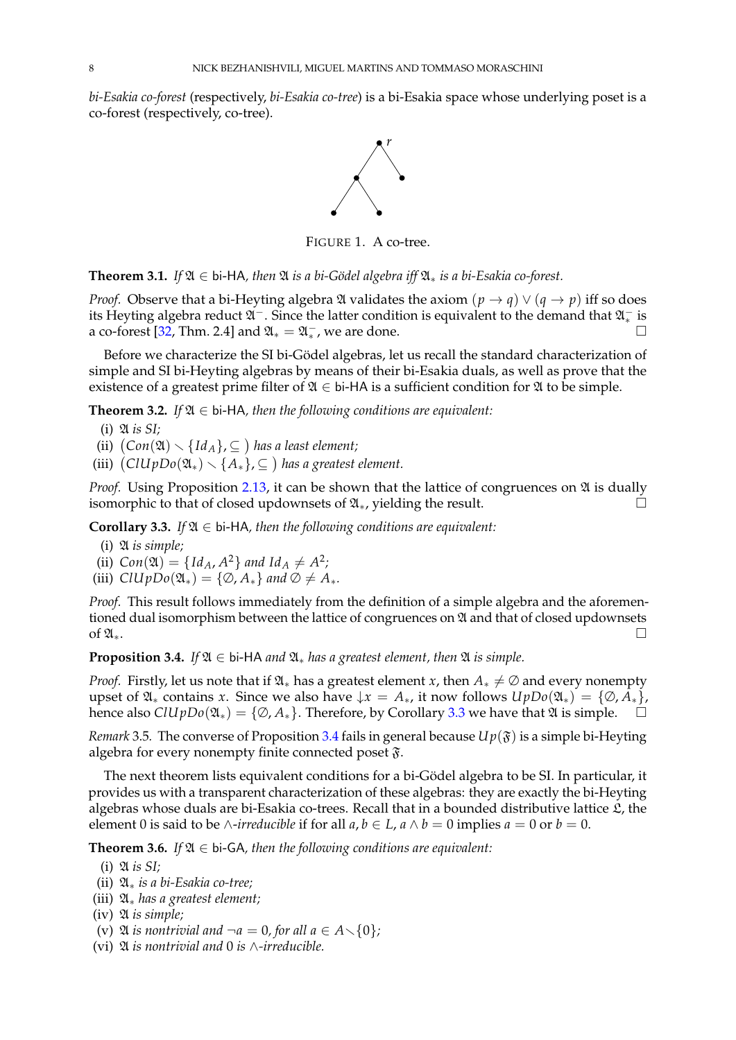*bi-Esakia co-forest* (respectively, *bi-Esakia co-tree*) is a bi-Esakia space whose underlying poset is a co-forest (respectively, co-tree).

FIGURE 1. A co-tree.

**Theorem 3.1.** *If $\mathfrak{A} \in$ bi-HA, then $\mathfrak{A}$ is a bi-Gödel algebra iff $\mathfrak{A}_*$ is a bi-Esakia co-forest.*

*Proof.* Observe that a bi-Heyting algebra $\mathfrak{A}$ validates the axiom $(p \to q) \vee (q \to p)$ iff so does its Heyting algebra reduct $\mathfrak{A}^-$. Since the latter condition is equivalent to the demand that $\mathfrak{A}^-_*$ is a co-forest [32, Thm. 2.4] and $\mathfrak{A}_* = \mathfrak{A}^-_*$, we are done. □

Before we characterize the SI bi-Gödel algebras, let us recall the standard characterization of simple and SI bi-Heyting algebras by means of their bi-Esakia duals, as well as prove that the existence of a greatest prime filter of $\mathfrak{A} \in$ bi-HA is a sufficient condition for $\mathfrak{A}$ to be simple.

**Theorem 3.2.** *If $\mathfrak{A} \in$ bi-HA, then the following conditions are equivalent:*

(i) *$\mathfrak{A}$ is SI;*
(ii) *$\big(Con(\mathfrak{A}) \smallsetminus \{Id_A\}, \subseteq\big)$ has a least element;*
(iii) *$\big(ClUpDo(\mathfrak{A}_*) \smallsetminus \{A_*\}, \subseteq\big)$ has a greatest element.*

*Proof.* Using Proposition 2.13, it can be shown that the lattice of congruences on $\mathfrak{A}$ is dually isomorphic to that of closed updownsets of $\mathfrak{A}_*$, yielding the result. □

**Corollary 3.3.** *If $\mathfrak{A} \in$ bi-HA, then the following conditions are equivalent:*

(i) *$\mathfrak{A}$ is simple;*
(ii) *$Con(\mathfrak{A}) = \{Id_A, A^2\}$ and $Id_A \neq A^2$;*
(iii) *$ClUpDo(\mathfrak{A}_*) = \{\emptyset, A_*\}$ and $\emptyset \neq A_*$.*

*Proof.* This result follows immediately from the definition of a simple algebra and the aforementioned dual isomorphism between the lattice of congruences on $\mathfrak{A}$ and that of closed updownsets of $\mathfrak{A}_*$. □

**Proposition 3.4.** *If $\mathfrak{A} \in$ bi-HA and $\mathfrak{A}_*$ has a greatest element, then $\mathfrak{A}$ is simple.*

*Proof.* Firstly, let us note that if $\mathfrak{A}_*$ has a greatest element $x$, then $A_* \neq \emptyset$ and every nonempty upset of $\mathfrak{A}_*$ contains $x$. Since we also have ${\downarrow}x = A_*$, it now follows $UpDo(\mathfrak{A}_*) = \{\emptyset, A_*\}$, hence also $ClUpDo(\mathfrak{A}_*) = \{\emptyset, A_*\}$. Therefore, by Corollary 3.3 we have that $\mathfrak{A}$ is simple. □

*Remark* 3.5. The converse of Proposition 3.4 fails in general because $Up(\mathfrak{F})$ is a simple bi-Heyting algebra for every nonempty finite connected poset $\mathfrak{F}$.

The next theorem lists equivalent conditions for a bi-Gödel algebra to be SI. In particular, it provides us with a transparent characterization of these algebras: they are exactly the bi-Heyting algebras whose duals are bi-Esakia co-trees. Recall that in a bounded distributive lattice $\mathfrak{L}$, the element 0 is said to be *$\wedge$-irreducible* if for all $a, b \in L$, $a \wedge b = 0$ implies $a = 0$ or $b = 0$.

**Theorem 3.6.** *If $\mathfrak{A} \in$ bi-GA, then the following conditions are equivalent:*

(i) *$\mathfrak{A}$ is SI;*
(ii) *$\mathfrak{A}_*$ is a bi-Esakia co-tree;*
(iii) *$\mathfrak{A}_*$ has a greatest element;*
(iv) *$\mathfrak{A}$ is simple;*
(v) *$\mathfrak{A}$ is nontrivial and $\neg a = 0$, for all $a \in A \smallsetminus \{0\}$;*
(vi) *$\mathfrak{A}$ is nontrivial and 0 is $\wedge$-irreducible.*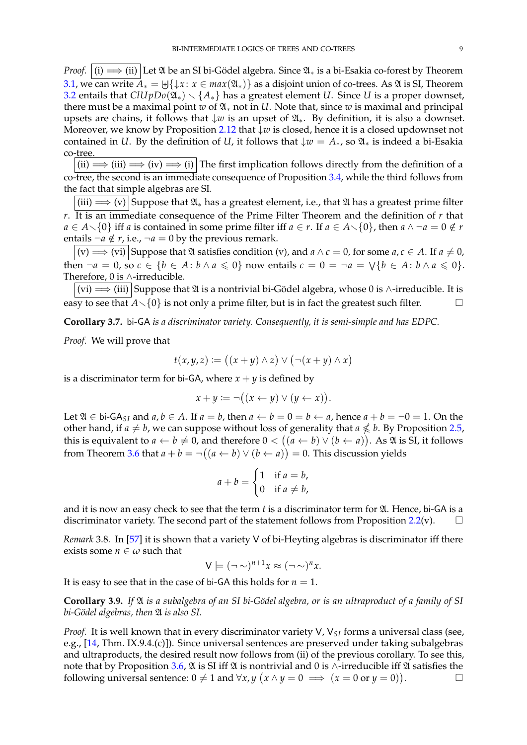*Proof.* (i) $\Longrightarrow$ (ii) Let $\mathfrak{A}$ be an SI bi-Gödel algebra. Since $\mathfrak{A}_*$ is a bi-Esakia co-forest by Theorem 3.1, we can write $A_* = \biguplus\{{\downarrow}x \colon x \in max(\mathfrak{A}_*)\}$ as a disjoint union of co-trees. As $\mathfrak{A}$ is SI, Theorem 3.2 entails that $ClUpDo(\mathfrak{A}_*) \smallsetminus \{A_*\}$ has a greatest element $U$. Since $U$ is a proper downset, there must be a maximal point $w$ of $\mathfrak{A}_*$ not in $U$. Note that, since $w$ is maximal and principal upsets are chains, it follows that ${\downarrow}w$ is an upset of $\mathfrak{A}_*$. By definition, it is also a downset. Moreover, we know by Proposition 2.12 that ${\downarrow}w$ is closed, hence it is a closed updownset not contained in $U$. By the definition of $U$, it follows that ${\downarrow}w = A_*$, so $\mathfrak{A}_*$ is indeed a bi-Esakia co-tree.

(ii) $\Longrightarrow$ (iii) $\Longrightarrow$ (iv) $\Longrightarrow$ (i) The first implication follows directly from the definition of a co-tree, the second is an immediate consequence of Proposition 3.4, while the third follows from the fact that simple algebras are SI.

(iii) $\Longrightarrow$ (v) Suppose that $\mathfrak{A}_*$ has a greatest element, i.e., that $\mathfrak{A}$ has a greatest prime filter $r$. It is an immediate consequence of the Prime Filter Theorem and the definition of $r$ that $a \in A \smallsetminus \{0\}$ iff $a$ is contained in some prime filter iff $a \in r$. If $a \in A \smallsetminus \{0\}$, then $a \wedge \neg a = 0 \notin r$ entails $\neg a \notin r$, i.e., $\neg a = 0$ by the previous remark.

(v) $\Longrightarrow$ (vi) Suppose that $\mathfrak{A}$ satisfies condition (v), and $a \wedge c = 0$, for some $a, c \in A$. If $a \neq 0$, then $\neg a = 0$, so $c \in \{b \in A \colon b \wedge a \leqslant 0\}$ now entails $c = 0 = \neg a = \bigvee\{b \in A \colon b \wedge a \leqslant 0\}$. Therefore, 0 is $\wedge$-irreducible.

(vi) $\Longrightarrow$ (iii) Suppose that $\mathfrak{A}$ is a nontrivial bi-Gödel algebra, whose 0 is $\wedge$-irreducible. It is easy to see that $A \smallsetminus \{0\}$ is not only a prime filter, but is in fact the greatest such filter. □

**Corollary 3.7.** *bi-GA is a discriminator variety. Consequently, it is semi-simple and has EDPC.*

*Proof.* We will prove that

$$t(x, y, z) := \big((x + y) \wedge z\big) \vee \big(\neg(x + y) \wedge x\big)$$

is a discriminator term for bi-GA, where $x + y$ is defined by

$$x + y := \neg\big((x \leftarrow y) \vee (y \leftarrow x)\big).$$

Let $\mathfrak{A} \in \text{bi-GA}_{SI}$ and $a, b \in A$. If $a = b$, then $a \leftarrow b = 0 = b \leftarrow a$, hence $a + b = \neg 0 = 1$. On the other hand, if $a \neq b$, we can suppose without loss of generality that $a \nleqslant b$. By Proposition 2.5, this is equivalent to $a \leftarrow b \neq 0$, and therefore $0 < \big((a \leftarrow b) \vee (b \leftarrow a)\big)$. As $\mathfrak{A}$ is SI, it follows from Theorem 3.6 that $a + b = \neg\big((a \leftarrow b) \vee (b \leftarrow a)\big) = 0$. This discussion yields

$$a + b = \begin{cases} 1 & \text{if } a = b, \\ 0 & \text{if } a \neq b, \end{cases}$$

and it is now an easy check to see that the term $t$ is a discriminator term for $\mathfrak{A}$. Hence, bi-GA is a discriminator variety. The second part of the statement follows from Proposition 2.2(v). □

*Remark* 3.8. In [57] it is shown that a variety V of bi-Heyting algebras is discriminator iff there exists some $n \in \omega$ such that

$$\mathsf{V} \models (\neg \sim)^{n+1} x \approx (\neg \sim)^n x.$$

It is easy to see that in the case of bi-GA this holds for $n = 1$.

**Corollary 3.9.** *If $\mathfrak{A}$ is a subalgebra of an SI bi-Gödel algebra, or is an ultraproduct of a family of SI bi-Gödel algebras, then $\mathfrak{A}$ is also SI.*

*Proof.* It is well known that in every discriminator variety V, $\mathsf{V}_{SI}$ forms a universal class (see, e.g., [14, Thm. IX.9.4.(c)]). Since universal sentences are preserved under taking subalgebras and ultraproducts, the desired result now follows from (ii) of the previous corollary. To see this, note that by Proposition 3.6, $\mathfrak{A}$ is SI iff $\mathfrak{A}$ is nontrivial and 0 is $\wedge$-irreducible iff $\mathfrak{A}$ satisfies the following universal sentence: $0 \neq 1$ and $\forall x, y \; \big(x \wedge y = 0 \implies (x = 0 \text{ or } y = 0)\big)$. □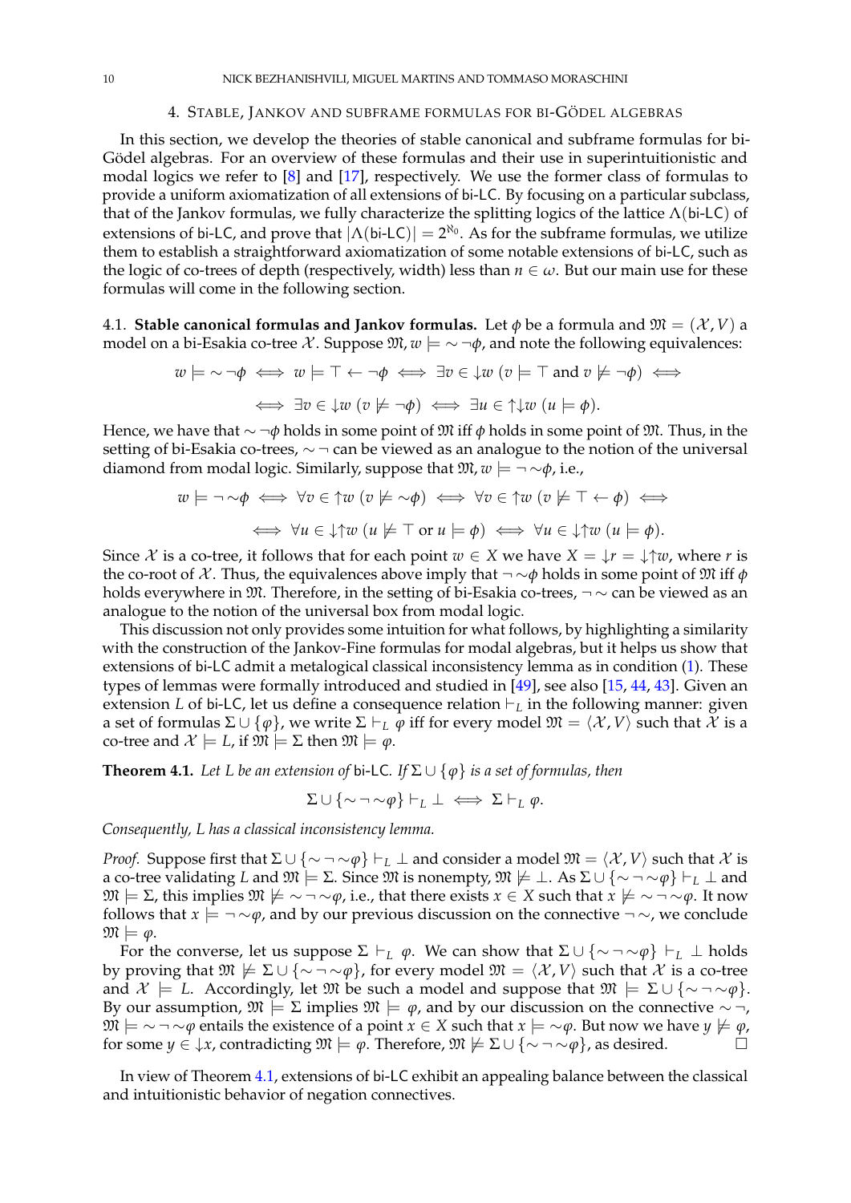## 4. Stable, Jankov and subframe formulas for bi-Gödel algebras

In this section, we develop the theories of stable canonical and subframe formulas for bi-Gödel algebras. For an overview of these formulas and their use in superintuitionistic and modal logics we refer to [8] and [17], respectively. We use the former class of formulas to provide a uniform axiomatization of all extensions of bi-LC. By focusing on a particular subclass, that of the Jankov formulas, we fully characterize the splitting logics of the lattice $\Lambda(\text{bi-LC})$ of extensions of bi-LC, and prove that $|\Lambda(\text{bi-LC})| = 2^{\aleph_0}$. As for the subframe formulas, we utilize them to establish a straightforward axiomatization of some notable extensions of bi-LC, such as the logic of co-trees of depth (respectively, width) less than $n \in \omega$. But our main use for these formulas will come in the following section.

### 4.1. Stable canonical formulas and Jankov formulas.

Let $\phi$ be a formula and $\mathfrak{M} = (\mathcal{X}, V)$ a model on a bi-Esakia co-tree $\mathcal{X}$. Suppose $\mathfrak{M}, w \models {\sim}\neg\phi$, and note the following equivalences:

$$w \models {\sim}\neg\phi \iff w \models \top \leftarrow \neg\phi \iff \exists v \in {\downarrow}w\ (v \models \top \text{ and } v \not\models \neg\phi) \iff$$

$$\iff \exists v \in {\downarrow}w\ (v \not\models \neg\phi) \iff \exists u \in {\uparrow}{\downarrow}w\ (u \models \phi).$$

Hence, we have that ${\sim}\neg\phi$ holds in some point of $\mathfrak{M}$ iff $\phi$ holds in some point of $\mathfrak{M}$. Thus, in the setting of bi-Esakia co-trees, ${\sim}\neg$ can be viewed as an analogue to the notion of the universal diamond from modal logic. Similarly, suppose that $\mathfrak{M}, w \models \neg{\sim}\phi$, i.e.,

$$w \models \neg{\sim}\phi \iff \forall v \in {\uparrow}w\ (v \not\models {\sim}\phi) \iff \forall v \in {\uparrow}w\ (v \not\models \top \leftarrow \phi) \iff$$

$$\iff \forall u \in {\downarrow}{\uparrow}w\ (u \not\models \top \text{ or } u \models \phi) \iff \forall u \in {\downarrow}{\uparrow}w\ (u \models \phi).$$

Since $\mathcal{X}$ is a co-tree, it follows that for each point $w \in X$ we have $X = {\downarrow}r = {\downarrow}{\uparrow}w$, where $r$ is the co-root of $\mathcal{X}$. Thus, the equivalences above imply that $\neg{\sim}\phi$ holds in some point of $\mathfrak{M}$ iff $\phi$ holds everywhere in $\mathfrak{M}$. Therefore, in the setting of bi-Esakia co-trees, $\neg{\sim}$ can be viewed as an analogue to the notion of the universal box from modal logic.

This discussion not only provides some intuition for what follows, by highlighting a similarity with the construction of the Jankov-Fine formulas for modal algebras, but it helps us show that extensions of bi-LC admit a metalogical classical inconsistency lemma as in condition (1). These types of lemmas were formally introduced and studied in [49], see also [15, 44, 43]. Given an extension $L$ of bi-LC, let us define a consequence relation $\vdash_L$ in the following manner: given a set of formulas $\Sigma \cup \{\varphi\}$, we write $\Sigma \vdash_L \varphi$ iff for every model $\mathfrak{M} = \langle \mathcal{X}, V \rangle$ such that $\mathcal{X}$ is a co-tree and $\mathcal{X} \models L$, if $\mathfrak{M} \models \Sigma$ then $\mathfrak{M} \models \varphi$.

**Theorem 4.1.** *Let $L$ be an extension of* bi-LC*. If $\Sigma \cup \{\varphi\}$ is a set of formulas, then*

$$\Sigma \cup \{{\sim}\neg{\sim}\varphi\} \vdash_L \bot \iff \Sigma \vdash_L \varphi.$$

*Consequently, $L$ has a classical inconsistency lemma.*

*Proof.* Suppose first that $\Sigma \cup \{{\sim}\neg{\sim}\varphi\} \vdash_L \bot$ and consider a model $\mathfrak{M} = \langle \mathcal{X}, V \rangle$ such that $\mathcal{X}$ is a co-tree validating $L$ and $\mathfrak{M} \models \Sigma$. Since $\mathfrak{M}$ is nonempty, $\mathfrak{M} \not\models \bot$. As $\Sigma \cup \{{\sim}\neg{\sim}\varphi\} \vdash_L \bot$ and $\mathfrak{M} \models \Sigma$, this implies $\mathfrak{M} \not\models {\sim}\neg{\sim}\varphi$, i.e., that there exists $x \in X$ such that $x \not\models {\sim}\neg{\sim}\varphi$. It now follows that $x \models \neg{\sim}\varphi$, and by our previous discussion on the connective $\neg{\sim}$, we conclude $\mathfrak{M} \models \varphi$.

For the converse, let us suppose $\Sigma \vdash_L \varphi$. We can show that $\Sigma \cup \{{\sim}\neg{\sim}\varphi\} \vdash_L \bot$ holds by proving that $\mathfrak{M} \not\models \Sigma \cup \{{\sim}\neg{\sim}\varphi\}$, for every model $\mathfrak{M} = \langle \mathcal{X}, V \rangle$ such that $\mathcal{X}$ is a co-tree and $\mathcal{X} \models L$. Accordingly, let $\mathfrak{M}$ be such a model and suppose that $\mathfrak{M} \models \Sigma \cup \{{\sim}\neg{\sim}\varphi\}$. By our assumption, $\mathfrak{M} \models \Sigma$ implies $\mathfrak{M} \models \varphi$, and by our discussion on the connective ${\sim}\neg$, $\mathfrak{M} \models {\sim}\neg{\sim}\varphi$ entails the existence of a point $x \in X$ such that $x \models {\sim}\varphi$. But now we have $y \not\models \varphi$, for some $y \in {\downarrow}x$, contradicting $\mathfrak{M} \models \varphi$. Therefore, $\mathfrak{M} \not\models \Sigma \cup \{{\sim}\neg{\sim}\varphi\}$, as desired. ☐

In view of Theorem 4.1, extensions of bi-LC exhibit an appealing balance between the classical and intuitionistic behavior of negation connectives.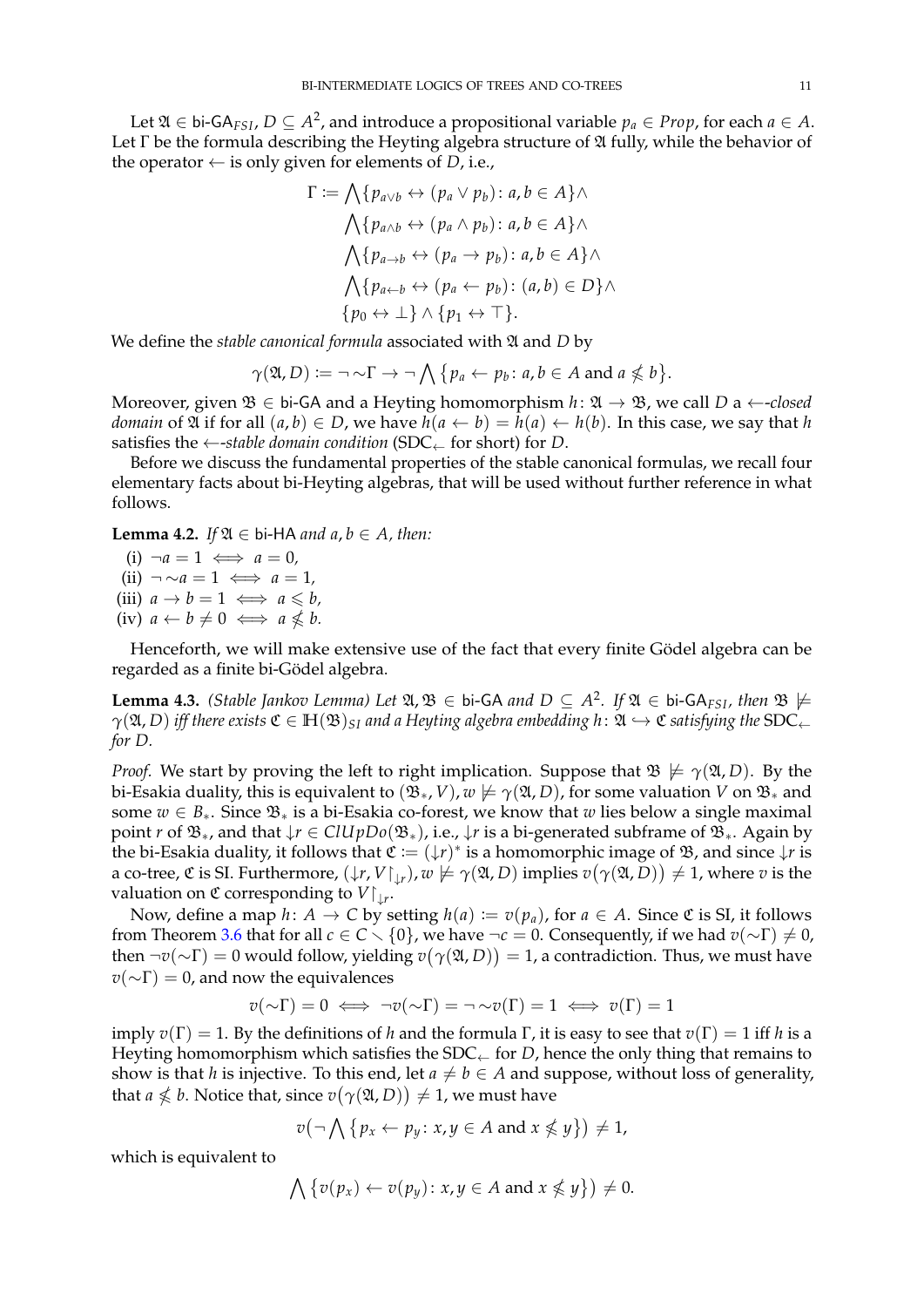Let $\mathfrak{A} \in \mathsf{bi\text{-}GA}_{FSI}$, $D \subseteq A^2$, and introduce a propositional variable $p_a \in Prop$, for each $a \in A$. Let $\Gamma$ be the formula describing the Heyting algebra structure of $\mathfrak{A}$ fully, while the behavior of the operator $\leftarrow$ is only given for elements of $D$, i.e.,

$$\begin{aligned}
\Gamma := & \bigwedge\{p_{a\vee b} \leftrightarrow (p_a \vee p_b) \colon a, b \in A\} \wedge \\
& \bigwedge\{p_{a\wedge b} \leftrightarrow (p_a \wedge p_b) \colon a, b \in A\} \wedge \\
& \bigwedge\{p_{a\to b} \leftrightarrow (p_a \to p_b) \colon a, b \in A\} \wedge \\
& \bigwedge\{p_{a\leftarrow b} \leftrightarrow (p_a \leftarrow p_b) \colon (a, b) \in D\} \wedge \\
& \{p_0 \leftrightarrow \bot\} \wedge \{p_1 \leftrightarrow \top\}.
\end{aligned}$$

We define the *stable canonical formula* associated with $\mathfrak{A}$ and $D$ by

$$\gamma(\mathfrak{A}, D) := \neg \sim\Gamma \to \neg \bigwedge \{p_a \leftarrow p_b \colon a, b \in A \text{ and } a \nleqslant b\}.$$

Moreover, given $\mathfrak{B} \in \mathsf{bi\text{-}GA}$ and a Heyting homomorphism $h \colon \mathfrak{A} \to \mathfrak{B}$, we call $D$ a $\leftarrow$*-closed domain* of $\mathfrak{A}$ if for all $(a, b) \in D$, we have $h(a \leftarrow b) = h(a) \leftarrow h(b)$. In this case, we say that $h$ satisfies the $\leftarrow$*-stable domain condition* ($\text{SDC}_\leftarrow$ for short) for $D$.

Before we discuss the fundamental properties of the stable canonical formulas, we recall four elementary facts about bi-Heyting algebras, that will be used without further reference in what follows.

**Lemma 4.2.** *If $\mathfrak{A} \in \mathsf{bi\text{-}HA}$ and $a, b \in A$, then:*

(i) $\neg a = 1 \iff a = 0$,
(ii) $\neg \sim a = 1 \iff a = 1$,
(iii) $a \to b = 1 \iff a \leqslant b$,
(iv) $a \leftarrow b \neq 0 \iff a \nleqslant b$.

Henceforth, we will make extensive use of the fact that every finite Gödel algebra can be regarded as a finite bi-Gödel algebra.

**Lemma 4.3.** *(Stable Jankov Lemma) Let $\mathfrak{A}, \mathfrak{B} \in \mathsf{bi\text{-}GA}$ and $D \subseteq A^2$. If $\mathfrak{A} \in \mathsf{bi\text{-}GA}_{FSI}$, then $\mathfrak{B} \nvDash \gamma(\mathfrak{A}, D)$ iff there exists $\mathfrak{C} \in \mathbb{H}(\mathfrak{B})_{SI}$ and a Heyting algebra embedding $h \colon \mathfrak{A} \hookrightarrow \mathfrak{C}$ satisfying the $\text{SDC}_\leftarrow$ for $D$.*

*Proof.* We start by proving the left to right implication. Suppose that $\mathfrak{B} \nvDash \gamma(\mathfrak{A}, D)$. By the bi-Esakia duality, this is equivalent to $(\mathfrak{B}_*, V), w \nvDash \gamma(\mathfrak{A}, D)$, for some valuation $V$ on $\mathfrak{B}_*$ and some $w \in B_*$. Since $\mathfrak{B}_*$ is a bi-Esakia co-forest, we know that $w$ lies below a single maximal point $r$ of $\mathfrak{B}_*$, and that ${\downarrow} r \in ClUpDo(\mathfrak{B}_*)$, i.e., ${\downarrow} r$ is a bi-generated subframe of $\mathfrak{B}_*$. Again by the bi-Esakia duality, it follows that $\mathfrak{C} := ({\downarrow} r)^*$ is a homomorphic image of $\mathfrak{B}$, and since ${\downarrow} r$ is a co-tree, $\mathfrak{C}$ is SI. Furthermore, $({\downarrow} r, V{\restriction}_{{\downarrow} r}), w \nvDash \gamma(\mathfrak{A}, D)$ implies $v\big(\gamma(\mathfrak{A}, D)\big) \neq 1$, where $v$ is the valuation on $\mathfrak{C}$ corresponding to $V{\restriction}_{{\downarrow} r}$.

Now, define a map $h \colon A \to C$ by setting $h(a) := v(p_a)$, for $a \in A$. Since $\mathfrak{C}$ is SI, it follows from Theorem 3.6 that for all $c \in C \smallsetminus \{0\}$, we have $\neg c = 0$. Consequently, if we had $v(\sim\Gamma) \neq 0$, then $\neg v(\sim\Gamma) = 0$ would follow, yielding $v\big(\gamma(\mathfrak{A}, D)\big) = 1$, a contradiction. Thus, we must have $v(\sim\Gamma) = 0$, and now the equivalences

$$v(\sim\Gamma) = 0 \iff \neg v(\sim\Gamma) = \neg \sim v(\Gamma) = 1 \iff v(\Gamma) = 1$$

imply $v(\Gamma) = 1$. By the definitions of $h$ and the formula $\Gamma$, it is easy to see that $v(\Gamma) = 1$ iff $h$ is a Heyting homomorphism which satisfies the $\text{SDC}_\leftarrow$ for $D$, hence the only thing that remains to show is that $h$ is injective. To this end, let $a \neq b \in A$ and suppose, without loss of generality, that $a \nleqslant b$. Notice that, since $v\big(\gamma(\mathfrak{A}, D)\big) \neq 1$, we must have

$$v\big(\neg \bigwedge \{p_x \leftarrow p_y \colon x, y \in A \text{ and } x \nleqslant y\}\big) \neq 1,$$

which is equivalent to

$$\bigwedge \{v(p_x) \leftarrow v(p_y) \colon x, y \in A \text{ and } x \nleqslant y\}\big) \neq 0.$$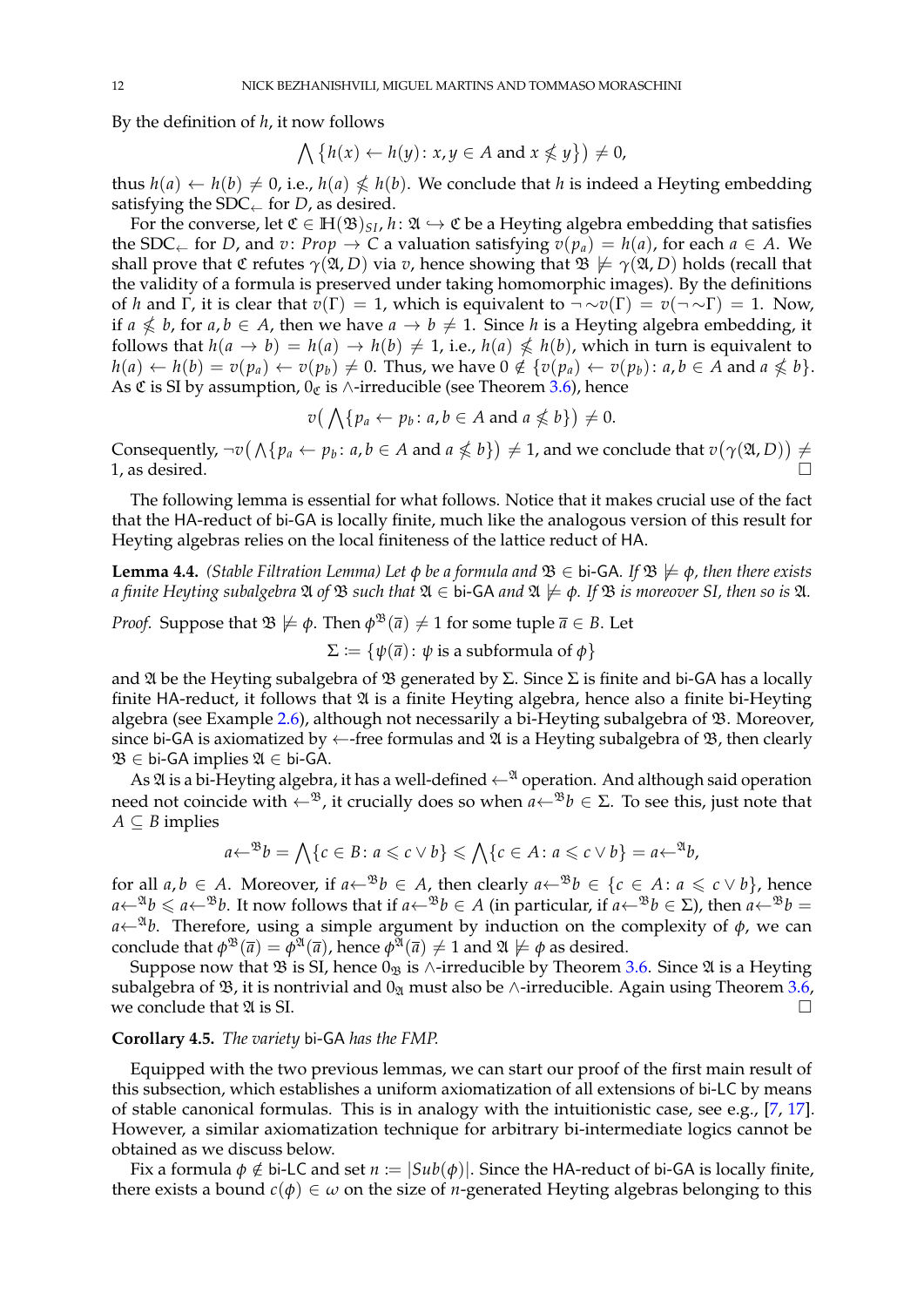By the definition of $h$, it now follows

$$\bigwedge \{h(x) \leftarrow h(y) \colon x, y \in A \text{ and } x \nleqslant y\}) \neq 0,$$

thus $h(a) \leftarrow h(b) \neq 0$, i.e., $h(a) \nleqslant h(b)$. We conclude that $h$ is indeed a Heyting embedding satisfying the $\text{SDC}_{\leftarrow}$ for $D$, as desired.

For the converse, let $\mathfrak{C} \in \mathbb{H}(\mathfrak{B})_{SI}$, $h \colon \mathfrak{A} \hookrightarrow \mathfrak{C}$ be a Heyting algebra embedding that satisfies the $\text{SDC}_{\leftarrow}$ for $D$, and $v \colon Prop \to C$ a valuation satisfying $v(p_a) = h(a)$, for each $a \in A$. We shall prove that $\mathfrak{C}$ refutes $\gamma(\mathfrak{A}, D)$ via $v$, hence showing that $\mathfrak{B} \not\models \gamma(\mathfrak{A}, D)$ holds (recall that the validity of a formula is preserved under taking homomorphic images). By the definitions of $h$ and $\Gamma$, it is clear that $v(\Gamma) = 1$, which is equivalent to $\neg \sim v(\Gamma) = v(\neg \sim \Gamma) = 1$. Now, if $a \nleqslant b$, for $a, b \in A$, then we have $a \to b \neq 1$. Since $h$ is a Heyting algebra embedding, it follows that $h(a \to b) = h(a) \to h(b) \neq 1$, i.e., $h(a) \nleqslant h(b)$, which in turn is equivalent to $h(a) \leftarrow h(b) = v(p_a) \leftarrow v(p_b) \neq 0$. Thus, we have $0 \notin \{v(p_a) \leftarrow v(p_b) \colon a, b \in A \text{ and } a \nleqslant b\}$. As $\mathfrak{C}$ is SI by assumption, $0_{\mathfrak{C}}$ is $\wedge$-irreducible (see Theorem 3.6), hence

$$v\big(\bigwedge\{p_a \leftarrow p_b \colon a, b \in A \text{ and } a \nleqslant b\}\big) \neq 0.$$

Consequently, $\neg v\big(\bigwedge\{p_a \leftarrow p_b \colon a, b \in A \text{ and } a \nleqslant b\}\big) \neq 1$, and we conclude that $v\big(\gamma(\mathfrak{A}, D)\big) \neq 1$, as desired. $\square$

The following lemma is essential for what follows. Notice that it makes crucial use of the fact that the HA-reduct of bi-GA is locally finite, much like the analogous version of this result for Heyting algebras relies on the local finiteness of the lattice reduct of HA.

**Lemma 4.4.** *(Stable Filtration Lemma) Let $\phi$ be a formula and $\mathfrak{B} \in$ bi-GA. If $\mathfrak{B} \not\models \phi$, then there exists a finite Heyting subalgebra $\mathfrak{A}$ of $\mathfrak{B}$ such that $\mathfrak{A} \in$ bi-GA and $\mathfrak{A} \not\models \phi$. If $\mathfrak{B}$ is moreover SI, then so is $\mathfrak{A}$.*

*Proof.* Suppose that $\mathfrak{B} \not\models \phi$. Then $\phi^{\mathfrak{B}}(\overline{a}) \neq 1$ for some tuple $\overline{a} \in B$. Let

$$\Sigma := \{\psi(\overline{a}) \colon \psi \text{ is a subformula of } \phi\}$$

and $\mathfrak{A}$ be the Heyting subalgebra of $\mathfrak{B}$ generated by $\Sigma$. Since $\Sigma$ is finite and bi-GA has a locally finite HA-reduct, it follows that $\mathfrak{A}$ is a finite Heyting algebra, hence also a finite bi-Heyting algebra (see Example 2.6), although not necessarily a bi-Heyting subalgebra of $\mathfrak{B}$. Moreover, since bi-GA is axiomatized by $\leftarrow$-free formulas and $\mathfrak{A}$ is a Heyting subalgebra of $\mathfrak{B}$, then clearly $\mathfrak{B} \in$ bi-GA implies $\mathfrak{A} \in$ bi-GA.

As $\mathfrak{A}$ is a bi-Heyting algebra, it has a well-defined $\leftarrow^{\mathfrak{A}}$ operation. And although said operation need not coincide with $\leftarrow^{\mathfrak{B}}$, it crucially does so when $a {\leftarrow^{\mathfrak{B}}} b \in \Sigma$. To see this, just note that $A \subseteq B$ implies

$$a {\leftarrow^{\mathfrak{B}}} b = \bigwedge\{c \in B \colon a \leqslant c \vee b\} \leqslant \bigwedge\{c \in A \colon a \leqslant c \vee b\} = a {\leftarrow^{\mathfrak{A}}} b,$$

for all $a, b \in A$. Moreover, if $a {\leftarrow^{\mathfrak{B}}} b \in A$, then clearly $a {\leftarrow^{\mathfrak{B}}} b \in \{c \in A \colon a \leqslant c \vee b\}$, hence $a {\leftarrow^{\mathfrak{A}}} b \leqslant a {\leftarrow^{\mathfrak{B}}} b$. It now follows that if $a {\leftarrow^{\mathfrak{B}}} b \in A$ (in particular, if $a {\leftarrow^{\mathfrak{B}}} b \in \Sigma$), then $a {\leftarrow^{\mathfrak{B}}} b = a {\leftarrow^{\mathfrak{A}}} b$. Therefore, using a simple argument by induction on the complexity of $\phi$, we can conclude that $\phi^{\mathfrak{B}}(\overline{a}) = \phi^{\mathfrak{A}}(\overline{a})$, hence $\phi^{\mathfrak{A}}(\overline{a}) \neq 1$ and $\mathfrak{A} \not\models \phi$ as desired.

Suppose now that $\mathfrak{B}$ is SI, hence $0_{\mathfrak{B}}$ is $\wedge$-irreducible by Theorem 3.6. Since $\mathfrak{A}$ is a Heyting subalgebra of $\mathfrak{B}$, it is nontrivial and $0_{\mathfrak{A}}$ must also be $\wedge$-irreducible. Again using Theorem 3.6, we conclude that $\mathfrak{A}$ is SI. $\square$

**Corollary 4.5.** *The variety* bi-GA *has the FMP.*

Equipped with the two previous lemmas, we can start our proof of the first main result of this subsection, which establishes a uniform axiomatization of all extensions of bi-LC by means of stable canonical formulas. This is in analogy with the intuitionistic case, see e.g., [7, 17]. However, a similar axiomatization technique for arbitrary bi-intermediate logics cannot be obtained as we discuss below.

Fix a formula $\phi \notin$ bi-LC and set $n := |Sub(\phi)|$. Since the HA-reduct of bi-GA is locally finite, there exists a bound $c(\phi) \in \omega$ on the size of $n$-generated Heyting algebras belonging to this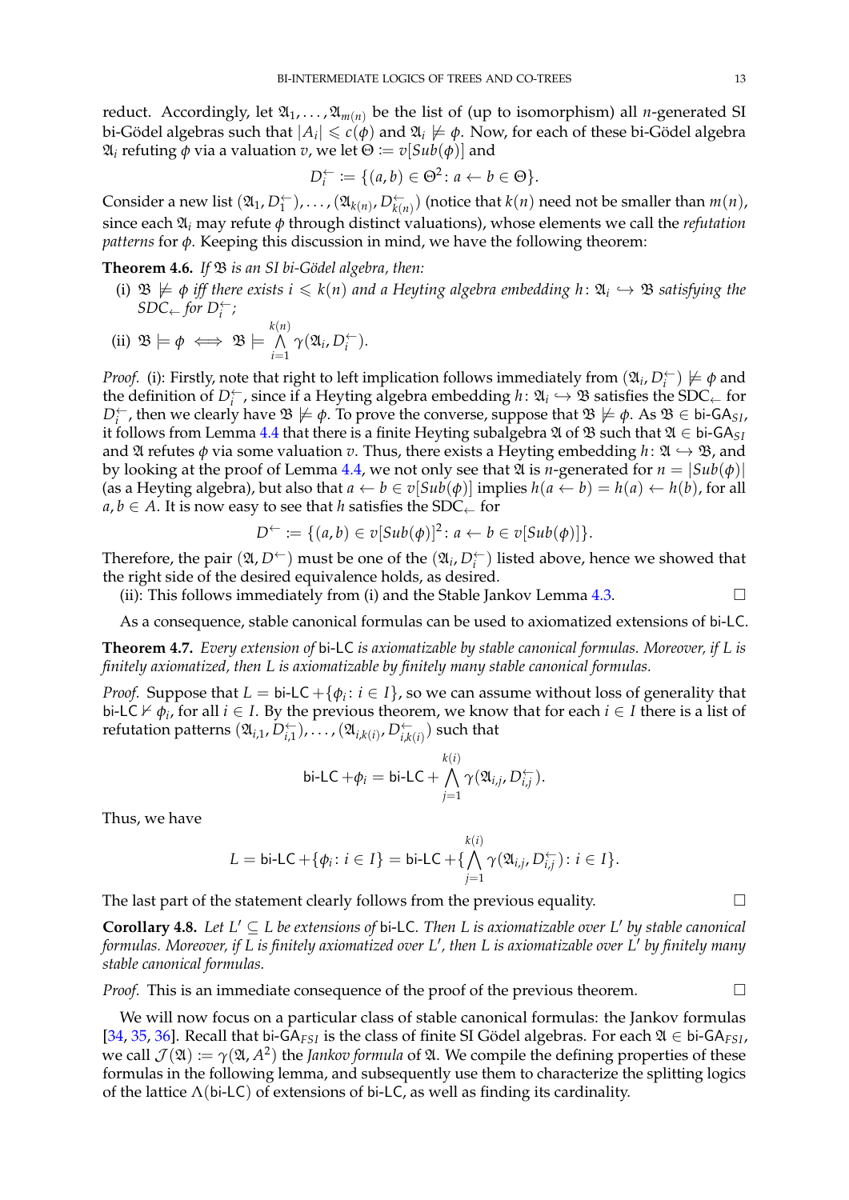reduct. Accordingly, let $\mathfrak{A}_1, \ldots, \mathfrak{A}_{m(n)}$ be the list of (up to isomorphism) all $n$-generated SI bi-Gödel algebras such that $|A_i| \leqslant c(\phi)$ and $\mathfrak{A}_i \not\models \phi$. Now, for each of these bi-Gödel algebra $\mathfrak{A}_i$ refuting $\phi$ via a valuation $v$, we let $\Theta := v[Sub(\phi)]$ and

$$D_i^{\leftarrow} := \{(a, b) \in \Theta^2 \colon a \leftarrow b \in \Theta\}.$$

Consider a new list $(\mathfrak{A}_1, D_1^{\leftarrow}), \ldots, (\mathfrak{A}_{k(n)}, D_{k(n)}^{\leftarrow})$ (notice that $k(n)$ need not be smaller than $m(n)$, since each $\mathfrak{A}_i$ may refute $\phi$ through distinct valuations), whose elements we call the *refutation patterns* for $\phi$. Keeping this discussion in mind, we have the following theorem:

**Theorem 4.6.** *If $\mathfrak{B}$ is an SI bi-Gödel algebra, then:*

(i) *$\mathfrak{B} \not\models \phi$ iff there exists $i \leqslant k(n)$ and a Heyting algebra embedding $h \colon \mathfrak{A}_i \hookrightarrow \mathfrak{B}$ satisfying the $SDC_{\leftarrow}$ for $D_i^{\leftarrow}$;*

(ii) $\mathfrak{B} \models \phi \iff \mathfrak{B} \models \bigwedge_{i=1}^{k(n)} \gamma(\mathfrak{A}_i, D_i^{\leftarrow})$.

*Proof.* (i): Firstly, note that right to left implication follows immediately from $(\mathfrak{A}_i, D_i^{\leftarrow}) \not\models \phi$ and the definition of $D_i^{\leftarrow}$, since if a Heyting algebra embedding $h \colon \mathfrak{A}_i \hookrightarrow \mathfrak{B}$ satisfies the $\mathrm{SDC}_{\leftarrow}$ for $D_i^{\leftarrow}$, then we clearly have $\mathfrak{B} \not\models \phi$. To prove the converse, suppose that $\mathfrak{B} \not\models \phi$. As $\mathfrak{B} \in \mathsf{bi\text{-}GA}_{SI}$, it follows from Lemma 4.4 that there is a finite Heyting subalgebra $\mathfrak{A}$ of $\mathfrak{B}$ such that $\mathfrak{A} \in \mathsf{bi\text{-}GA}_{SI}$ and $\mathfrak{A}$ refutes $\phi$ via some valuation $v$. Thus, there exists a Heyting embedding $h \colon \mathfrak{A} \hookrightarrow \mathfrak{B}$, and by looking at the proof of Lemma 4.4, we not only see that $\mathfrak{A}$ is $n$-generated for $n = |Sub(\phi)|$ (as a Heyting algebra), but also that $a \leftarrow b \in v[Sub(\phi)]$ implies $h(a \leftarrow b) = h(a) \leftarrow h(b)$, for all $a, b \in A$. It is now easy to see that $h$ satisfies the $\mathrm{SDC}_{\leftarrow}$ for

$$D^{\leftarrow} := \{(a, b) \in v[Sub(\phi)]^2 \colon a \leftarrow b \in v[Sub(\phi)]\}.$$

Therefore, the pair $(\mathfrak{A}, D^{\leftarrow})$ must be one of the $(\mathfrak{A}_i, D_i^{\leftarrow})$ listed above, hence we showed that the right side of the desired equivalence holds, as desired.

(ii): This follows immediately from (i) and the Stable Jankov Lemma 4.3. □

As a consequence, stable canonical formulas can be used to axiomatized extensions of $\mathsf{bi\text{-}LC}$.

**Theorem 4.7.** *Every extension of* $\mathsf{bi\text{-}LC}$ *is axiomatizable by stable canonical formulas. Moreover, if $L$ is finitely axiomatized, then $L$ is axiomatizable by finitely many stable canonical formulas.*

*Proof.* Suppose that $L = \mathsf{bi\text{-}LC} + \{\phi_i \colon i \in I\}$, so we can assume without loss of generality that $\mathsf{bi\text{-}LC} \nvdash \phi_i$, for all $i \in I$. By the previous theorem, we know that for each $i \in I$ there is a list of refutation patterns $(\mathfrak{A}_{i,1}, D_{i,1}^{\leftarrow}), \ldots, (\mathfrak{A}_{i,k(i)}, D_{i,k(i)}^{\leftarrow})$ such that

$$\mathsf{bi\text{-}LC} + \phi_i = \mathsf{bi\text{-}LC} + \bigwedge_{j=1}^{k(i)} \gamma(\mathfrak{A}_{i,j}, D_{i,j}^{\leftarrow}).$$

Thus, we have

$$L = \mathsf{bi\text{-}LC} + \{\phi_i \colon i \in I\} = \mathsf{bi\text{-}LC} + \{\bigwedge_{j=1}^{k(i)} \gamma(\mathfrak{A}_{i,j}, D_{i,j}^{\leftarrow}) \colon i \in I\}.$$

The last part of the statement clearly follows from the previous equality. □

**Corollary 4.8.** *Let $L' \subseteq L$ be extensions of* $\mathsf{bi\text{-}LC}$*. Then $L$ is axiomatizable over $L'$ by stable canonical formulas. Moreover, if $L$ is finitely axiomatized over $L'$, then $L$ is axiomatizable over $L'$ by finitely many stable canonical formulas.*

*Proof.* This is an immediate consequence of the proof of the previous theorem. □

We will now focus on a particular class of stable canonical formulas: the Jankov formulas [34, 35, 36]. Recall that $\mathsf{bi\text{-}GA}_{FSI}$ is the class of finite SI Gödel algebras. For each $\mathfrak{A} \in \mathsf{bi\text{-}GA}_{FSI}$, we call $\mathcal{J}(\mathfrak{A}) := \gamma(\mathfrak{A}, A^2)$ the *Jankov formula* of $\mathfrak{A}$. We compile the defining properties of these formulas in the following lemma, and subsequently use them to characterize the splitting logics of the lattice $\Lambda(\mathsf{bi\text{-}LC})$ of extensions of $\mathsf{bi\text{-}LC}$, as well as finding its cardinality.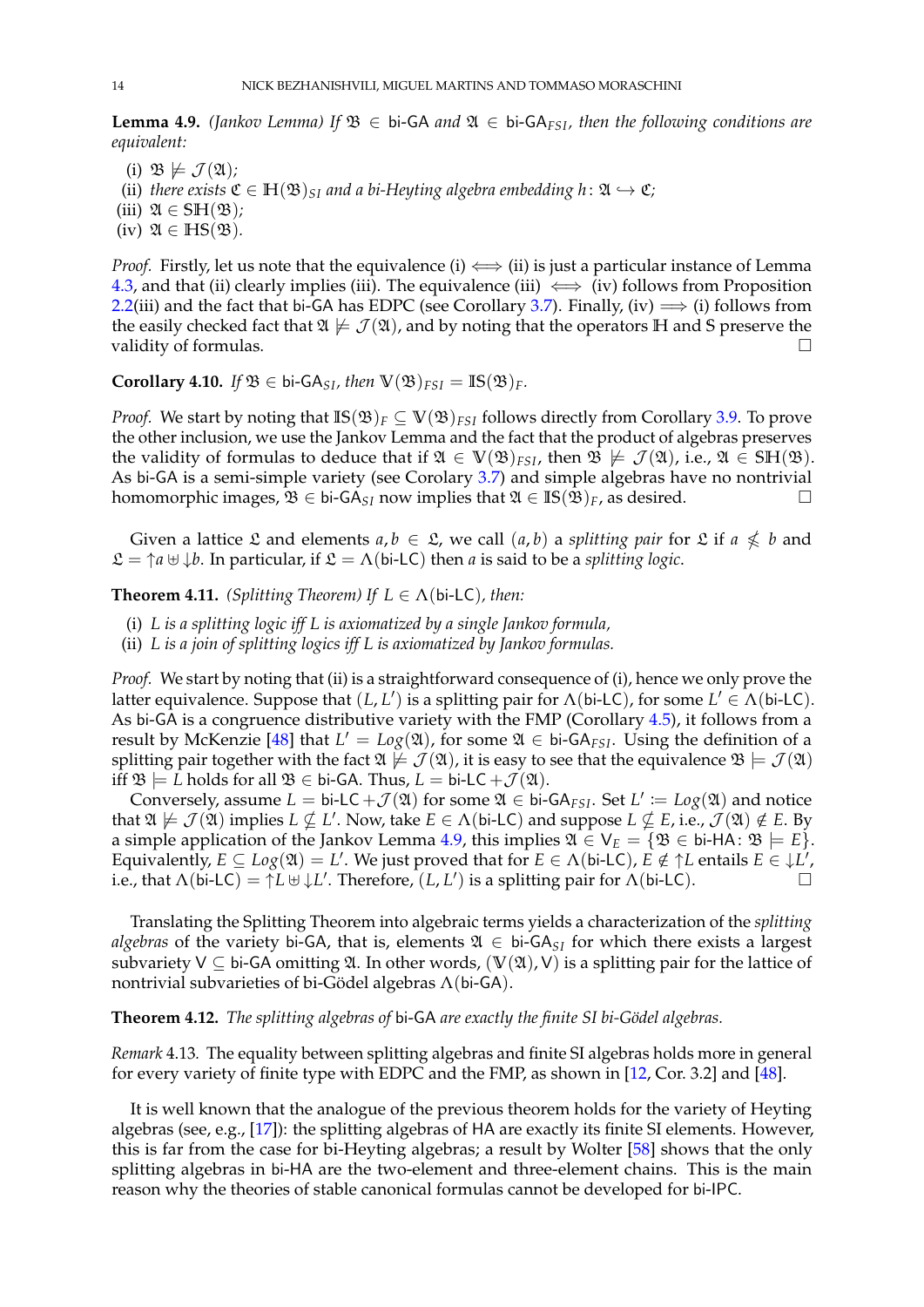**Lemma 4.9.** *(Jankov Lemma) If $\mathfrak{B} \in$ bi-GA and $\mathfrak{A} \in$ bi-GA$_{FSI}$, then the following conditions are equivalent:*

(i) $\mathfrak{B} \not\models \mathcal{J}(\mathfrak{A})$;
(ii) *there exists* $\mathfrak{C} \in \mathbb{H}(\mathfrak{B})_{SI}$ *and a bi-Heyting algebra embedding* $h\colon \mathfrak{A} \hookrightarrow \mathfrak{C}$;
(iii) $\mathfrak{A} \in \mathbb{SH}(\mathfrak{B})$;
(iv) $\mathfrak{A} \in \mathbb{HS}(\mathfrak{B})$.

*Proof.* Firstly, let us note that the equivalence (i) $\iff$ (ii) is just a particular instance of Lemma 4.3, and that (ii) clearly implies (iii). The equivalence (iii) $\iff$ (iv) follows from Proposition 2.2(iii) and the fact that bi-GA has EDPC (see Corollary 3.7). Finally, (iv) $\implies$ (i) follows from the easily checked fact that $\mathfrak{A} \not\models \mathcal{J}(\mathfrak{A})$, and by noting that the operators $\mathbb{H}$ and $\mathbb{S}$ preserve the validity of formulas. $\square$

**Corollary 4.10.** *If $\mathfrak{B} \in$ bi-GA$_{SI}$, then $\mathbb{V}(\mathfrak{B})_{FSI} = \mathbb{IS}(\mathfrak{B})_F$.*

*Proof.* We start by noting that $\mathbb{IS}(\mathfrak{B})_F \subseteq \mathbb{V}(\mathfrak{B})_{FSI}$ follows directly from Corollary 3.9. To prove the other inclusion, we use the Jankov Lemma and the fact that the product of algebras preserves the validity of formulas to deduce that if $\mathfrak{A} \in \mathbb{V}(\mathfrak{B})_{FSI}$, then $\mathfrak{B} \not\models \mathcal{J}(\mathfrak{A})$, i.e., $\mathfrak{A} \in \mathbb{SH}(\mathfrak{B})$. As bi-GA is a semi-simple variety (see Corolary 3.7) and simple algebras have no nontrivial homomorphic images, $\mathfrak{B} \in$ bi-GA$_{SI}$ now implies that $\mathfrak{A} \in \mathbb{IS}(\mathfrak{B})_F$, as desired. $\square$

Given a lattice $\mathfrak{L}$ and elements $a, b \in \mathfrak{L}$, we call $(a, b)$ a *splitting pair* for $\mathfrak{L}$ if $a \nleq b$ and $\mathfrak{L} = {\uparrow}a \uplus {\downarrow}b$. In particular, if $\mathfrak{L} = \Lambda(\text{bi-LC})$ then $a$ is said to be a *splitting logic*.

**Theorem 4.11.** *(Splitting Theorem) If $L \in \Lambda(\text{bi-LC})$, then:*

(i) *$L$ is a splitting logic iff $L$ is axiomatized by a single Jankov formula,*
(ii) *$L$ is a join of splitting logics iff $L$ is axiomatized by Jankov formulas.*

*Proof.* We start by noting that (ii) is a straightforward consequence of (i), hence we only prove the latter equivalence. Suppose that $(L, L')$ is a splitting pair for $\Lambda(\text{bi-LC})$, for some $L' \in \Lambda(\text{bi-LC})$. As bi-GA is a congruence distributive variety with the FMP (Corollary 4.5), it follows from a result by McKenzie [48] that $L' = Log(\mathfrak{A})$, for some $\mathfrak{A} \in$ bi-GA$_{FSI}$. Using the definition of a splitting pair together with the fact $\mathfrak{A} \not\models \mathcal{J}(\mathfrak{A})$, it is easy to see that the equivalence $\mathfrak{B} \models \mathcal{J}(\mathfrak{A})$ iff $\mathfrak{B} \models L$ holds for all $\mathfrak{B} \in$ bi-GA. Thus, $L = \text{bi-LC} + \mathcal{J}(\mathfrak{A})$.

Conversely, assume $L = \text{bi-LC} + \mathcal{J}(\mathfrak{A})$ for some $\mathfrak{A} \in$ bi-GA$_{FSI}$. Set $L' := Log(\mathfrak{A})$ and notice that $\mathfrak{A} \not\models \mathcal{J}(\mathfrak{A})$ implies $L \nsubseteq L'$. Now, take $E \in \Lambda(\text{bi-LC})$ and suppose $L \nsubseteq E$, i.e., $\mathcal{J}(\mathfrak{A}) \notin E$. By a simple application of the Jankov Lemma 4.9, this implies $\mathfrak{A} \in \mathsf{V}_E = \{\mathfrak{B} \in \text{bi-HA} \colon \mathfrak{B} \models E\}$. Equivalently, $E \subseteq Log(\mathfrak{A}) = L'$. We just proved that for $E \in \Lambda(\text{bi-LC})$, $E \notin {\uparrow}L$ entails $E \in {\downarrow}L'$, i.e., that $\Lambda(\text{bi-LC}) = {\uparrow}L \uplus {\downarrow}L'$. Therefore, $(L, L')$ is a splitting pair for $\Lambda(\text{bi-LC})$. $\square$

Translating the Splitting Theorem into algebraic terms yields a characterization of the *splitting algebras* of the variety bi-GA, that is, elements $\mathfrak{A} \in$ bi-GA$_{SI}$ for which there exists a largest subvariety $\mathsf{V} \subseteq$ bi-GA omitting $\mathfrak{A}$. In other words, $(\mathbb{V}(\mathfrak{A}), \mathsf{V})$ is a splitting pair for the lattice of nontrivial subvarieties of bi-Gödel algebras $\Lambda(\text{bi-GA})$.

**Theorem 4.12.** *The splitting algebras of bi-GA are exactly the finite SI bi-Gödel algebras.*

*Remark* 4.13. The equality between splitting algebras and finite SI algebras holds more in general for every variety of finite type with EDPC and the FMP, as shown in [12, Cor. 3.2] and [48].

It is well known that the analogue of the previous theorem holds for the variety of Heyting algebras (see, e.g., [17]): the splitting algebras of HA are exactly its finite SI elements. However, this is far from the case for bi-Heyting algebras; a result by Wolter [58] shows that the only splitting algebras in bi-HA are the two-element and three-element chains. This is the main reason why the theories of stable canonical formulas cannot be developed for bi-IPC.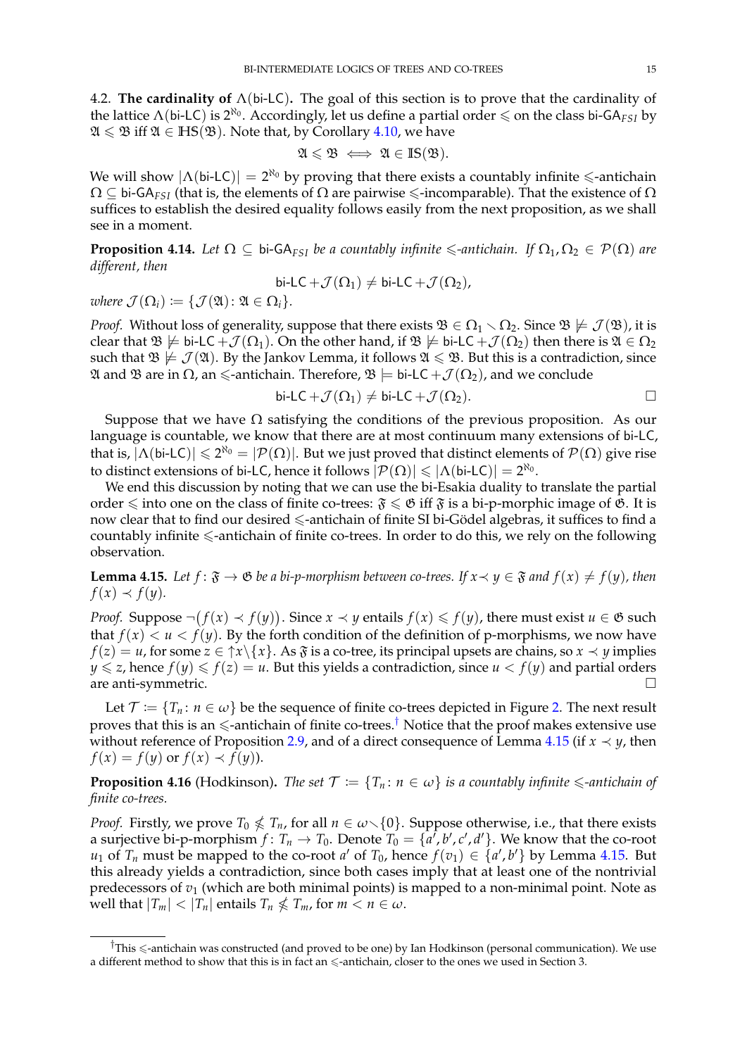4.2. **The cardinality of $\Lambda(\text{bi-LC})$.** The goal of this section is to prove that the cardinality of the lattice $\Lambda(\text{bi-LC})$ is $2^{\aleph_0}$. Accordingly, let us define a partial order $\leqslant$ on the class $\text{bi-GA}_{FSI}$ by $\mathfrak{A} \leqslant \mathfrak{B}$ iff $\mathfrak{A} \in \mathbb{HS}(\mathfrak{B})$. Note that, by Corollary 4.10, we have

$$\mathfrak{A} \leqslant \mathfrak{B} \iff \mathfrak{A} \in \mathbb{IS}(\mathfrak{B}).$$

We will show $|\Lambda(\text{bi-LC})| = 2^{\aleph_0}$ by proving that there exists a countably infinite $\leqslant$-antichain $\Omega \subseteq \text{bi-GA}_{FSI}$ (that is, the elements of $\Omega$ are pairwise $\leqslant$-incomparable). That the existence of $\Omega$ suffices to establish the desired equality follows easily from the next proposition, as we shall see in a moment.

**Proposition 4.14.** *Let $\Omega \subseteq \text{bi-GA}_{FSI}$ be a countably infinite $\leqslant$-antichain. If $\Omega_1, \Omega_2 \in \mathcal{P}(\Omega)$ are different, then*

$$\text{bi-LC} + \mathcal{J}(\Omega_1) \neq \text{bi-LC} + \mathcal{J}(\Omega_2),$$

*where $\mathcal{J}(\Omega_i) := \{\mathcal{J}(\mathfrak{A}) : \mathfrak{A} \in \Omega_i\}$.*

*Proof.* Without loss of generality, suppose that there exists $\mathfrak{B} \in \Omega_1 \smallsetminus \Omega_2$. Since $\mathfrak{B} \not\models \mathcal{J}(\mathfrak{B})$, it is clear that $\mathfrak{B} \not\models \text{bi-LC} + \mathcal{J}(\Omega_1)$. On the other hand, if $\mathfrak{B} \not\models \text{bi-LC} + \mathcal{J}(\Omega_2)$ then there is $\mathfrak{A} \in \Omega_2$ such that $\mathfrak{B} \not\models \mathcal{J}(\mathfrak{A})$. By the Jankov Lemma, it follows $\mathfrak{A} \leqslant \mathfrak{B}$. But this is a contradiction, since $\mathfrak{A}$ and $\mathfrak{B}$ are in $\Omega$, an $\leqslant$-antichain. Therefore, $\mathfrak{B} \models \text{bi-LC} + \mathcal{J}(\Omega_2)$, and we conclude

$$\text{bi-LC} + \mathcal{J}(\Omega_1) \neq \text{bi-LC} + \mathcal{J}(\Omega_2). \qquad \square$$

Suppose that we have $\Omega$ satisfying the conditions of the previous proposition. As our language is countable, we know that there are at most continuum many extensions of bi-LC, that is, $|\Lambda(\text{bi-LC})| \leqslant 2^{\aleph_0} = |\mathcal{P}(\Omega)|$. But we just proved that distinct elements of $\mathcal{P}(\Omega)$ give rise to distinct extensions of bi-LC, hence it follows $|\mathcal{P}(\Omega)| \leqslant |\Lambda(\text{bi-LC})| = 2^{\aleph_0}$.

We end this discussion by noting that we can use the bi-Esakia duality to translate the partial order $\leqslant$ into one on the class of finite co-trees: $\mathfrak{F} \leqslant \mathfrak{G}$ iff $\mathfrak{F}$ is a bi-p-morphic image of $\mathfrak{G}$. It is now clear that to find our desired $\leqslant$-antichain of finite SI bi-Gödel algebras, it suffices to find a countably infinite $\leqslant$-antichain of finite co-trees. In order to do this, we rely on the following observation.

**Lemma 4.15.** *Let $f : \mathfrak{F} \to \mathfrak{G}$ be a bi-p-morphism between co-trees. If $x \prec y \in \mathfrak{F}$ and $f(x) \neq f(y)$, then $f(x) \prec f(y)$.*

*Proof.* Suppose $\neg(f(x) \prec f(y))$. Since $x \prec y$ entails $f(x) \leqslant f(y)$, there must exist $u \in \mathfrak{G}$ such that $f(x) < u < f(y)$. By the forth condition of the definition of p-morphisms, we now have $f(z) = u$, for some $z \in {\uparrow}x \setminus \{x\}$. As $\mathfrak{F}$ is a co-tree, its principal upsets are chains, so $x \prec y$ implies $y \leqslant z$, hence $f(y) \leqslant f(z) = u$. But this yields a contradiction, since $u < f(y)$ and partial orders are anti-symmetric. $\square$

Let $\mathcal{T} := \{T_n : n \in \omega\}$ be the sequence of finite co-trees depicted in Figure 2. The next result proves that this is an $\leqslant$-antichain of finite co-trees.[†] Notice that the proof makes extensive use without reference of Proposition 2.9, and of a direct consequence of Lemma 4.15 (if $x \prec y$, then $f(x) = f(y)$ or $f(x) \prec f(y)$).

**Proposition 4.16** (Hodkinson). *The set $\mathcal{T} := \{T_n : n \in \omega\}$ is a countably infinite $\leqslant$-antichain of finite co-trees.*

*Proof.* Firstly, we prove $T_0 \nleqslant T_n$, for all $n \in \omega \smallsetminus \{0\}$. Suppose otherwise, i.e., that there exists a surjective bi-p-morphism $f : T_n \to T_0$. Denote $T_0 = \{a', b', c', d'\}$. We know that the co-root $u_1$ of $T_n$ must be mapped to the co-root $a'$ of $T_0$, hence $f(v_1) \in \{a', b'\}$ by Lemma 4.15. But this already yields a contradiction, since both cases imply that at least one of the nontrivial predecessors of $v_1$ (which are both minimal points) is mapped to a non-minimal point. Note as well that $|T_m| < |T_n|$ entails $T_n \nleqslant T_m$, for $m < n \in \omega$.

[†] This $\leqslant$-antichain was constructed (and proved to be one) by Ian Hodkinson (personal communication). We use a different method to show that this is in fact an $\leqslant$-antichain, closer to the ones we used in Section 3.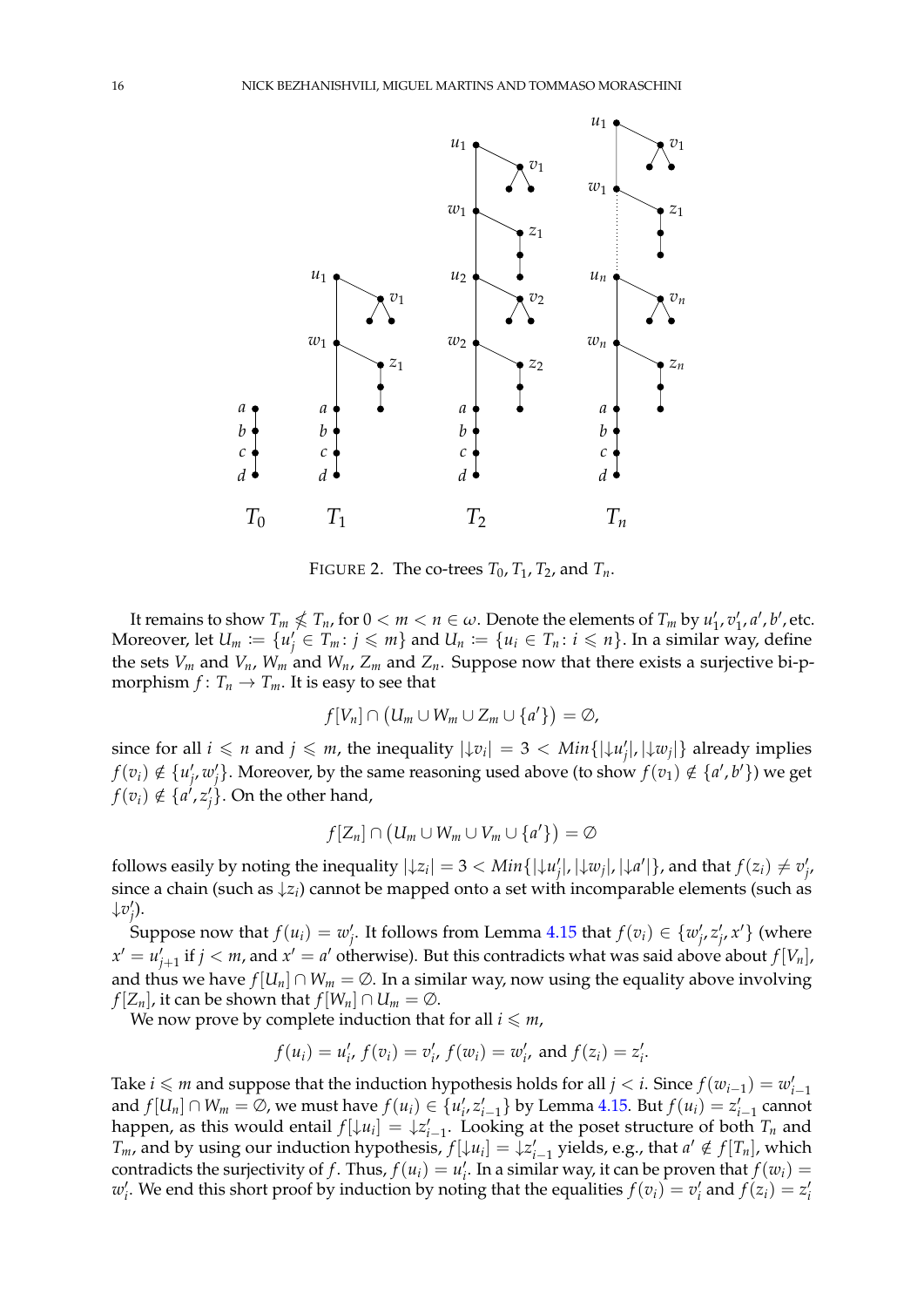FIGURE 2. The co-trees $T_0$, $T_1$, $T_2$, and $T_n$.

It remains to show $T_m \not\leqslant T_n$, for $0 < m < n \in \omega$. Denote the elements of $T_m$ by $u_1', v_1', a', b'$, etc. Moreover, let $U_m := \{u_j' \in T_m : j \leqslant m\}$ and $U_n := \{u_i \in T_n : i \leqslant n\}$. In a similar way, define the sets $V_m$ and $V_n$, $W_m$ and $W_n$, $Z_m$ and $Z_n$. Suppose now that there exists a surjective bi-p-morphism $f : T_n \to T_m$. It is easy to see that

$$f[V_n] \cap \big(U_m \cup W_m \cup Z_m \cup \{a'\}\big) = \emptyset,$$

since for all $i \leqslant n$ and $j \leqslant m$, the inequality $|{\downarrow} v_i| = 3 < Min\{|{\downarrow} u_j'|, |{\downarrow} w_j|\}$ already implies $f(v_i) \notin \{u_j', w_j'\}$. Moreover, by the same reasoning used above (to show $f(v_1) \notin \{a', b'\}$) we get $f(v_i) \notin \{a', z_j'\}$. On the other hand,

$$f[Z_n] \cap \big(U_m \cup W_m \cup V_m \cup \{a'\}\big) = \emptyset$$

follows easily by noting the inequality $|{\downarrow} z_i| = 3 < Min\{|{\downarrow} u_j'|, |{\downarrow} w_j|, |{\downarrow} a'|\}$, and that $f(z_i) \neq v_j'$, since a chain (such as ${\downarrow} z_i$) cannot be mapped onto a set with incomparable elements (such as ${\downarrow} v_j'$).

Suppose now that $f(u_i) = w_j'$. It follows from Lemma 4.15 that $f(v_i) \in \{w_j', z_j', x'\}$ (where $x' = u_{j+1}'$ if $j < m$, and $x' = a'$ otherwise). But this contradicts what was said above about $f[V_n]$, and thus we have $f[U_n] \cap W_m = \emptyset$. In a similar way, now using the equality above involving $f[Z_n]$, it can be shown that $f[W_n] \cap U_m = \emptyset$.

We now prove by complete induction that for all $i \leqslant m$,

$$f(u_i) = u_i',\ f(v_i) = v_i',\ f(w_i) = w_i', \text{ and } f(z_i) = z_i'.$$

Take $i \leqslant m$ and suppose that the induction hypothesis holds for all $j < i$. Since $f(w_{i-1}) = w_{i-1}'$ and $f[U_n] \cap W_m = \emptyset$, we must have $f(u_i) \in \{u_i', z_{i-1}'\}$ by Lemma 4.15. But $f(u_i) = z_{i-1}'$ cannot happen, as this would entail $f[{\downarrow} u_i] = {\downarrow} z_{i-1}'$. Looking at the poset structure of both $T_n$ and $T_m$, and by using our induction hypothesis, $f[{\downarrow} u_i] = {\downarrow} z_{i-1}'$ yields, e.g., that $a' \notin f[T_n]$, which contradicts the surjectivity of $f$. Thus, $f(u_i) = u_i'$. In a similar way, it can be proven that $f(w_i) = w_i'$. We end this short proof by induction by noting that the equalities $f(v_i) = v_i'$ and $f(z_i) = z_i'$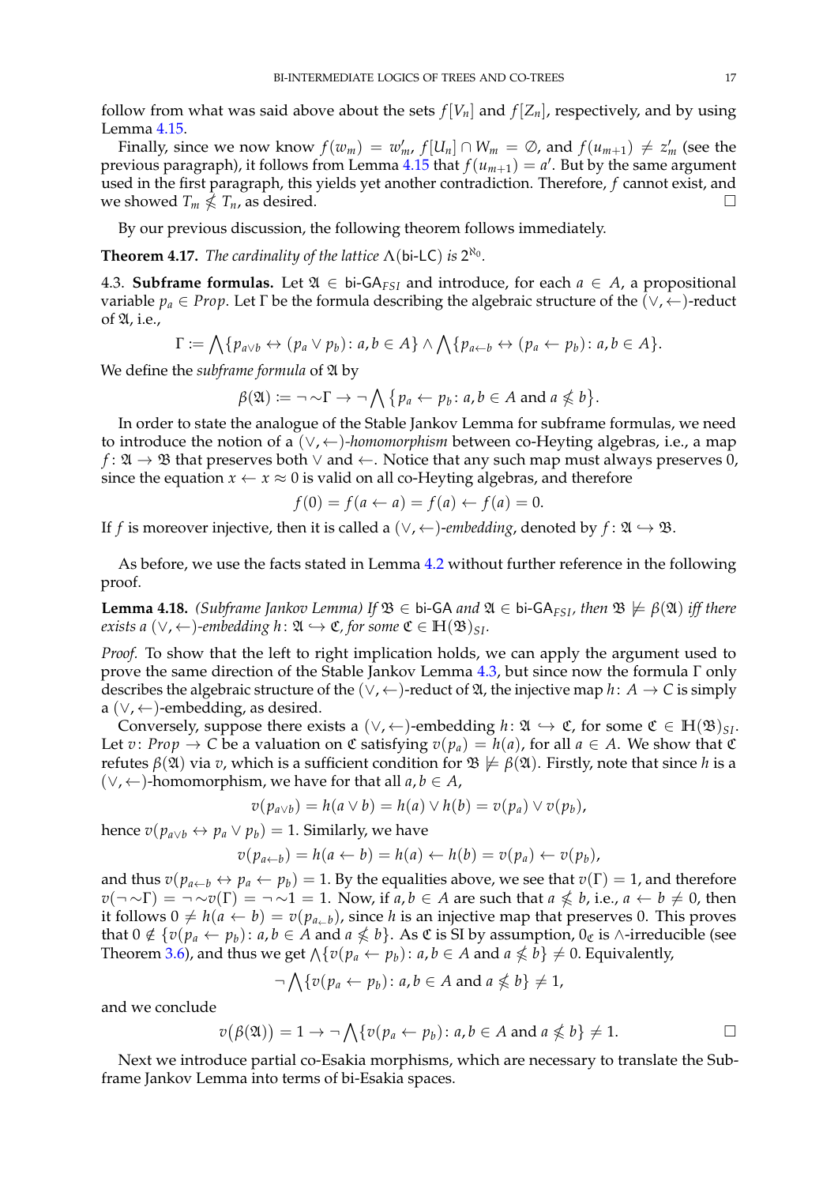follow from what was said above about the sets $f[V_n]$ and $f[Z_n]$, respectively, and by using Lemma 4.15.

Finally, since we now know $f(w_m) = w'_m$, $f[U_n] \cap W_m = \emptyset$, and $f(u_{m+1}) \neq z'_m$ (see the previous paragraph), it follows from Lemma 4.15 that $f(u_{m+1}) = a'$. But by the same argument used in the first paragraph, this yields yet another contradiction. Therefore, $f$ cannot exist, and we showed $T_m \not\leq T_n$, as desired. □

By our previous discussion, the following theorem follows immediately.

**Theorem 4.17.** *The cardinality of the lattice $\Lambda(\mathsf{bi\text{-}LC})$ is $2^{\aleph_0}$.*

4.3. **Subframe formulas.** Let $\mathfrak{A} \in \mathsf{bi\text{-}GA}_{FSI}$ and introduce, for each $a \in A$, a propositional variable $p_a \in Prop$. Let $\Gamma$ be the formula describing the algebraic structure of the $(\vee, \leftarrow)$-reduct of $\mathfrak{A}$, i.e.,

$$\Gamma := \bigwedge\{p_{a\vee b} \leftrightarrow (p_a \vee p_b) \colon a, b \in A\} \wedge \bigwedge\{p_{a\leftarrow b} \leftrightarrow (p_a \leftarrow p_b) \colon a, b \in A\}.$$

We define the *subframe formula* of $\mathfrak{A}$ by

$$\beta(\mathfrak{A}) := \neg \sim\Gamma \to \neg \bigwedge\{p_a \leftarrow p_b \colon a, b \in A \text{ and } a \nleq b\}.$$

In order to state the analogue of the Stable Jankov Lemma for subframe formulas, we need to introduce the notion of a $(\vee, \leftarrow)$*-homomorphism* between co-Heyting algebras, i.e., a map $f \colon \mathfrak{A} \to \mathfrak{B}$ that preserves both $\vee$ and $\leftarrow$. Notice that any such map must always preserves $0$, since the equation $x \leftarrow x \approx 0$ is valid on all co-Heyting algebras, and therefore

$$f(0) = f(a \leftarrow a) = f(a) \leftarrow f(a) = 0.$$

If $f$ is moreover injective, then it is called a $(\vee, \leftarrow)$*-embedding*, denoted by $f \colon \mathfrak{A} \hookrightarrow \mathfrak{B}$.

As before, we use the facts stated in Lemma 4.2 without further reference in the following proof.

**Lemma 4.18.** *(Subframe Jankov Lemma) If $\mathfrak{B} \in \mathsf{bi\text{-}GA}$ and $\mathfrak{A} \in \mathsf{bi\text{-}GA}_{FSI}$, then $\mathfrak{B} \not\models \beta(\mathfrak{A})$ iff there exists a $(\vee, \leftarrow)$-embedding $h \colon \mathfrak{A} \hookrightarrow \mathfrak{C}$, for some $\mathfrak{C} \in \mathbb{H}(\mathfrak{B})_{SI}$.*

*Proof.* To show that the left to right implication holds, we can apply the argument used to prove the same direction of the Stable Jankov Lemma 4.3, but since now the formula $\Gamma$ only describes the algebraic structure of the $(\vee, \leftarrow)$-reduct of $\mathfrak{A}$, the injective map $h \colon A \to C$ is simply a $(\vee, \leftarrow)$-embedding, as desired.

Conversely, suppose there exists a $(\vee, \leftarrow)$-embedding $h \colon \mathfrak{A} \hookrightarrow \mathfrak{C}$, for some $\mathfrak{C} \in \mathbb{H}(\mathfrak{B})_{SI}$. Let $v \colon Prop \to C$ be a valuation on $\mathfrak{C}$ satisfying $v(p_a) = h(a)$, for all $a \in A$. We show that $\mathfrak{C}$ refutes $\beta(\mathfrak{A})$ via $v$, which is a sufficient condition for $\mathfrak{B} \not\models \beta(\mathfrak{A})$. Firstly, note that since $h$ is a $(\vee, \leftarrow)$-homomorphism, we have for that all $a, b \in A$,

$$v(p_{a\vee b}) = h(a \vee b) = h(a) \vee h(b) = v(p_a) \vee v(p_b),$$

hence $v(p_{a\vee b} \leftrightarrow p_a \vee p_b) = 1$. Similarly, we have

$$v(p_{a\leftarrow b}) = h(a \leftarrow b) = h(a) \leftarrow h(b) = v(p_a) \leftarrow v(p_b),$$

and thus $v(p_{a\leftarrow b} \leftrightarrow p_a \leftarrow p_b) = 1$. By the equalities above, we see that $v(\Gamma) = 1$, and therefore $v(\neg \sim\Gamma) = \neg \sim v(\Gamma) = \neg \sim 1 = 1$. Now, if $a, b \in A$ are such that $a \nleq b$, i.e., $a \leftarrow b \neq 0$, then it follows $0 \neq h(a \leftarrow b) = v(p_{a\leftarrow b})$, since $h$ is an injective map that preserves $0$. This proves that $0 \notin \{v(p_a \leftarrow p_b) \colon a, b \in A \text{ and } a \nleq b\}$. As $\mathfrak{C}$ is SI by assumption, $0_{\mathfrak{C}}$ is $\wedge$-irreducible (see Theorem 3.6), and thus we get $\bigwedge\{v(p_a \leftarrow p_b) \colon a, b \in A \text{ and } a \nleq b\} \neq 0$. Equivalently,

$$\neg \bigwedge\{v(p_a \leftarrow p_b) \colon a, b \in A \text{ and } a \nleq b\} \neq 1,$$

and we conclude

$$v\big(\beta(\mathfrak{A})\big) = 1 \to \neg \bigwedge\{v(p_a \leftarrow p_b) \colon a, b \in A \text{ and } a \nleq b\} \neq 1.$$

□

Next we introduce partial co-Esakia morphisms, which are necessary to translate the Subframe Jankov Lemma into terms of bi-Esakia spaces.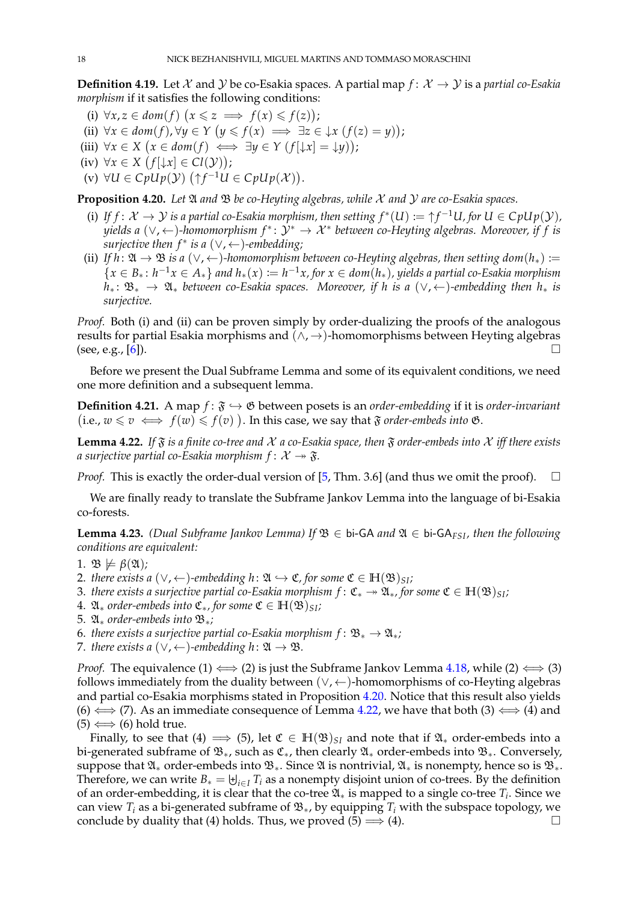**Definition 4.19.** Let $\mathcal{X}$ and $\mathcal{Y}$ be co-Esakia spaces. A partial map $f\colon \mathcal{X} \to \mathcal{Y}$ is a *partial co-Esakia morphism* if it satisfies the following conditions:

(i) $\forall x, z \in dom(f)\ \big(x \leqslant z \implies f(x) \leqslant f(z)\big)$;
(ii) $\forall x \in dom(f), \forall y \in Y\ \big(y \leqslant f(x) \implies \exists z \in {\downarrow} x\ (f(z) = y)\big)$;
(iii) $\forall x \in X\ \big(x \in dom(f) \iff \exists y \in Y\ (f[{\downarrow} x] = {\downarrow} y)\big)$;
(iv) $\forall x \in X\ \big(f[{\downarrow} x] \in Cl(\mathcal{Y})\big)$;
(v) $\forall U \in CpUp(\mathcal{Y})\ \big({\uparrow} f^{-1} U \in CpUp(\mathcal{X})\big)$.

**Proposition 4.20.** *Let $\mathfrak{A}$ and $\mathfrak{B}$ be co-Heyting algebras, while $\mathcal{X}$ and $\mathcal{Y}$ are co-Esakia spaces.*

(i) *If $f\colon \mathcal{X} \to \mathcal{Y}$ is a partial co-Esakia morphism, then setting $f^*(U) := {\uparrow} f^{-1} U$, for $U \in CpUp(\mathcal{Y})$, yields a $(\vee, \leftarrow)$-homomorphism $f^*\colon \mathcal{Y}^* \to \mathcal{X}^*$ between co-Heyting algebras. Moreover, if $f$ is surjective then $f^*$ is a $(\vee, \leftarrow)$-embedding;*
(ii) *If $h\colon \mathfrak{A} \to \mathfrak{B}$ is a $(\vee, \leftarrow)$-homomorphism between co-Heyting algebras, then setting $dom(h_*) := \{x \in B_* : h^{-1} x \in A_*\}$ and $h_*(x) := h^{-1} x$, for $x \in dom(h_*)$, yields a partial co-Esakia morphism $h_*\colon \mathfrak{B}_* \to \mathfrak{A}_*$ between co-Esakia spaces. Moreover, if $h$ is a $(\vee, \leftarrow)$-embedding then $h_*$ is surjective.*

*Proof.* Both (i) and (ii) can be proven simply by order-dualizing the proofs of the analogous results for partial Esakia morphisms and $(\wedge, \to)$-homomorphisms between Heyting algebras (see, e.g., [6]). $\square$

Before we present the Dual Subframe Lemma and some of its equivalent conditions, we need one more definition and a subsequent lemma.

**Definition 4.21.** A map $f\colon \mathfrak{F} \hookrightarrow \mathfrak{G}$ between posets is an *order-embedding* if it is *order-invariant* (i.e., $w \leqslant v \iff f(w) \leqslant f(v)$ ). In this case, we say that $\mathfrak{F}$ *order-embeds into* $\mathfrak{G}$.

**Lemma 4.22.** *If $\mathfrak{F}$ is a finite co-tree and $\mathcal{X}$ a co-Esakia space, then $\mathfrak{F}$ order-embeds into $\mathcal{X}$ iff there exists a surjective partial co-Esakia morphism $f\colon \mathcal{X} \twoheadrightarrow \mathfrak{F}$.*

*Proof.* This is exactly the order-dual version of [5, Thm. 3.6] (and thus we omit the proof). $\square$

We are finally ready to translate the Subframe Jankov Lemma into the language of bi-Esakia co-forests.

**Lemma 4.23.** *(Dual Subframe Jankov Lemma) If $\mathfrak{B} \in$ bi-GA and $\mathfrak{A} \in$ bi-GA$_{FSI}$, then the following conditions are equivalent:*

1. $\mathfrak{B} \not\models \beta(\mathfrak{A})$;
2. *there exists a $(\vee, \leftarrow)$-embedding $h\colon \mathfrak{A} \hookrightarrow \mathfrak{C}$, for some $\mathfrak{C} \in \mathbb{H}(\mathfrak{B})_{SI}$;*
3. *there exists a surjective partial co-Esakia morphism $f\colon \mathfrak{C}_* \twoheadrightarrow \mathfrak{A}_*$, for some $\mathfrak{C} \in \mathbb{H}(\mathfrak{B})_{SI}$;*
4. *$\mathfrak{A}_*$ order-embeds into $\mathfrak{C}_*$, for some $\mathfrak{C} \in \mathbb{H}(\mathfrak{B})_{SI}$;*
5. *$\mathfrak{A}_*$ order-embeds into $\mathfrak{B}_*$;*
6. *there exists a surjective partial co-Esakia morphism $f\colon \mathfrak{B}_* \to \mathfrak{A}_*$;*
7. *there exists a $(\vee, \leftarrow)$-embedding $h\colon \mathfrak{A} \to \mathfrak{B}$.*

*Proof.* The equivalence (1) $\iff$ (2) is just the Subframe Jankov Lemma 4.18, while (2) $\iff$ (3) follows immediately from the duality between $(\vee, \leftarrow)$-homomorphisms of co-Heyting algebras and partial co-Esakia morphisms stated in Proposition 4.20. Notice that this result also yields (6) $\iff$ (7). As an immediate consequence of Lemma 4.22, we have that both (3) $\iff$ (4) and (5) $\iff$ (6) hold true.

Finally, to see that (4) $\implies$ (5), let $\mathfrak{C} \in \mathbb{H}(\mathfrak{B})_{SI}$ and note that if $\mathfrak{A}_*$ order-embeds into a bi-generated subframe of $\mathfrak{B}_*$, such as $\mathfrak{C}_*$, then clearly $\mathfrak{A}_*$ order-embeds into $\mathfrak{B}_*$. Conversely, suppose that $\mathfrak{A}_*$ order-embeds into $\mathfrak{B}_*$. Since $\mathfrak{A}$ is nontrivial, $\mathfrak{A}_*$ is nonempty, hence so is $\mathfrak{B}_*$. Therefore, we can write $B_* = \biguplus_{i \in I} T_i$ as a nonempty disjoint union of co-trees. By the definition of an order-embedding, it is clear that the co-tree $\mathfrak{A}_*$ is mapped to a single co-tree $T_i$. Since we can view $T_i$ as a bi-generated subframe of $\mathfrak{B}_*$, by equipping $T_i$ with the subspace topology, we conclude by duality that (4) holds. Thus, we proved (5) $\implies$ (4). $\square$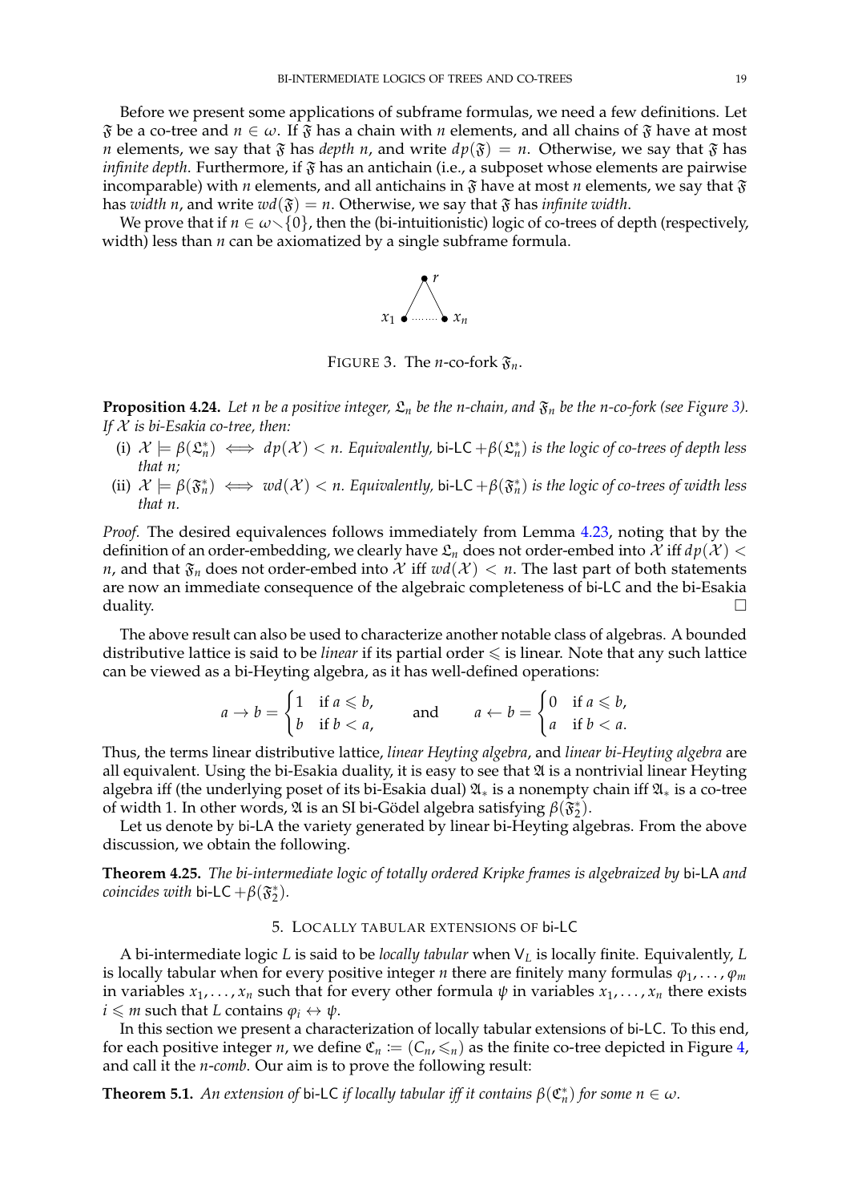Before we present some applications of subframe formulas, we need a few definitions. Let $\mathfrak{F}$ be a co-tree and $n \in \omega$. If $\mathfrak{F}$ has a chain with $n$ elements, and all chains of $\mathfrak{F}$ have at most $n$ elements, we say that $\mathfrak{F}$ has *depth n*, and write $dp(\mathfrak{F}) = n$. Otherwise, we say that $\mathfrak{F}$ has *infinite depth*. Furthermore, if $\mathfrak{F}$ has an antichain (i.e., a subposet whose elements are pairwise incomparable) with $n$ elements, and all antichains in $\mathfrak{F}$ have at most $n$ elements, we say that $\mathfrak{F}$ has *width n*, and write $wd(\mathfrak{F}) = n$. Otherwise, we say that $\mathfrak{F}$ has *infinite width*.

We prove that if $n \in \omega \smallsetminus \{0\}$, then the (bi-intuitionistic) logic of co-trees of depth (respectively, width) less than $n$ can be axiomatized by a single subframe formula.

FIGURE 3. The $n$-co-fork $\mathfrak{F}_n$.

**Proposition 4.24.** *Let $n$ be a positive integer, $\mathfrak{L}_n$ be the $n$-chain, and $\mathfrak{F}_n$ be the $n$-co-fork (see Figure 3). If $\mathcal{X}$ is bi-Esakia co-tree, then:*

(i) $\mathcal{X} \models \beta(\mathfrak{L}_n^*) \iff dp(\mathcal{X}) < n$. *Equivalently,* bi-LC $+\beta(\mathfrak{L}_n^*)$ *is the logic of co-trees of depth less that $n$;*

(ii) $\mathcal{X} \models \beta(\mathfrak{F}_n^*) \iff wd(\mathcal{X}) < n$. *Equivalently,* bi-LC $+\beta(\mathfrak{F}_n^*)$ *is the logic of co-trees of width less that $n$.*

*Proof.* The desired equivalences follows immediately from Lemma 4.23, noting that by the definition of an order-embedding, we clearly have $\mathfrak{L}_n$ does not order-embed into $\mathcal{X}$ iff $dp(\mathcal{X}) < n$, and that $\mathfrak{F}_n$ does not order-embed into $\mathcal{X}$ iff $wd(\mathcal{X}) < n$. The last part of both statements are now an immediate consequence of the algebraic completeness of bi-LC and the bi-Esakia duality. $\square$

The above result can also be used to characterize another notable class of algebras. A bounded distributive lattice is said to be *linear* if its partial order $\leqslant$ is linear. Note that any such lattice can be viewed as a bi-Heyting algebra, as it has well-defined operations:

$$a \to b = \begin{cases} 1 & \text{if } a \leqslant b, \\ b & \text{if } b < a, \end{cases} \qquad \text{and} \qquad a \leftarrow b = \begin{cases} 0 & \text{if } a \leqslant b, \\ a & \text{if } b < a. \end{cases}$$

Thus, the terms linear distributive lattice, *linear Heyting algebra*, and *linear bi-Heyting algebra* are all equivalent. Using the bi-Esakia duality, it is easy to see that $\mathfrak{A}$ is a nontrivial linear Heyting algebra iff (the underlying poset of its bi-Esakia dual) $\mathfrak{A}_*$ is a nonempty chain iff $\mathfrak{A}_*$ is a co-tree of width 1. In other words, $\mathfrak{A}$ is an SI bi-Gödel algebra satisfying $\beta(\mathfrak{F}_2^*)$.

Let us denote by bi-LA the variety generated by linear bi-Heyting algebras. From the above discussion, we obtain the following.

**Theorem 4.25.** *The bi-intermediate logic of totally ordered Kripke frames is algebraized by* bi-LA *and coincides with* bi-LC $+\beta(\mathfrak{F}_2^*)$.

## 5. Locally tabular extensions of bi-LC

A bi-intermediate logic $L$ is said to be *locally tabular* when $\mathsf{V}_L$ is locally finite. Equivalently, $L$ is locally tabular when for every positive integer $n$ there are finitely many formulas $\varphi_1, \ldots, \varphi_m$ in variables $x_1, \ldots, x_n$ such that for every other formula $\psi$ in variables $x_1, \ldots, x_n$ there exists $i \leqslant m$ such that $L$ contains $\varphi_i \leftrightarrow \psi$.

In this section we present a characterization of locally tabular extensions of bi-LC. To this end, for each positive integer $n$, we define $\mathfrak{C}_n := (C_n, \leqslant_n)$ as the finite co-tree depicted in Figure 4, and call it the *n-comb*. Our aim is to prove the following result:

**Theorem 5.1.** *An extension of* bi-LC *if locally tabular iff it contains $\beta(\mathfrak{C}_n^*)$ for some $n \in \omega$.*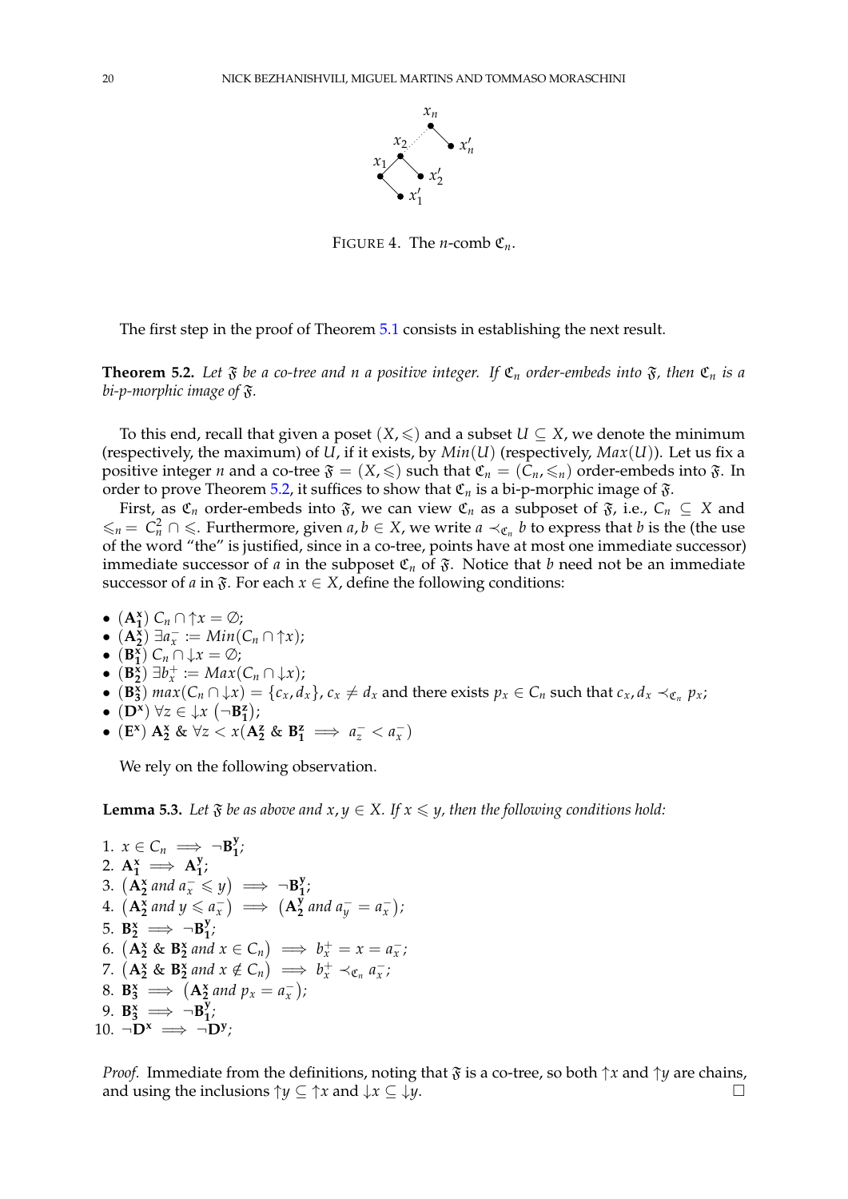FIGURE 4. The $n$-comb $\mathfrak{C}_n$.

The first step in the proof of Theorem 5.1 consists in establishing the next result.

**Theorem 5.2.** *Let $\mathfrak{F}$ be a co-tree and $n$ a positive integer. If $\mathfrak{C}_n$ order-embeds into $\mathfrak{F}$, then $\mathfrak{C}_n$ is a bi-p-morphic image of $\mathfrak{F}$.*

To this end, recall that given a poset $(X, \leqslant)$ and a subset $U \subseteq X$, we denote the minimum (respectively, the maximum) of $U$, if it exists, by $Min(U)$ (respectively, $Max(U)$). Let us fix a positive integer $n$ and a co-tree $\mathfrak{F} = (X, \leqslant)$ such that $\mathfrak{C}_n = (C_n, \leqslant_n)$ order-embeds into $\mathfrak{F}$. In order to prove Theorem 5.2, it suffices to show that $\mathfrak{C}_n$ is a bi-p-morphic image of $\mathfrak{F}$.

First, as $\mathfrak{C}_n$ order-embeds into $\mathfrak{F}$, we can view $\mathfrak{C}_n$ as a subposet of $\mathfrak{F}$, i.e., $C_n \subseteq X$ and $\leqslant_n = C_n^2 \cap \leqslant$. Furthermore, given $a, b \in X$, we write $a \prec_{\mathfrak{C}_n} b$ to express that $b$ is the (the use of the word "the" is justified, since in a co-tree, points have at most one immediate successor) immediate successor of $a$ in the subposet $\mathfrak{C}_n$ of $\mathfrak{F}$. Notice that $b$ need not be an immediate successor of $a$ in $\mathfrak{F}$. For each $x \in X$, define the following conditions:

- $(\mathbf{A_1^x})$ $C_n \cap {\uparrow} x = \emptyset$;
- $(\mathbf{A_2^x})$ $\exists a_x^- := Min(C_n \cap {\uparrow} x)$;
- $(\mathbf{B_1^x})$ $C_n \cap {\downarrow} x = \emptyset$;
- $(\mathbf{B_2^x})$ $\exists b_x^+ := Max(C_n \cap {\downarrow} x)$;
- $(\mathbf{B_3^x})$ $max(C_n \cap {\downarrow} x) = \{c_x, d_x\}$, $c_x \neq d_x$ and there exists $p_x \in C_n$ such that $c_x, d_x \prec_{\mathfrak{C}_n} p_x$;
- $(\mathbf{D^x})$ $\forall z \in {\downarrow} x \ (\neg \mathbf{B_1^z})$;
- $(\mathbf{E^x})$ $\mathbf{A_2^x}$ & $\forall z < x(\mathbf{A_2^z}$ & $\mathbf{B_1^z} \implies a_z^- < a_x^-)$

We rely on the following observation.

**Lemma 5.3.** *Let $\mathfrak{F}$ be as above and $x, y \in X$. If $x \leqslant y$, then the following conditions hold:*

1. $x \in C_n \implies \neg \mathbf{B_1^y}$;
2. $\mathbf{A_1^x} \implies \mathbf{A_1^y}$;
3. $\left(\mathbf{A_2^x} \text{ and } a_x^- \leqslant y\right) \implies \neg \mathbf{B_1^y}$;
4. $\left(\mathbf{A_2^x} \text{ and } y \leqslant a_x^-\right) \implies \left(\mathbf{A_2^y} \text{ and } a_y^- = a_x^-\right)$;
5. $\mathbf{B_2^x} \implies \neg \mathbf{B_1^y}$;
6. $\left(\mathbf{A_2^x} \ \& \ \mathbf{B_2^x} \text{ and } x \in C_n\right) \implies b_x^+ = x = a_x^-$;
7. $\left(\mathbf{A_2^x} \ \& \ \mathbf{B_2^x} \text{ and } x \notin C_n\right) \implies b_x^+ \prec_{\mathfrak{C}_n} a_x^-$;
8. $\mathbf{B_3^x} \implies \left(\mathbf{A_2^x} \text{ and } p_x = a_x^-\right)$;
9. $\mathbf{B_3^x} \implies \neg \mathbf{B_1^y}$;
10. $\neg \mathbf{D^x} \implies \neg \mathbf{D^y}$;

*Proof.* Immediate from the definitions, noting that $\mathfrak{F}$ is a co-tree, so both ${\uparrow} x$ and ${\uparrow} y$ are chains, and using the inclusions ${\uparrow} y \subseteq {\uparrow} x$ and ${\downarrow} x \subseteq {\downarrow} y$. $\square$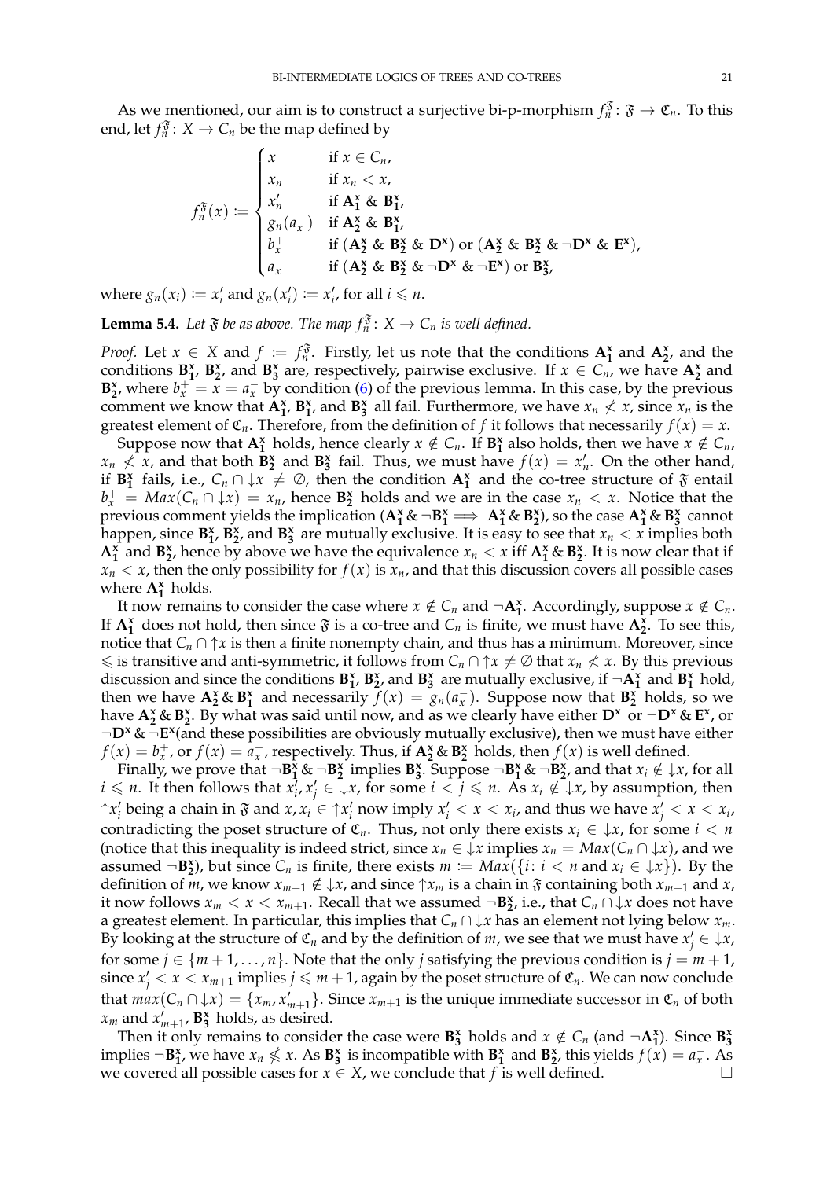As we mentioned, our aim is to construct a surjective bi-p-morphism $f_n^{\mathfrak{F}} \colon \mathfrak{F} \to \mathfrak{C}_n$. To this end, let $f_n^{\mathfrak{F}} \colon X \to C_n$ be the map defined by

$$
f_n^{\mathfrak{F}}(x) := \begin{cases} x & \text{if } x \in C_n, \\ x_n & \text{if } x_n < x, \\ x_n' & \text{if } \mathbf{A_1^x} \ \& \ \mathbf{B_1^x}, \\ g_n(a_x^-) & \text{if } \mathbf{A_2^x} \ \& \ \mathbf{B_1^x}, \\ b_x^+ & \text{if } (\mathbf{A_2^x} \ \& \ \mathbf{B_2^x} \ \& \ \mathbf{D^x}) \text{ or } (\mathbf{A_2^x} \ \& \ \mathbf{B_2^x} \ \& \ \neg\mathbf{D^x} \ \& \ \mathbf{E^x}), \\ a_x^- & \text{if } (\mathbf{A_2^x} \ \& \ \mathbf{B_2^x} \ \& \ \neg\mathbf{D^x} \ \& \ \neg\mathbf{E^x}) \text{ or } \mathbf{B_3^x}, \end{cases}
$$

where $g_n(x_i) := x_i'$ and $g_n(x_i') := x_i'$, for all $i \leqslant n$.

**Lemma 5.4.** *Let $\mathfrak{F}$ be as above. The map $f_n^{\mathfrak{F}} \colon X \to C_n$ is well defined.*

*Proof.* Let $x \in X$ and $f := f_n^{\mathfrak{F}}$. Firstly, let us note that the conditions $\mathbf{A_1^x}$ and $\mathbf{A_2^x}$, and the conditions $\mathbf{B_1^x}$, $\mathbf{B_2^x}$, and $\mathbf{B_3^x}$ are, respectively, pairwise exclusive. If $x \in C_n$, we have $\mathbf{A_2^x}$ and $\mathbf{B_2^x}$, where $b_x^+ = x = a_x^-$ by condition (6) of the previous lemma. In this case, by the previous comment we know that $\mathbf{A_1^x}$, $\mathbf{B_1^x}$, and $\mathbf{B_3^x}$ all fail. Furthermore, we have $x_n \not< x$, since $x_n$ is the greatest element of $\mathfrak{C}_n$. Therefore, from the definition of $f$ it follows that necessarily $f(x) = x$.

Suppose now that $\mathbf{A_1^x}$ holds, hence clearly $x \notin C_n$. If $\mathbf{B_1^x}$ also holds, then we have $x \notin C_n$, $x_n \not< x$, and that both $\mathbf{B_2^x}$ and $\mathbf{B_3^x}$ fail. Thus, we must have $f(x) = x_n'$. On the other hand, if $\mathbf{B_1^x}$ fails, i.e., $C_n \cap {\downarrow} x \neq \emptyset$, then the condition $\mathbf{A_1^x}$ and the co-tree structure of $\mathfrak{F}$ entail $b_x^+ = Max(C_n \cap {\downarrow} x) = x_n$, hence $\mathbf{B_2^x}$ holds and we are in the case $x_n < x$. Notice that the previous comment yields the implication $(\mathbf{A_1^x} \,\&\, \neg\mathbf{B_1^x} \implies \mathbf{A_1^x} \,\&\, \mathbf{B_2^x})$, so the case $\mathbf{A_1^x} \,\&\, \mathbf{B_3^x}$ cannot happen, since $\mathbf{B_1^x}$, $\mathbf{B_2^x}$, and $\mathbf{B_3^x}$ are mutually exclusive. It is easy to see that $x_n < x$ implies both $\mathbf{A_1^x}$ and $\mathbf{B_2^x}$, hence by above we have the equivalence $x_n < x$ iff $\mathbf{A_1^x} \,\&\, \mathbf{B_2^x}$. It is now clear that if $x_n < x$, then the only possibility for $f(x)$ is $x_n$, and that this discussion covers all possible cases where $\mathbf{A_1^x}$ holds.

It now remains to consider the case where $x \notin C_n$ and $\neg\mathbf{A_1^x}$. Accordingly, suppose $x \notin C_n$. If $\mathbf{A_1^x}$ does not hold, then since $\mathfrak{F}$ is a co-tree and $C_n$ is finite, we must have $\mathbf{A_2^x}$. To see this, notice that $C_n \cap {\uparrow} x$ is then a finite nonempty chain, and thus has a minimum. Moreover, since $\leqslant$ is transitive and anti-symmetric, it follows from $C_n \cap {\uparrow} x \neq \emptyset$ that $x_n \not< x$. By this previous discussion and since the conditions $\mathbf{B_1^x}$, $\mathbf{B_2^x}$, and $\mathbf{B_3^x}$ are mutually exclusive, if $\neg\mathbf{A_1^x}$ and $\mathbf{B_1^x}$ hold, then we have $\mathbf{A_2^x} \,\&\, \mathbf{B_1^x}$ and necessarily $f(x) = g_n(a_x^-)$. Suppose now that $\mathbf{B_2^x}$ holds, so we have $\mathbf{A_2^x} \,\&\, \mathbf{B_2^x}$. By what was said until now, and as we clearly have either $\mathbf{D^x}$ or $\neg\mathbf{D^x} \,\&\, \mathbf{E^x}$, or $\neg\mathbf{D^x} \,\&\, \neg\mathbf{E^x}$(and these possibilities are obviously mutually exclusive), then we must have either $f(x) = b_x^+$, or $f(x) = a_x^-$, respectively. Thus, if $\mathbf{A_2^x} \,\&\, \mathbf{B_2^x}$ holds, then $f(x)$ is well defined.

Finally, we prove that $\neg\mathbf{B_1^x} \,\&\, \neg\mathbf{B_2^x}$ implies $\mathbf{B_3^x}$. Suppose $\neg\mathbf{B_1^x} \,\&\, \neg\mathbf{B_2^x}$, and that $x_i \notin {\downarrow} x$, for all $i \leqslant n$. It then follows that $x_i', x_j' \in {\downarrow} x$, for some $i < j \leqslant n$. As $x_i \notin {\downarrow} x$, by assumption, then ${\uparrow} x_i'$ being a chain in $\mathfrak{F}$ and $x, x_i \in {\uparrow} x_i'$ now imply $x_i' < x < x_i$, and thus we have $x_j' < x < x_i$, contradicting the poset structure of $\mathfrak{C}_n$. Thus, not only there exists $x_i \in {\downarrow} x$, for some $i < n$ (notice that this inequality is indeed strict, since $x_n \in {\downarrow} x$ implies $x_n = Max(C_n \cap {\downarrow} x)$, and we assumed $\neg\mathbf{B_2^x}$), but since $C_n$ is finite, there exists $m := Max(\{i \colon i < n \text{ and } x_i \in {\downarrow} x\})$. By the definition of $m$, we know $x_{m+1} \notin {\downarrow} x$, and since ${\uparrow} x_m$ is a chain in $\mathfrak{F}$ containing both $x_{m+1}$ and $x$, it now follows $x_m < x < x_{m+1}$. Recall that we assumed $\neg\mathbf{B_2^x}$, i.e., that $C_n \cap {\downarrow} x$ does not have a greatest element. In particular, this implies that $C_n \cap {\downarrow} x$ has an element not lying below $x_m$. By looking at the structure of $\mathfrak{C}_n$ and by the definition of $m$, we see that we must have $x_j' \in {\downarrow} x$, for some $j \in \{m+1, \dots, n\}$. Note that the only $j$ satisfying the previous condition is $j = m+1$, since $x_j' < x < x_{m+1}$ implies $j \leqslant m+1$, again by the poset structure of $\mathfrak{C}_n$. We can now conclude that $max(C_n \cap {\downarrow} x) = \{x_m, x_{m+1}'\}$. Since $x_{m+1}$ is the unique immediate successor in $\mathfrak{C}_n$ of both $x_m$ and $x_{m+1}'$, $\mathbf{B_3^x}$ holds, as desired.

Then it only remains to consider the case were $\mathbf{B_3^x}$ holds and $x \notin C_n$ (and $\neg\mathbf{A_1^x}$). Since $\mathbf{B_3^x}$ implies $\neg\mathbf{B_1^x}$, we have $x_n \nleq x$. As $\mathbf{B_3^x}$ is incompatible with $\mathbf{B_1^x}$ and $\mathbf{B_2^x}$, this yields $f(x) = a_x^-$. As we covered all possible cases for $x \in X$, we conclude that $f$ is well defined. $\square$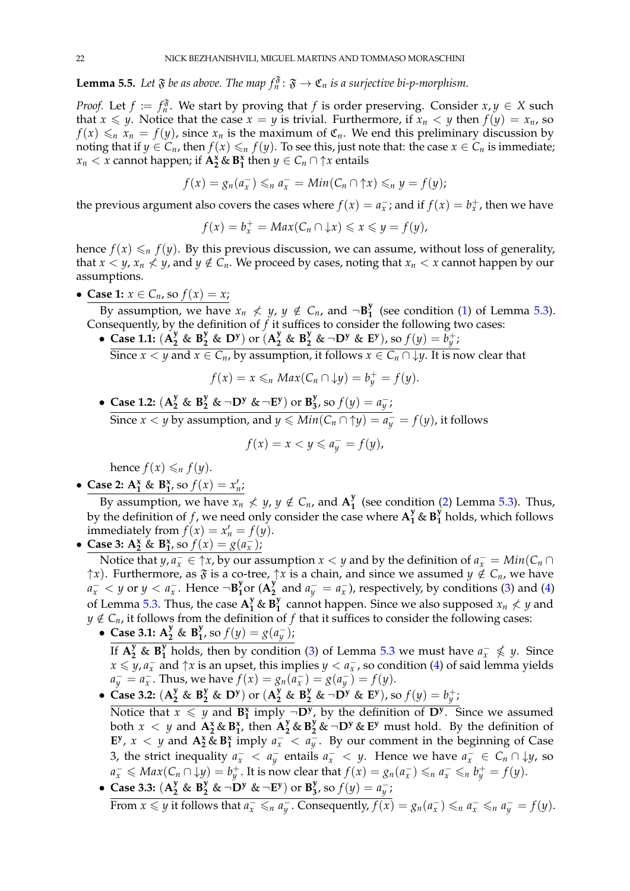**Lemma 5.5.** *Let $\mathfrak{F}$ be as above. The map $f_n^{\mathfrak{F}} \colon \mathfrak{F} \to \mathfrak{C}_n$ is a surjective bi-p-morphism.*

*Proof.* Let $f := f_n^{\mathfrak{F}}$. We start by proving that $f$ is order preserving. Consider $x, y \in X$ such that $x \leqslant y$. Notice that the case $x = y$ is trivial. Furthermore, if $x_n < y$ then $f(y) = x_n$, so $f(x) \leqslant_n x_n = f(y)$, since $x_n$ is the maximum of $\mathfrak{C}_n$. We end this preliminary discussion by noting that if $y \in C_n$, then $f(x) \leqslant_n f(y)$. To see this, just note that: the case $x \in C_n$ is immediate; $x_n < x$ cannot happen; if $\mathbf{A_2^x} \,\&\, \mathbf{B_1^x}$ then $y \in C_n \cap {\uparrow} x$ entails

$$f(x) = g_n(a_x^-) \leqslant_n a_x^- = Min(C_n \cap {\uparrow} x) \leqslant_n y = f(y);$$

the previous argument also covers the cases where $f(x) = a_x^-$; and if $f(x) = b_x^+$, then we have

$$f(x) = b_x^+ = Max(C_n \cap {\downarrow} x) \leqslant x \leqslant y = f(y),$$

hence $f(x) \leqslant_n f(y)$. By this previous discussion, we can assume, without loss of generality, that $x < y$, $x_n \nless y$, and $y \notin C_n$. We proceed by cases, noting that $x_n < x$ cannot happen by our assumptions.

- **Case 1:** $x \in C_n$, so $f(x) = x$;

  By assumption, we have $x_n \nless y$, $y \notin C_n$, and $\neg \mathbf{B_1^y}$ (see condition (1) of Lemma 5.3). Consequently, by the definition of $f$ it suffices to consider the following two cases:

  - **Case 1.1:** $(\mathbf{A_2^y} \,\&\, \mathbf{B_2^y} \,\&\, \mathbf{D^y})$ or $(\mathbf{A_2^y} \,\&\, \mathbf{B_2^y} \,\&\, \neg\mathbf{D^y} \,\&\, \mathbf{E^y})$, so $f(y) = b_y^+$;

    Since $x < y$ and $x \in C_n$, by assumption, it follows $x \in C_n \cap {\downarrow} y$. It is now clear that

    $$f(x) = x \leqslant_n Max(C_n \cap {\downarrow} y) = b_y^+ = f(y).$$

  - **Case 1.2:** $(\mathbf{A_2^y} \,\&\, \mathbf{B_2^y} \,\&\, \neg\mathbf{D^y} \,\&\, \neg\mathbf{E^y})$ or $\mathbf{B_3^y}$, so $f(y) = a_y^-$;

    Since $x < y$ by assumption, and $y \leqslant Min(C_n \cap {\uparrow} y) = a_y^- = f(y)$, it follows

    $$f(x) = x < y \leqslant a_y^- = f(y),$$

    hence $f(x) \leqslant_n f(y)$.

- **Case 2:** $\mathbf{A_1^x} \,\&\, \mathbf{B_1^x}$, so $f(x) = x_n'$;

  By assumption, we have $x_n \nless y$, $y \notin C_n$, and $\mathbf{A_1^y}$ (see condition (2) Lemma 5.3). Thus, by the definition of $f$, we need only consider the case where $\mathbf{A_1^y} \,\&\, \mathbf{B_1^y}$ holds, which follows immediately from $f(x) = x_n' = f(y)$.

- **Case 3:** $\mathbf{A_2^x} \,\&\, \mathbf{B_1^x}$, so $f(x) = g(a_x^-)$;

  Notice that $y, a_x^- \in {\uparrow} x$, by our assumption $x < y$ and by the definition of $a_x^- = Min(C_n \cap {\uparrow} x)$. Furthermore, as $\mathfrak{F}$ is a co-tree, ${\uparrow} x$ is a chain, and since we assumed $y \notin C_n$, we have $a_x^- < y$ or $y < a_x^-$. Hence $\neg\mathbf{B_1^y}$or $(\mathbf{A_2^y}$ and $a_y^- = a_x^-)$, respectively, by conditions (3) and (4) of Lemma 5.3. Thus, the case $\mathbf{A_1^y} \,\&\, \mathbf{B_1^y}$ cannot happen. Since we also supposed $x_n \nless y$ and $y \notin C_n$, it follows from the definition of $f$ that it suffices to consider the following cases:

  - **Case 3.1:** $\mathbf{A_2^y} \,\&\, \mathbf{B_1^y}$, so $f(y) = g(a_y^-)$;

    If $\mathbf{A_2^y} \,\&\, \mathbf{B_1^y}$ holds, then by condition (3) of Lemma 5.3 we must have $a_x^- \nleqslant y$. Since $x \leqslant y, a_x^-$ and ${\uparrow} x$ is an upset, this implies $y < a_x^-$, so condition (4) of said lemma yields $a_y^- = a_x^-$. Thus, we have $f(x) = g_n(a_x^-) = g(a_y^-) = f(y)$.

  - **Case 3.2:** $(\mathbf{A_2^y} \,\&\, \mathbf{B_2^y} \,\&\, \mathbf{D^y})$ or $(\mathbf{A_2^y} \,\&\, \mathbf{B_2^y} \,\&\, \neg\mathbf{D^y} \,\&\, \mathbf{E^y})$, so $f(y) = b_y^+$;

    Notice that $x \leqslant y$ and $\mathbf{B_1^x}$ imply $\neg\mathbf{D^y}$, by the definition of $\mathbf{D^y}$. Since we assumed both $x < y$ and $\mathbf{A_2^x} \,\&\, \mathbf{B_1^x}$, then $\mathbf{A_2^y} \,\&\, \mathbf{B_2^y} \,\&\, \neg\mathbf{D^y} \,\&\, \mathbf{E^y}$ must hold. By the definition of $\mathbf{E^y}$, $x < y$ and $\mathbf{A_2^x} \,\&\, \mathbf{B_1^x}$ imply $a_x^- < a_y^-$. By our comment in the beginning of Case 3, the strict inequality $a_x^- < a_y^-$ entails $a_x^- < y$. Hence we have $a_x^- \in C_n \cap {\downarrow} y$, so $a_x^- \leqslant Max(C_n \cap {\downarrow} y) = b_y^+$. It is now clear that $f(x) = g_n(a_x^-) \leqslant_n a_x^- \leqslant_n b_y^+ = f(y)$.

  - **Case 3.3:** $(\mathbf{A_2^y} \,\&\, \mathbf{B_2^y} \,\&\, \neg\mathbf{D^y} \,\&\, \neg\mathbf{E^y})$ or $\mathbf{B_3^y}$, so $f(y) = a_y^-$;

    From $x \leqslant y$ it follows that $a_x^- \leqslant_n a_y^-$. Consequently, $f(x) = g_n(a_x^-) \leqslant_n a_x^- \leqslant_n a_y^- = f(y)$.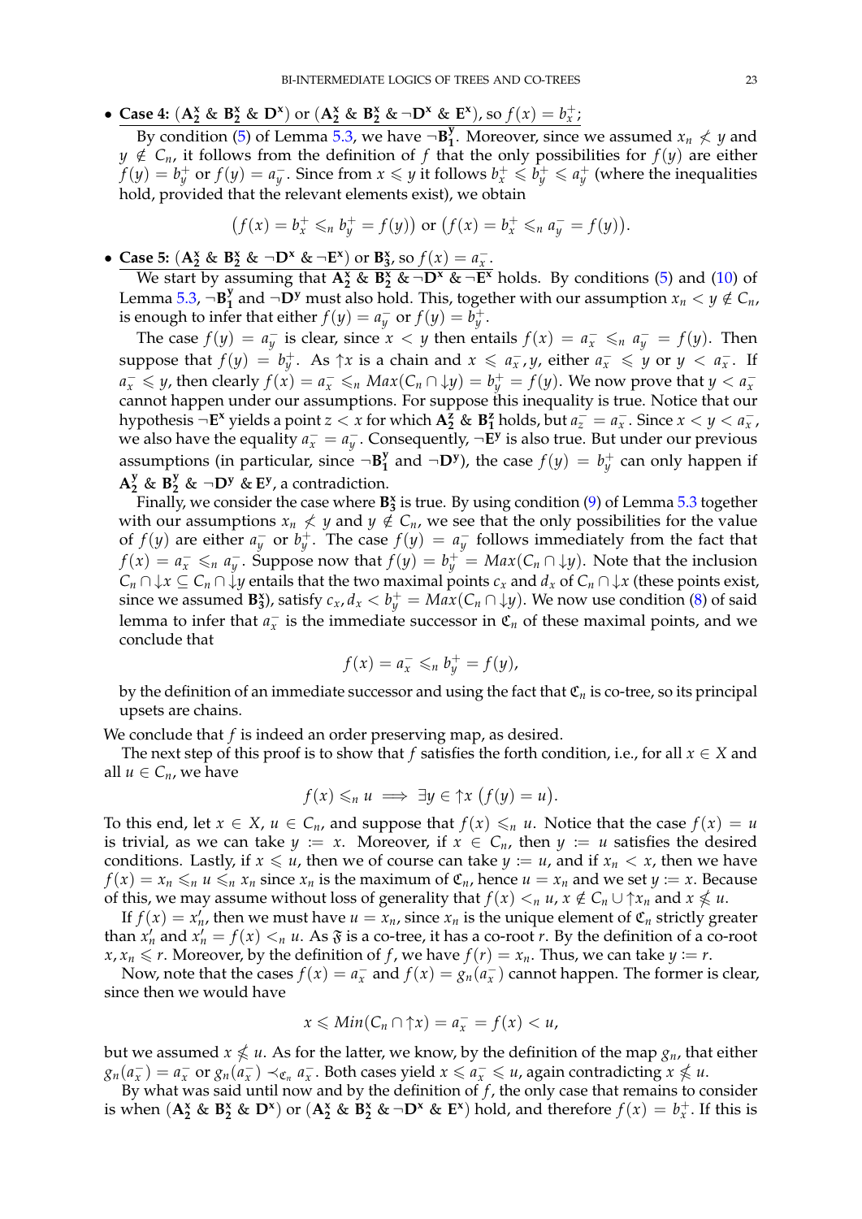- **Case 4:** $(\mathbf{A_2^x}\ \&\ \mathbf{B_2^x}\ \&\ \mathbf{D^x})$ or $(\mathbf{A_2^x}\ \&\ \mathbf{B_2^x}\ \&\ \neg\mathbf{D^x}\ \&\ \mathbf{E^x})$, so $f(x) = b_x^+$;

  By condition (5) of Lemma 5.3, we have $\neg\mathbf{B_1^y}$. Moreover, since we assumed $x_n \not< y$ and $y \notin C_n$, it follows from the definition of $f$ that the only possibilities for $f(y)$ are either $f(y) = b_y^+$ or $f(y) = a_y^-$. Since from $x \leqslant y$ it follows $b_x^+ \leqslant b_y^+ \leqslant a_y^+$ (where the inequalities hold, provided that the relevant elements exist), we obtain

$$\big(f(x) = b_x^+ \leqslant_n b_y^+ = f(y)\big) \text{ or } \big(f(x) = b_x^+ \leqslant_n a_y^- = f(y)\big).$$

- **Case 5:** $(\mathbf{A_2^x}\ \&\ \mathbf{B_2^x}\ \&\ \neg\mathbf{D^x}\ \&\ \neg\mathbf{E^x})$ or $\mathbf{B_3^x}$, so $f(x) = a_x^-$.

  We start by assuming that $\mathbf{A_2^x}\ \&\ \mathbf{B_2^x}\ \&\ \neg\mathbf{D^x}\ \&\ \neg\mathbf{E^x}$ holds. By conditions (5) and (10) of Lemma 5.3, $\neg\mathbf{B_1^y}$ and $\neg\mathbf{D^y}$ must also hold. This, together with our assumption $x_n < y \notin C_n$, is enough to infer that either $f(y) = a_y^-$ or $f(y) = b_y^+$.

  The case $f(y) = a_y^-$ is clear, since $x < y$ then entails $f(x) = a_x^- \leqslant_n a_y^- = f(y)$. Then suppose that $f(y) = b_y^+$. As $\uparrow x$ is a chain and $x \leqslant a_x^-, y$, either $a_x^- \leqslant y$ or $y < a_x^-$. If $a_x^- \leqslant y$, then clearly $f(x) = a_x^- \leqslant_n Max(C_n \cap \downarrow y) = b_y^+ = f(y)$. We now prove that $y < a_x^-$ cannot happen under our assumptions. For suppose this inequality is true. Notice that our hypothesis $\neg\mathbf{E^x}$ yields a point $z < x$ for which $\mathbf{A_2^z}\ \&\ \mathbf{B_1^z}$ holds, but $a_z^- = a_x^-$. Since $x < y < a_x^-$, we also have the equality $a_x^- = a_y^-$. Consequently, $\neg\mathbf{E^y}$ is also true. But under our previous assumptions (in particular, since $\neg\mathbf{B_1^y}$ and $\neg\mathbf{D^y}$), the case $f(y) = b_y^+$ can only happen if $\mathbf{A_2^y}\ \&\ \mathbf{B_2^y}\ \&\ \neg\mathbf{D^y}\ \&\ \mathbf{E^y}$, a contradiction.

  Finally, we consider the case where $\mathbf{B_3^x}$ is true. By using condition (9) of Lemma 5.3 together with our assumptions $x_n \not< y$ and $y \notin C_n$, we see that the only possibilities for the value of $f(y)$ are either $a_y^-$ or $b_y^+$. The case $f(y) = a_y^-$ follows immediately from the fact that $f(x) = a_x^- \leqslant_n a_y^-$. Suppose now that $f(y) = b_y^+ = Max(C_n \cap \downarrow y)$. Note that the inclusion $C_n \cap \downarrow x \subseteq C_n \cap \downarrow y$ entails that the two maximal points $c_x$ and $d_x$ of $C_n \cap \downarrow x$ (these points exist, since we assumed $\mathbf{B_3^x}$), satisfy $c_x, d_x < b_y^+ = Max(C_n \cap \downarrow y)$. We now use condition (8) of said lemma to infer that $a_x^-$ is the immediate successor in $\mathfrak{C}_n$ of these maximal points, and we conclude that

$$f(x) = a_x^- \leqslant_n b_y^+ = f(y),$$

  by the definition of an immediate successor and using the fact that $\mathfrak{C}_n$ is co-tree, so its principal upsets are chains.

We conclude that $f$ is indeed an order preserving map, as desired.

The next step of this proof is to show that $f$ satisfies the forth condition, i.e., for all $x \in X$ and all $u \in C_n$, we have

$$f(x) \leqslant_n u \implies \exists y \in \uparrow x\ \big(f(y) = u\big).$$

To this end, let $x \in X$, $u \in C_n$, and suppose that $f(x) \leqslant_n u$. Notice that the case $f(x) = u$ is trivial, as we can take $y := x$. Moreover, if $x \in C_n$, then $y := u$ satisfies the desired conditions. Lastly, if $x \leqslant u$, then we of course can take $y := u$, and if $x_n < x$, then we have $f(x) = x_n \leqslant_n u \leqslant_n x_n$ since $x_n$ is the maximum of $\mathfrak{C}_n$, hence $u = x_n$ and we set $y := x$. Because of this, we may assume without loss of generality that $f(x) <_n u$, $x \notin C_n \cup \uparrow x_n$ and $x \nleqslant u$.

If $f(x) = x_n'$, then we must have $u = x_n$, since $x_n$ is the unique element of $\mathfrak{C}_n$ strictly greater than $x_n'$ and $x_n' = f(x) <_n u$. As $\mathfrak{F}$ is a co-tree, it has a co-root $r$. By the definition of a co-root $x, x_n \leqslant r$. Moreover, by the definition of $f$, we have $f(r) = x_n$. Thus, we can take $y := r$.

Now, note that the cases $f(x) = a_x^-$ and $f(x) = g_n(a_x^-)$ cannot happen. The former is clear, since then we would have

$$x \leqslant Min(C_n \cap \uparrow x) = a_x^- = f(x) < u,$$

but we assumed $x \nleqslant u$. As for the latter, we know, by the definition of the map $g_n$, that either $g_n(a_x^-) = a_x^-$ or $g_n(a_x^-) \prec_{\mathfrak{C}_n} a_x^-$. Both cases yield $x \leqslant a_x^- \leqslant u$, again contradicting $x \nleqslant u$.

By what was said until now and by the definition of $f$, the only case that remains to consider is when $(\mathbf{A_2^x}\ \&\ \mathbf{B_2^x}\ \&\ \mathbf{D^x})$ or $(\mathbf{A_2^x}\ \&\ \mathbf{B_2^x}\ \&\ \neg\mathbf{D^x}\ \&\ \mathbf{E^x})$ hold, and therefore $f(x) = b_x^+$. If this is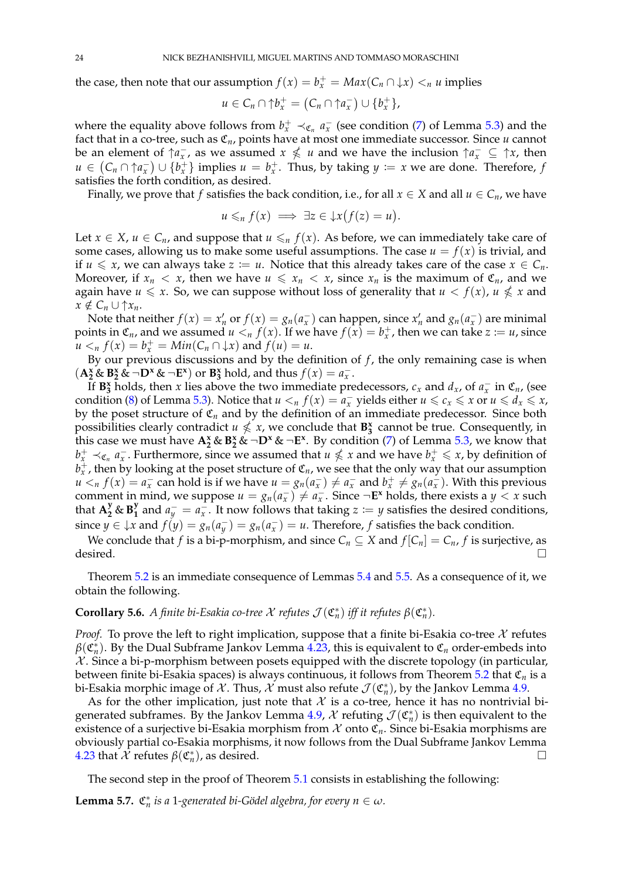the case, then note that our assumption $f(x) = b_x^+ = Max(C_n \cap {\downarrow}x) <_n u$ implies

$$u \in C_n \cap {\uparrow} b_x^+ = \big(C_n \cap {\uparrow} a_x^-\big) \cup \{b_x^+\},$$

where the equality above follows from $b_x^+ \prec_{\mathfrak{C}_n} a_x^-$ (see condition (7) of Lemma 5.3) and the fact that in a co-tree, such as $\mathfrak{C}_n$, points have at most one immediate successor. Since $u$ cannot be an element of ${\uparrow} a_x^-$, as we assumed $x \nleqslant u$ and we have the inclusion ${\uparrow} a_x^- \subseteq {\uparrow} x$, then $u \in \big(C_n \cap {\uparrow} a_x^-\big) \cup \{b_x^+\}$ implies $u = b_x^+$. Thus, by taking $y := x$ we are done. Therefore, $f$ satisfies the forth condition, as desired.

Finally, we prove that $f$ satisfies the back condition, i.e., for all $x \in X$ and all $u \in C_n$, we have

$$u \leqslant_n f(x) \implies \exists z \in {\downarrow} x \big(f(z) = u\big).$$

Let $x \in X$, $u \in C_n$, and suppose that $u \leqslant_n f(x)$. As before, we can immediately take care of some cases, allowing us to make some useful assumptions. The case $u = f(x)$ is trivial, and if $u \leqslant x$, we can always take $z := u$. Notice that this already takes care of the case $x \in C_n$. Moreover, if $x_n < x$, then we have $u \leqslant x_n < x$, since $x_n$ is the maximum of $\mathfrak{C}_n$, and we again have $u \leqslant x$. So, we can suppose without loss of generality that $u < f(x)$, $u \nleqslant x$ and $x \notin C_n \cup {\uparrow} x_n$.

Note that neither $f(x) = x_n'$ or $f(x) = g_n(a_x^-)$ can happen, since $x_n'$ and $g_n(a_x^-)$ are minimal points in $\mathfrak{C}_n$, and we assumed $u <_n f(x)$. If we have $f(x) = b_x^+$, then we can take $z := u$, since $u <_n f(x) = b_x^+ = Min(C_n \cap {\downarrow} x)$ and $f(u) = u$.

By our previous discussions and by the definition of $f$, the only remaining case is when $(\mathbf{A_2^x} \,\&\, \mathbf{B_2^x} \,\&\, \neg\mathbf{D^x} \,\&\, \neg\mathbf{E^x})$ or $\mathbf{B_3^x}$ hold, and thus $f(x) = a_x^-$.

If $\mathbf{B_3^x}$ holds, then $x$ lies above the two immediate predecessors, $c_x$ and $d_x$, of $a_x^-$ in $\mathfrak{C}_n$, (see condition (8) of Lemma 5.3). Notice that $u <_n f(x) = a_x^-$ yields either $u \leqslant c_x \leqslant x$ or $u \leqslant d_x \leqslant x$, by the poset structure of $\mathfrak{C}_n$ and by the definition of an immediate predecessor. Since both possibilities clearly contradict $u \nleqslant x$, we conclude that $\mathbf{B_3^x}$ cannot be true. Consequently, in this case we must have $\mathbf{A_2^x} \,\&\, \mathbf{B_2^x} \,\&\, \neg\mathbf{D^x} \,\&\, \neg\mathbf{E^x}$. By condition (7) of Lemma 5.3, we know that $b_x^+ \prec_{\mathfrak{C}_n} a_x^-$. Furthermore, since we assumed that $u \nleqslant x$ and we have $b_x^+ \leqslant x$, by definition of $b_x^+$, then by looking at the poset structure of $\mathfrak{C}_n$, we see that the only way that our assumption $u <_n f(x) = a_x^-$ can hold is if we have $u = g_n(a_x^-) \neq a_x^-$ and $b_x^+ \neq g_n(a_x^-)$. With this previous comment in mind, we suppose $u = g_n(a_x^-) \neq a_x^-$. Since $\neg\mathbf{E^x}$ holds, there exists a $y < x$ such that $\mathbf{A_2^y} \,\&\, \mathbf{B_1^y}$ and $a_y^- = a_x^-$. It now follows that taking $z := y$ satisfies the desired conditions, since $y \in {\downarrow} x$ and $f(y) = g_n(a_y^-) = g_n(a_x^-) = u$. Therefore, $f$ satisfies the back condition.

We conclude that $f$ is a bi-p-morphism, and since $C_n \subseteq X$ and $f[C_n] = C_n$, $f$ is surjective, as desired. $\square$

Theorem 5.2 is an immediate consequence of Lemmas 5.4 and 5.5. As a consequence of it, we obtain the following.

**Corollary 5.6.** *A finite bi-Esakia co-tree $\mathcal{X}$ refutes $\mathcal{J}(\mathfrak{C}_n^*)$ iff it refutes $\beta(\mathfrak{C}_n^*)$.*

*Proof.* To prove the left to right implication, suppose that a finite bi-Esakia co-tree $\mathcal{X}$ refutes $\beta(\mathfrak{C}_n^*)$. By the Dual Subframe Jankov Lemma 4.23, this is equivalent to $\mathfrak{C}_n$ order-embeds into $\mathcal{X}$. Since a bi-p-morphism between posets equipped with the discrete topology (in particular, between finite bi-Esakia spaces) is always continuous, it follows from Theorem 5.2 that $\mathfrak{C}_n$ is a bi-Esakia morphic image of $\mathcal{X}$. Thus, $\mathcal{X}$ must also refute $\mathcal{J}(\mathfrak{C}_n^*)$, by the Jankov Lemma 4.9.

As for the other implication, just note that $\mathcal{X}$ is a co-tree, hence it has no nontrivial bi-generated subframes. By the Jankov Lemma 4.9, $\mathcal{X}$ refuting $\mathcal{J}(\mathfrak{C}_n^*)$ is then equivalent to the existence of a surjective bi-Esakia morphism from $\mathcal{X}$ onto $\mathfrak{C}_n$. Since bi-Esakia morphisms are obviously partial co-Esakia morphisms, it now follows from the Dual Subframe Jankov Lemma 4.23 that $\mathcal{X}$ refutes $\beta(\mathfrak{C}_n^*)$, as desired. $\square$

The second step in the proof of Theorem 5.1 consists in establishing the following:

**Lemma 5.7.** *$\mathfrak{C}_n^*$ is a 1-generated bi-Gödel algebra, for every $n \in \omega$.*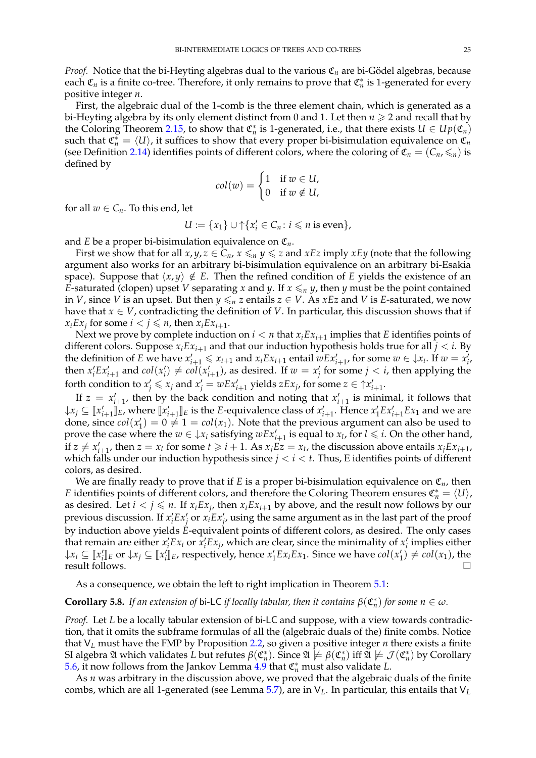*Proof.* Notice that the bi-Heyting algebras dual to the various $\mathfrak{C}_n$ are bi-Gödel algebras, because each $\mathfrak{C}_n$ is a finite co-tree. Therefore, it only remains to prove that $\mathfrak{C}_n^*$ is 1-generated for every positive integer $n$.

First, the algebraic dual of the 1-comb is the three element chain, which is generated as a bi-Heyting algebra by its only element distinct from 0 and 1. Let then $n \geqslant 2$ and recall that by the Coloring Theorem 2.15, to show that $\mathfrak{C}_n^*$ is 1-generated, i.e., that there exists $U \in Up(\mathfrak{C}_n)$ such that $\mathfrak{C}_n^* = \langle U \rangle$, it suffices to show that every proper bi-bisimulation equivalence on $\mathfrak{C}_n$ (see Definition 2.14) identifies points of different colors, where the coloring of $\mathfrak{C}_n = (C_n, \leqslant_n)$ is defined by

$$col(w) = \begin{cases} 1 & \text{if } w \in U, \\ 0 & \text{if } w \notin U, \end{cases}$$

for all $w \in C_n$. To this end, let

$$U := \{x_1\} \cup {\uparrow}\{x_i' \in C_n \colon i \leqslant n \text{ is even}\},$$

and $E$ be a proper bi-bisimulation equivalence on $\mathfrak{C}_n$.

First we show that for all $x, y, z \in C_n$, $x \leqslant_n y \leqslant z$ and $xEz$ imply $xEy$ (note that the following argument also works for an arbitrary bi-bisimulation equivalence on an arbitrary bi-Esakia space). Suppose that $\langle x, y \rangle \notin E$. Then the refined condition of $E$ yields the existence of an $E$-saturated (clopen) upset $V$ separating $x$ and $y$. If $x \leqslant_n y$, then $y$ must be the point contained in $V$, since $V$ is an upset. But then $y \leqslant_n z$ entails $z \in V$. As $xEz$ and $V$ is $E$-saturated, we now have that $x \in V$, contradicting the definition of $V$. In particular, this discussion shows that if $x_i E x_j$ for some $i < j \leqslant n$, then $x_i E x_{i+1}$.

Next we prove by complete induction on $i < n$ that $x_i E x_{i+1}$ implies that $E$ identifies points of different colors. Suppose $x_i E x_{i+1}$ and that our induction hypothesis holds true for all $j < i$. By the definition of $E$ we have $x_{i+1}' \leqslant x_{i+1}$ and $x_i E x_{i+1}$ entail $w E x_{i+1}'$, for some $w \in {\downarrow} x_i$. If $w = x_i'$, then $x_i' E x_{i+1}'$ and $col(x_i') \neq col(x_{i+1}')$, as desired. If $w = x_j'$ for some $j < i$, then applying the forth condition to $x_j' \leqslant x_j$ and $x_j' = w E x_{i+1}'$ yields $z E x_j$, for some $z \in {\uparrow} x_{i+1}'$.

If $z = x_{i+1}'$, then by the back condition and noting that $x_{i+1}'$ is minimal, it follows that ${\downarrow} x_j \subseteq [\![x_{i+1}']\!]_E$, where $[\![x_{i+1}']\!]_E$ is the $E$-equivalence class of $x_{i+1}'$. Hence $x_1' E x_{i+1}' E x_1$ and we are done, since $col(x_1') = 0 \neq 1 = col(x_1)$. Note that the previous argument can also be used to prove the case where the $w \in {\downarrow} x_i$ satisfying $w E x_{i+1}'$ is equal to $x_l$, for $l \leqslant i$. On the other hand, if $z \neq x_{i+1}'$, then $z = x_t$ for some $t \geqslant i+1$. As $x_j E z = x_t$, the discussion above entails $x_j E x_{j+1}$, which falls under our induction hypothesis since $j < i < t$. Thus, E identifies points of different colors, as desired.

We are finally ready to prove that if $E$ is a proper bi-bisimulation equivalence on $\mathfrak{C}_n$, then $E$ identifies points of different colors, and therefore the Coloring Theorem ensures $\mathfrak{C}_n^* = \langle U \rangle$, as desired. Let $i < j \leqslant n$. If $x_i E x_j$, then $x_i E x_{i+1}$ by above, and the result now follows by our previous discussion. If $x_i' E x_j'$ or $x_i E x_j'$, using the same argument as in the last part of the proof by induction above yields $E$-equivalent points of different colors, as desired. The only cases that remain are either $x_i' E x_i$ or $x_i' E x_j$, which are clear, since the minimality of $x_i'$ implies either ${\downarrow} x_i \subseteq [\![x_i']\!]_E$ or ${\downarrow} x_j \subseteq [\![x_i']\!]_E$, respectively, hence $x_1' E x_i E x_1$. Since we have $col(x_1') \neq col(x_1)$, the result follows. $\square$

As a consequence, we obtain the left to right implication in Theorem 5.1:

**Corollary 5.8.** *If an extension of* bi-LC *if locally tabular, then it contains $\beta(\mathfrak{C}_n^*)$ for some $n \in \omega$.*

*Proof.* Let $L$ be a locally tabular extension of bi-LC and suppose, with a view towards contradiction, that it omits the subframe formulas of all the (algebraic duals of the) finite combs. Notice that $\mathsf{V}_L$ must have the FMP by Proposition 2.2, so given a positive integer $n$ there exists a finite SI algebra $\mathfrak{A}$ which validates $L$ but refutes $\beta(\mathfrak{C}_n^*)$. Since $\mathfrak{A} \not\models \beta(\mathfrak{C}_n^*)$ iff $\mathfrak{A} \not\models \mathcal{J}(\mathfrak{C}_n^*)$ by Corollary 5.6, it now follows from the Jankov Lemma 4.9 that $\mathfrak{C}_n^*$ must also validate $L$.

As $n$ was arbitrary in the discussion above, we proved that the algebraic duals of the finite combs, which are all 1-generated (see Lemma 5.7), are in $\mathsf{V}_L$. In particular, this entails that $\mathsf{V}_L$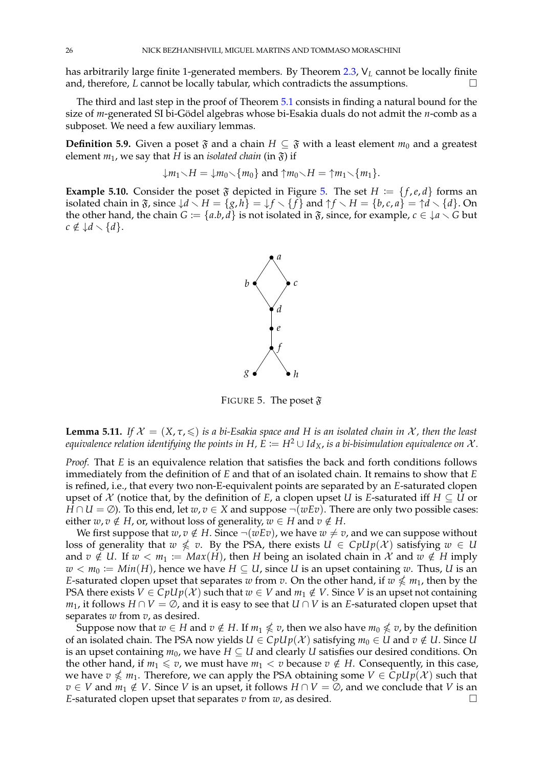has arbitrarily large finite 1-generated members. By Theorem 2.3, $\mathsf{V}_L$ cannot be locally finite and, therefore, $L$ cannot be locally tabular, which contradicts the assumptions. $\square$

The third and last step in the proof of Theorem 5.1 consists in finding a natural bound for the size of $m$-generated SI bi-Gödel algebras whose bi-Esakia duals do not admit the $n$-comb as a subposet. We need a few auxiliary lemmas.

**Definition 5.9.** Given a poset $\mathfrak{F}$ and a chain $H \subseteq \mathfrak{F}$ with a least element $m_0$ and a greatest element $m_1$, we say that $H$ is an *isolated chain* (in $\mathfrak{F}$) if

$$\downarrow m_1 \smallsetminus H = \downarrow m_0 \smallsetminus \{m_0\} \text{ and } \uparrow m_0 \smallsetminus H = \uparrow m_1 \smallsetminus \{m_1\}.$$

**Example 5.10.** Consider the poset $\mathfrak{F}$ depicted in Figure 5. The set $H := \{f, e, d\}$ forms an isolated chain in $\mathfrak{F}$, since $\downarrow d \smallsetminus H = \{g, h\} = \downarrow f \smallsetminus \{f\}$ and $\uparrow f \smallsetminus H = \{b, c, a\} = \uparrow d \smallsetminus \{d\}$. On the other hand, the chain $G := \{a.b, d\}$ is not isolated in $\mathfrak{F}$, since, for example, $c \in \downarrow a \smallsetminus G$ but $c \notin \downarrow d \smallsetminus \{d\}$.

FIGURE 5. The poset $\mathfrak{F}$

**Lemma 5.11.** *If $\mathcal{X} = (X, \tau, \leqslant)$ is a bi-Esakia space and $H$ is an isolated chain in $\mathcal{X}$, then the least equivalence relation identifying the points in $H$, $E := H^2 \cup Id_X$, is a bi-bisimulation equivalence on $\mathcal{X}$.*

*Proof.* That $E$ is an equivalence relation that satisfies the back and forth conditions follows immediately from the definition of $E$ and that of an isolated chain. It remains to show that $E$ is refined, i.e., that every two non-E-equivalent points are separated by an $E$-saturated clopen upset of $\mathcal{X}$ (notice that, by the definition of $E$, a clopen upset $U$ is $E$-saturated iff $H \subseteq U$ or $H \cap U = \emptyset$). To this end, let $w, v \in X$ and suppose $\neg(wEv)$. There are only two possible cases: either $w, v \notin H$, or, without loss of generality, $w \in H$ and $v \notin H$.

We first suppose that $w, v \notin H$. Since $\neg(wEv)$, we have $w \neq v$, and we can suppose without loss of generality that $w \nleqslant v$. By the PSA, there exists $U \in CpUp(\mathcal{X})$ satisfying $w \in U$ and $v \notin U$. If $w < m_1 := Max(H)$, then $H$ being an isolated chain in $\mathcal{X}$ and $w \notin H$ imply $w < m_0 := Min(H)$, hence we have $H \subseteq U$, since $U$ is an upset containing $w$. Thus, $U$ is an $E$-saturated clopen upset that separates $w$ from $v$. On the other hand, if $w \nleqslant m_1$, then by the PSA there exists $V \in CpUp(\mathcal{X})$ such that $w \in V$ and $m_1 \notin V$. Since $V$ is an upset not containing $m_1$, it follows $H \cap V = \emptyset$, and it is easy to see that $U \cap V$ is an $E$-saturated clopen upset that separates $w$ from $v$, as desired.

Suppose now that $w \in H$ and $v \notin H$. If $m_1 \nleqslant v$, then we also have $m_0 \nleqslant v$, by the definition of an isolated chain. The PSA now yields $U \in CpUp(\mathcal{X})$ satisfying $m_0 \in U$ and $v \notin U$. Since $U$ is an upset containing $m_0$, we have $H \subseteq U$ and clearly $U$ satisfies our desired conditions. On the other hand, if $m_1 \leqslant v$, we must have $m_1 < v$ because $v \notin H$. Consequently, in this case, we have $v \nleqslant m_1$. Therefore, we can apply the PSA obtaining some $V \in CpUp(\mathcal{X})$ such that $v \in V$ and $m_1 \notin V$. Since $V$ is an upset, it follows $H \cap V = \emptyset$, and we conclude that $V$ is an $E$-saturated clopen upset that separates $v$ from $w$, as desired. $\square$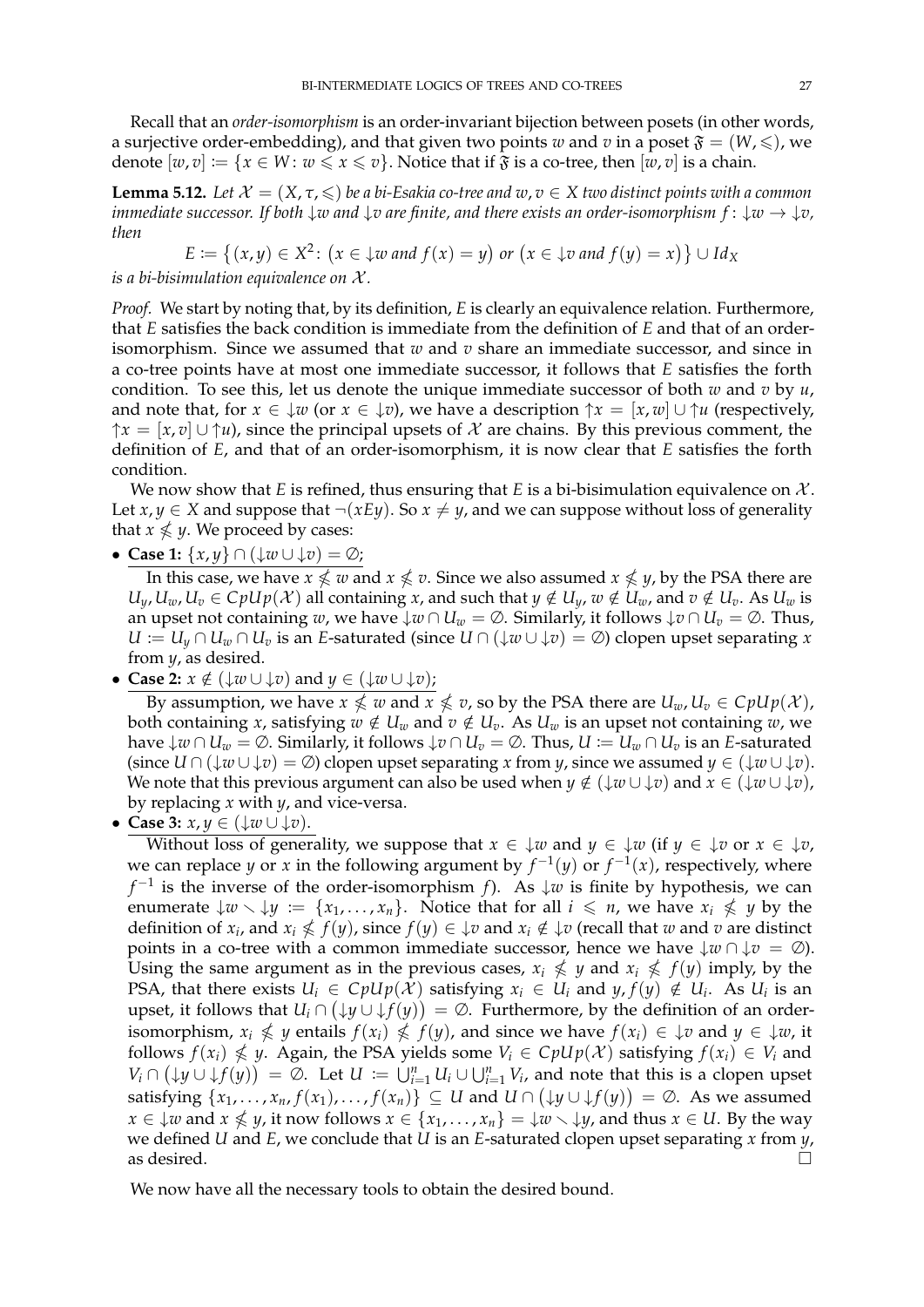Recall that an *order-isomorphism* is an order-invariant bijection between posets (in other words, a surjective order-embedding), and that given two points $w$ and $v$ in a poset $\mathfrak{F} = (W, \leqslant)$, we denote $[w, v] := \{x \in W : w \leqslant x \leqslant v\}$. Notice that if $\mathfrak{F}$ is a co-tree, then $[w, v]$ is a chain.

**Lemma 5.12.** *Let $\mathcal{X} = (X, \tau, \leqslant)$ be a bi-Esakia co-tree and $w, v \in X$ two distinct points with a common immediate successor. If both $\downarrow w$ and $\downarrow v$ are finite, and there exists an order-isomorphism $f : \downarrow w \to \downarrow v$, then*

$$E := \{(x, y) \in X^2 : (x \in \downarrow w \text{ and } f(x) = y) \text{ or } (x \in \downarrow v \text{ and } f(y) = x)\} \cup Id_X$$

*is a bi-bisimulation equivalence on $\mathcal{X}$.*

*Proof.* We start by noting that, by its definition, $E$ is clearly an equivalence relation. Furthermore, that $E$ satisfies the back condition is immediate from the definition of $E$ and that of an order-isomorphism. Since we assumed that $w$ and $v$ share an immediate successor, and since in a co-tree points have at most one immediate successor, it follows that $E$ satisfies the forth condition. To see this, let us denote the unique immediate successor of both $w$ and $v$ by $u$, and note that, for $x \in \downarrow w$ (or $x \in \downarrow v$), we have a description $\uparrow x = [x, w] \cup \uparrow u$ (respectively, $\uparrow x = [x, v] \cup \uparrow u$), since the principal upsets of $\mathcal{X}$ are chains. By this previous comment, the definition of $E$, and that of an order-isomorphism, it is now clear that $E$ satisfies the forth condition.

We now show that $E$ is refined, thus ensuring that $E$ is a bi-bisimulation equivalence on $\mathcal{X}$. Let $x, y \in X$ and suppose that $\neg(xEy)$. So $x \neq y$, and we can suppose without loss of generality that $x \nleqslant y$. We proceed by cases:

- **Case 1:** $\{x, y\} \cap (\downarrow w \cup \downarrow v) = \emptyset$;

  In this case, we have $x \nleqslant w$ and $x \nleqslant v$. Since we also assumed $x \nleqslant y$, by the PSA there are $U_y, U_w, U_v \in CpUp(\mathcal{X})$ all containing $x$, and such that $y \notin U_y$, $w \notin U_w$, and $v \notin U_v$. As $U_w$ is an upset not containing $w$, we have $\downarrow w \cap U_w = \emptyset$. Similarly, it follows $\downarrow v \cap U_v = \emptyset$. Thus, $U := U_y \cap U_w \cap U_v$ is an $E$-saturated (since $U \cap (\downarrow w \cup \downarrow v) = \emptyset$) clopen upset separating $x$ from $y$, as desired.

- **Case 2:** $x \notin (\downarrow w \cup \downarrow v)$ and $y \in (\downarrow w \cup \downarrow v)$;

  By assumption, we have $x \nleqslant w$ and $x \nleqslant v$, so by the PSA there are $U_w, U_v \in CpUp(\mathcal{X})$, both containing $x$, satisfying $w \notin U_w$ and $v \notin U_v$. As $U_w$ is an upset not containing $w$, we have $\downarrow w \cap U_w = \emptyset$. Similarly, it follows $\downarrow v \cap U_v = \emptyset$. Thus, $U := U_w \cap U_v$ is an $E$-saturated (since $U \cap (\downarrow w \cup \downarrow v) = \emptyset$) clopen upset separating $x$ from $y$, since we assumed $y \in (\downarrow w \cup \downarrow v)$. We note that this previous argument can also be used when $y \notin (\downarrow w \cup \downarrow v)$ and $x \in (\downarrow w \cup \downarrow v)$, by replacing $x$ with $y$, and vice-versa.

- **Case 3:** $x, y \in (\downarrow w \cup \downarrow v)$.

  Without loss of generality, we suppose that $x \in \downarrow w$ and $y \in \downarrow w$ (if $y \in \downarrow v$ or $x \in \downarrow v$, we can replace $y$ or $x$ in the following argument by $f^{-1}(y)$ or $f^{-1}(x)$, respectively, where $f^{-1}$ is the inverse of the order-isomorphism $f$). As $\downarrow w$ is finite by hypothesis, we can enumerate $\downarrow w \smallsetminus \downarrow y := \{x_1, \ldots, x_n\}$. Notice that for all $i \leqslant n$, we have $x_i \nleqslant y$ by the definition of $x_i$, and $x_i \nleqslant f(y)$, since $f(y) \in \downarrow v$ and $x_i \notin \downarrow v$ (recall that $w$ and $v$ are distinct points in a co-tree with a common immediate successor, hence we have $\downarrow w \cap \downarrow v = \emptyset$). Using the same argument as in the previous cases, $x_i \nleqslant y$ and $x_i \nleqslant f(y)$ imply, by the PSA, that there exists $U_i \in CpUp(\mathcal{X})$ satisfying $x_i \in U_i$ and $y, f(y) \notin U_i$. As $U_i$ is an upset, it follows that $U_i \cap (\downarrow y \cup \downarrow f(y)) = \emptyset$. Furthermore, by the definition of an order-isomorphism, $x_i \nleqslant y$ entails $f(x_i) \nleqslant f(y)$, and since we have $f(x_i) \in \downarrow v$ and $y \in \downarrow w$, it follows $f(x_i) \nleqslant y$. Again, the PSA yields some $V_i \in CpUp(\mathcal{X})$ satisfying $f(x_i) \in V_i$ and $V_i \cap (\downarrow y \cup \downarrow f(y)) = \emptyset$. Let $U := \bigcup_{i=1}^{n} U_i \cup \bigcup_{i=1}^{n} V_i$, and note that this is a clopen upset satisfying $\{x_1, \ldots, x_n, f(x_1), \ldots, f(x_n)\} \subseteq U$ and $U \cap (\downarrow y \cup \downarrow f(y)) = \emptyset$. As we assumed $x \in \downarrow w$ and $x \nleqslant y$, it now follows $x \in \{x_1, \ldots, x_n\} = \downarrow w \smallsetminus \downarrow y$, and thus $x \in U$. By the way we defined $U$ and $E$, we conclude that $U$ is an $E$-saturated clopen upset separating $x$ from $y$, as desired. $\square$

We now have all the necessary tools to obtain the desired bound.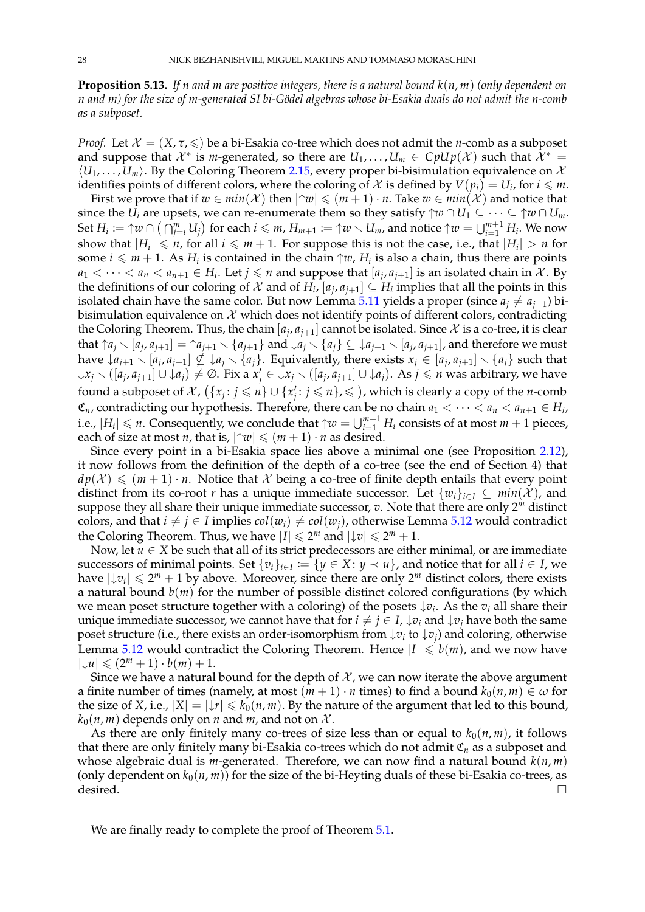**Proposition 5.13.** *If $n$ and $m$ are positive integers, there is a natural bound $k(n,m)$ (only dependent on $n$ and $m$) for the size of $m$-generated SI bi-Gödel algebras whose bi-Esakia duals do not admit the $n$-comb as a subposet.*

*Proof.* Let $\mathcal{X} = (X, \tau, \leqslant)$ be a bi-Esakia co-tree which does not admit the $n$-comb as a subposet and suppose that $\mathcal{X}^*$ is $m$-generated, so there are $U_1, \dots, U_m \in CpUp(\mathcal{X})$ such that $\mathcal{X}^* = \langle U_1, \dots, U_m \rangle$. By the Coloring Theorem 2.15, every proper bi-bisimulation equivalence on $\mathcal{X}$ identifies points of different colors, where the coloring of $\mathcal{X}$ is defined by $V(p_i) = U_i$, for $i \leqslant m$.

First we prove that if $w \in min(\mathcal{X})$ then $|{\uparrow}w| \leqslant (m+1) \cdot n$. Take $w \in min(\mathcal{X})$ and notice that since the $U_i$ are upsets, we can re-enumerate them so they satisfy ${\uparrow}w \cap U_1 \subseteq \dots \subseteq {\uparrow}w \cap U_m$. Set $H_i := {\uparrow}w \cap \left(\bigcap_{j=i}^{m} U_j\right)$ for each $i \leqslant m$, $H_{m+1} := {\uparrow}w \smallsetminus U_m$, and notice ${\uparrow}w = \bigcup_{i=1}^{m+1} H_i$. We now show that $|H_i| \leqslant n$, for all $i \leqslant m+1$. For suppose this is not the case, i.e., that $|H_i| > n$ for some $i \leqslant m+1$. As $H_i$ is contained in the chain ${\uparrow}w$, $H_i$ is also a chain, thus there are points $a_1 < \dots < a_n < a_{n+1} \in H_i$. Let $j \leqslant n$ and suppose that $[a_j, a_{j+1}]$ is an isolated chain in $\mathcal{X}$. By the definitions of our coloring of $\mathcal{X}$ and of $H_i$, $[a_j, a_{j+1}] \subseteq H_i$ implies that all the points in this isolated chain have the same color. But now Lemma 5.11 yields a proper (since $a_j \neq a_{j+1}$) bi-bisimulation equivalence on $\mathcal{X}$ which does not identify points of different colors, contradicting the Coloring Theorem. Thus, the chain $[a_j, a_{j+1}]$ cannot be isolated. Since $\mathcal{X}$ is a co-tree, it is clear that ${\uparrow}a_j \smallsetminus [a_j, a_{j+1}] = {\uparrow}a_{j+1} \smallsetminus \{a_{j+1}\}$ and ${\downarrow}a_j \smallsetminus \{a_j\} \subseteq {\downarrow}a_{j+1} \smallsetminus [a_j, a_{j+1}]$, and therefore we must have ${\downarrow}a_{j+1} \smallsetminus [a_j, a_{j+1}] \nsubseteq {\downarrow}a_j \smallsetminus \{a_j\}$. Equivalently, there exists $x_j \in [a_j, a_{j+1}] \smallsetminus \{a_j\}$ such that ${\downarrow}x_j \smallsetminus ([a_j, a_{j+1}] \cup {\downarrow}a_j) \neq \emptyset$. Fix a $x'_j \in {\downarrow}x_j \smallsetminus ([a_j, a_{j+1}] \cup {\downarrow}a_j)$. As $j \leqslant n$ was arbitrary, we have found a subposet of $\mathcal{X}$, $\left(\{x_j : j \leqslant n\} \cup \{x'_j : j \leqslant n\}, \leqslant\right)$, which is clearly a copy of the $n$-comb $\mathfrak{C}_n$, contradicting our hypothesis. Therefore, there can be no chain $a_1 < \dots < a_n < a_{n+1} \in H_i$, i.e., $|H_i| \leqslant n$. Consequently, we conclude that ${\uparrow}w = \bigcup_{i=1}^{m+1} H_i$ consists of at most $m+1$ pieces, each of size at most $n$, that is, $|{\uparrow}w| \leqslant (m+1) \cdot n$ as desired.

Since every point in a bi-Esakia space lies above a minimal one (see Proposition 2.12), it now follows from the definition of the depth of a co-tree (see the end of Section 4) that $dp(\mathcal{X}) \leqslant (m+1) \cdot n$. Notice that $\mathcal{X}$ being a co-tree of finite depth entails that every point distinct from its co-root $r$ has a unique immediate successor. Let $\{w_i\}_{i \in I} \subseteq min(\mathcal{X})$, and suppose they all share their unique immediate successor, $v$. Note that there are only $2^m$ distinct colors, and that $i \neq j \in I$ implies $col(w_i) \neq col(w_j)$, otherwise Lemma 5.12 would contradict the Coloring Theorem. Thus, we have $|I| \leqslant 2^m$ and $|{\downarrow}v| \leqslant 2^m + 1$.

Now, let $u \in X$ be such that all of its strict predecessors are either minimal, or are immediate successors of minimal points. Set $\{v_i\}_{i \in I} := \{y \in X : y \prec u\}$, and notice that for all $i \in I$, we have $|{\downarrow}v_i| \leqslant 2^m + 1$ by above. Moreover, since there are only $2^m$ distinct colors, there exists a natural bound $b(m)$ for the number of possible distinct colored configurations (by which we mean poset structure together with a coloring) of the posets ${\downarrow}v_i$. As the $v_i$ all share their unique immediate successor, we cannot have that for $i \neq j \in I$, ${\downarrow}v_i$ and ${\downarrow}v_j$ have both the same poset structure (i.e., there exists an order-isomorphism from ${\downarrow}v_i$ to ${\downarrow}v_j$) and coloring, otherwise Lemma 5.12 would contradict the Coloring Theorem. Hence $|I| \leqslant b(m)$, and we now have $|{\downarrow}u| \leqslant (2^m + 1) \cdot b(m) + 1$.

Since we have a natural bound for the depth of $\mathcal{X}$, we can now iterate the above argument a finite number of times (namely, at most $(m+1) \cdot n$ times) to find a bound $k_0(n,m) \in \omega$ for the size of $X$, i.e., $|X| = |{\downarrow}r| \leqslant k_0(n,m)$. By the nature of the argument that led to this bound, $k_0(n,m)$ depends only on $n$ and $m$, and not on $\mathcal{X}$.

As there are only finitely many co-trees of size less than or equal to $k_0(n,m)$, it follows that there are only finitely many bi-Esakia co-trees which do not admit $\mathfrak{C}_n$ as a subposet and whose algebraic dual is $m$-generated. Therefore, we can now find a natural bound $k(n,m)$ (only dependent on $k_0(n,m)$) for the size of the bi-Heyting duals of these bi-Esakia co-trees, as desired. $\square$

We are finally ready to complete the proof of Theorem 5.1.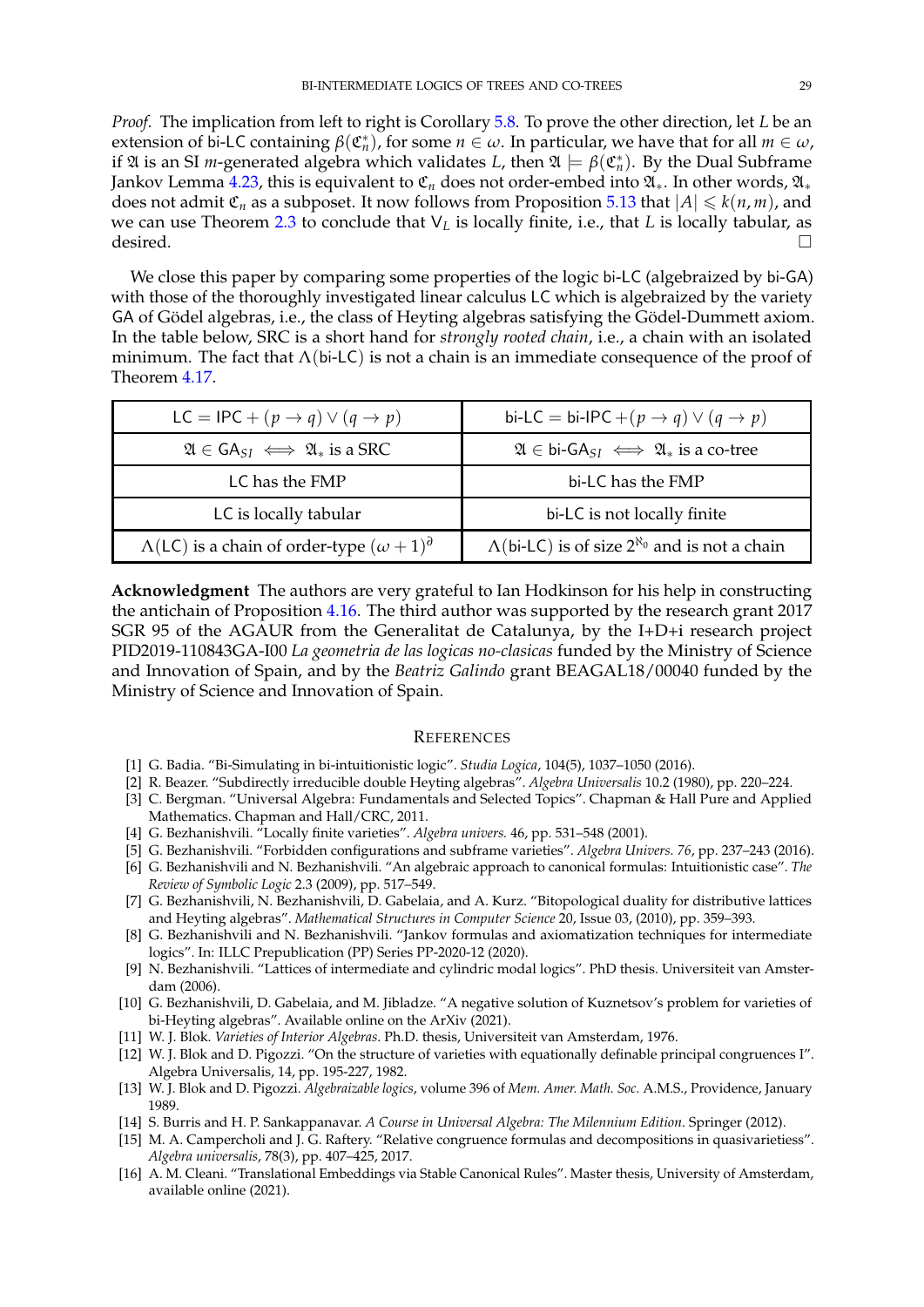*Proof.* The implication from left to right is Corollary 5.8. To prove the other direction, let $L$ be an extension of $\mathsf{bi\text{-}LC}$ containing $\beta(\mathfrak{C}_n^*)$, for some $n \in \omega$. In particular, we have that for all $m \in \omega$, if $\mathfrak{A}$ is an SI $m$-generated algebra which validates $L$, then $\mathfrak{A} \models \beta(\mathfrak{C}_n^*)$. By the Dual Subframe Jankov Lemma 4.23, this is equivalent to $\mathfrak{C}_n$ does not order-embed into $\mathfrak{A}_*$. In other words, $\mathfrak{A}_*$ does not admit $\mathfrak{C}_n$ as a subposet. It now follows from Proposition 5.13 that $|A| \leqslant k(n, m)$, and we can use Theorem 2.3 to conclude that $\mathsf{V}_L$ is locally finite, i.e., that $L$ is locally tabular, as desired. □

We close this paper by comparing some properties of the logic $\mathsf{bi\text{-}LC}$ (algebraized by $\mathsf{bi\text{-}GA}$) with those of the thoroughly investigated linear calculus $\mathsf{LC}$ which is algebraized by the variety $\mathsf{GA}$ of Gödel algebras, i.e., the class of Heyting algebras satisfying the Gödel-Dummett axiom. In the table below, SRC is a short hand for *strongly rooted chain*, i.e., a chain with an isolated minimum. The fact that $\Lambda(\mathsf{bi\text{-}LC})$ is not a chain is an immediate consequence of the proof of Theorem 4.17.

| $\mathsf{LC} = \mathsf{IPC} + (p \to q) \vee (q \to p)$ | $\mathsf{bi\text{-}LC} = \mathsf{bi\text{-}IPC} + (p \to q) \vee (q \to p)$ |
|---|---|
| $\mathfrak{A} \in \mathsf{GA}_{SI} \iff \mathfrak{A}_*$ is a SRC | $\mathfrak{A} \in \mathsf{bi\text{-}GA}_{SI} \iff \mathfrak{A}_*$ is a co-tree |
| LC has the FMP | bi-LC has the FMP |
| LC is locally tabular | bi-LC is not locally finite |
| $\Lambda(\mathsf{LC})$ is a chain of order-type $(\omega+1)^\partial$ | $\Lambda(\mathsf{bi\text{-}LC})$ is of size $2^{\aleph_0}$ and is not a chain |

**Acknowledgment** The authors are very grateful to Ian Hodkinson for his help in constructing the antichain of Proposition 4.16. The third author was supported by the research grant 2017 SGR 95 of the AGAUR from the Generalitat de Catalunya, by the I+D+i research project PID2019-110843GA-I00 *La geometria de las logicas no-clasicas* funded by the Ministry of Science and Innovation of Spain, and by the *Beatriz Galindo* grant BEAGAL18/00040 funded by the Ministry of Science and Innovation of Spain.

## References

[1] G. Badia. "Bi-Simulating in bi-intuitionistic logic". *Studia Logica*, 104(5), 1037–1050 (2016).

[2] R. Beazer. "Subdirectly irreducible double Heyting algebras". *Algebra Universalis* 10.2 (1980), pp. 220–224.

[3] C. Bergman. "Universal Algebra: Fundamentals and Selected Topics". Chapman & Hall Pure and Applied Mathematics. Chapman and Hall/CRC, 2011.

[4] G. Bezhanishvili. "Locally finite varieties". *Algebra univers.* 46, pp. 531–548 (2001).

[5] G. Bezhanishvili. "Forbidden configurations and subframe varieties". *Algebra Univers. 76*, pp. 237–243 (2016).

[6] G. Bezhanishvili and N. Bezhanishvili. "An algebraic approach to canonical formulas: Intuitionistic case". *The Review of Symbolic Logic* 2.3 (2009), pp. 517–549.

[7] G. Bezhanishvili, N. Bezhanishvili, D. Gabelaia, and A. Kurz. "Bitopological duality for distributive lattices and Heyting algebras". *Mathematical Structures in Computer Science* 20, Issue 03, (2010), pp. 359–393.

[8] G. Bezhanishvili and N. Bezhanishvili. "Jankov formulas and axiomatization techniques for intermediate logics". In: ILLC Prepublication (PP) Series PP-2020-12 (2020).

[9] N. Bezhanishvili. "Lattices of intermediate and cylindric modal logics". PhD thesis. Universiteit van Amsterdam (2006).

[10] G. Bezhanishvili, D. Gabelaia, and M. Jibladze. "A negative solution of Kuznetsov's problem for varieties of bi-Heyting algebras". Available online on the ArXiv (2021).

[11] W. J. Blok. *Varieties of Interior Algebras.* Ph.D. thesis, Universiteit van Amsterdam, 1976.

[12] W. J. Blok and D. Pigozzi. "On the structure of varieties with equationally definable principal congruences I". Algebra Universalis, 14, pp. 195-227, 1982.

[13] W. J. Blok and D. Pigozzi. *Algebraizable logics*, volume 396 of *Mem. Amer. Math. Soc.* A.M.S., Providence, January 1989.

[14] S. Burris and H. P. Sankappanavar. *A Course in Universal Algebra: The Milennium Edition*. Springer (2012).

[15] M. A. Campercholi and J. G. Raftery. "Relative congruence formulas and decompositions in quasivarieties". *Algebra universalis*, 78(3), pp. 407–425, 2017.

[16] A. M. Cleani. "Translational Embeddings via Stable Canonical Rules". Master thesis, University of Amsterdam, available online (2021).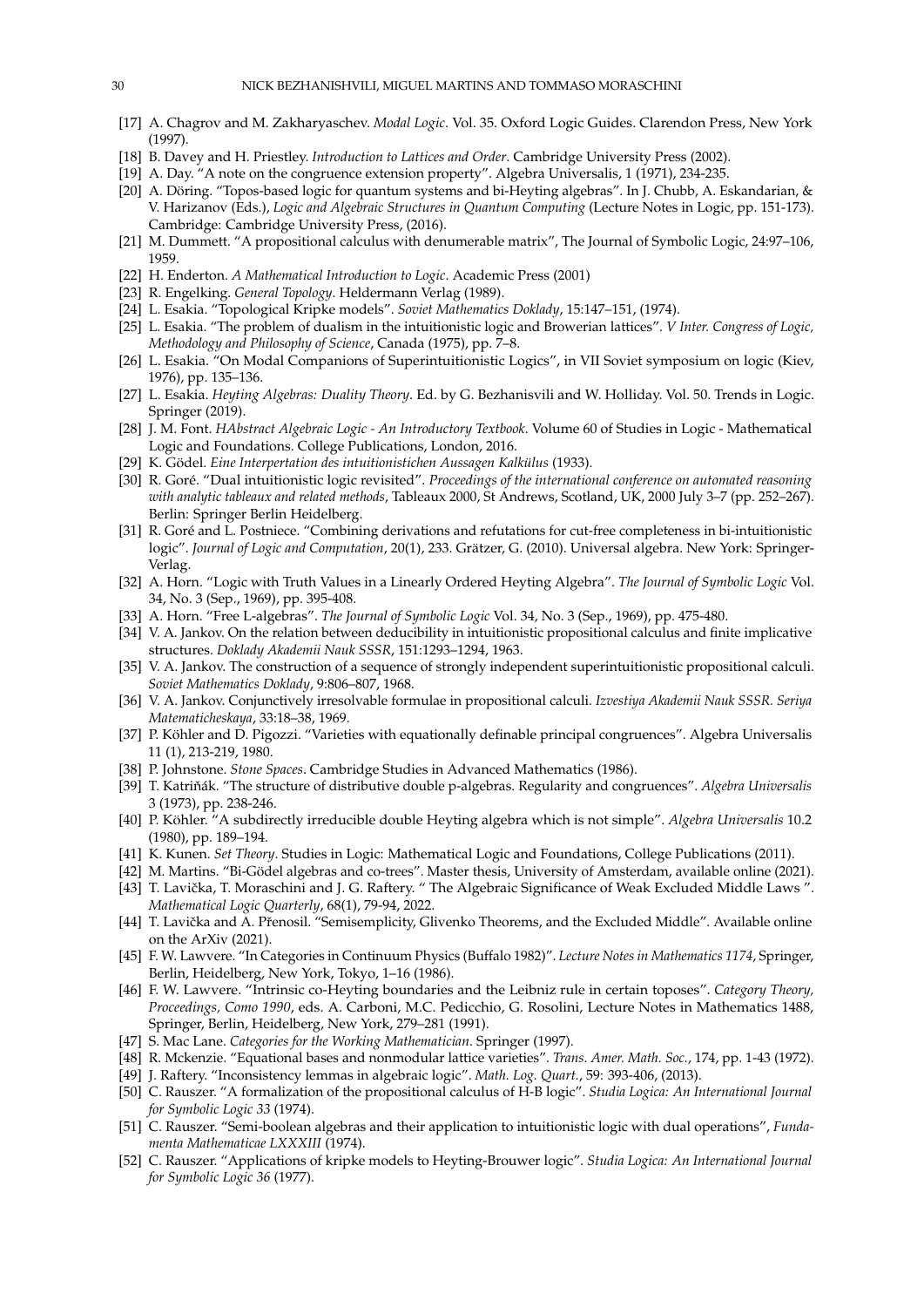- [17] A. Chagrov and M. Zakharyaschev. *Modal Logic*. Vol. 35. Oxford Logic Guides. Clarendon Press, New York (1997).
- [18] B. Davey and H. Priestley. *Introduction to Lattices and Order*. Cambridge University Press (2002).
- [19] A. Day. "A note on the congruence extension property". Algebra Universalis, 1 (1971), 234-235.
- [20] A. Döring. "Topos-based logic for quantum systems and bi-Heyting algebras". In J. Chubb, A. Eskandarian, & V. Harizanov (Eds.), *Logic and Algebraic Structures in Quantum Computing* (Lecture Notes in Logic, pp. 151-173). Cambridge: Cambridge University Press, (2016).
- [21] M. Dummett. "A propositional calculus with denumerable matrix", The Journal of Symbolic Logic, 24:97–106, 1959.
- [22] H. Enderton. *A Mathematical Introduction to Logic*. Academic Press (2001)
- [23] R. Engelking. *General Topology*. Heldermann Verlag (1989).
- [24] L. Esakia. "Topological Kripke models". *Soviet Mathematics Doklady*, 15:147–151, (1974).
- [25] L. Esakia. "The problem of dualism in the intuitionistic logic and Browerian lattices". *V Inter. Congress of Logic, Methodology and Philosophy of Science*, Canada (1975), pp. 7–8.
- [26] L. Esakia. "On Modal Companions of Superintuitionistic Logics", in VII Soviet symposium on logic (Kiev, 1976), pp. 135–136.
- [27] L. Esakia. *Heyting Algebras: Duality Theory*. Ed. by G. Bezhanisvili and W. Holliday. Vol. 50. Trends in Logic. Springer (2019).
- [28] J. M. Font. *HAbstract Algebraic Logic - An Introductory Textbook*. Volume 60 of Studies in Logic - Mathematical Logic and Foundations. College Publications, London, 2016.
- [29] K. Gödel. *Eine Interpertation des intuitionistichen Aussagen Kalkülus* (1933).
- [30] R. Goré. "Dual intuitionistic logic revisited". *Proceedings of the international conference on automated reasoning with analytic tableaux and related methods*, Tableaux 2000, St Andrews, Scotland, UK, 2000 July 3–7 (pp. 252–267). Berlin: Springer Berlin Heidelberg.
- [31] R. Goré and L. Postniece. "Combining derivations and refutations for cut-free completeness in bi-intuitionistic logic". *Journal of Logic and Computation*, 20(1), 233. Grätzer, G. (2010). Universal algebra. New York: Springer-Verlag.
- [32] A. Horn. "Logic with Truth Values in a Linearly Ordered Heyting Algebra". *The Journal of Symbolic Logic* Vol. 34, No. 3 (Sep., 1969), pp. 395-408.
- [33] A. Horn. "Free L-algebras". *The Journal of Symbolic Logic* Vol. 34, No. 3 (Sep., 1969), pp. 475-480.
- [34] V. A. Jankov. On the relation between deducibility in intuitionistic propositional calculus and finite implicative structures. *Doklady Akademii Nauk SSSR*, 151:1293–1294, 1963.
- [35] V. A. Jankov. The construction of a sequence of strongly independent superintuitionistic propositional calculi. *Soviet Mathematics Doklady*, 9:806–807, 1968.
- [36] V. A. Jankov. Conjunctively irresolvable formulae in propositional calculi. *Izvestiya Akademii Nauk SSSR. Seriya Matematicheskaya*, 33:18–38, 1969.
- [37] P. Köhler and D. Pigozzi. "Varieties with equationally definable principal congruences". Algebra Universalis 11 (1), 213-219, 1980.
- [38] P. Johnstone. *Stone Spaces*. Cambridge Studies in Advanced Mathematics (1986).
- [39] T. Katriňák. "The structure of distributive double p-algebras. Regularity and congruences". *Algebra Universalis* 3 (1973), pp. 238-246.
- [40] P. Köhler. "A subdirectly irreducible double Heyting algebra which is not simple". *Algebra Universalis* 10.2 (1980), pp. 189–194.
- [41] K. Kunen. *Set Theory*. Studies in Logic: Mathematical Logic and Foundations, College Publications (2011).
- [42] M. Martins. "Bi-Gödel algebras and co-trees". Master thesis, University of Amsterdam, available online (2021).
- [43] T. Lavička, T. Moraschini and J. G. Raftery. " The Algebraic Significance of Weak Excluded Middle Laws ". *Mathematical Logic Quarterly*, 68(1), 79-94, 2022.
- [44] T. Lavička and A. Přenosil. "Semisemplicity, Glivenko Theorems, and the Excluded Middle". Available online on the ArXiv (2021).
- [45] F. W. Lawvere. "In Categories in Continuum Physics (Buffalo 1982)". *Lecture Notes in Mathematics 1174*, Springer, Berlin, Heidelberg, New York, Tokyo, 1–16 (1986).
- [46] F. W. Lawvere. "Intrinsic co-Heyting boundaries and the Leibniz rule in certain toposes". *Category Theory, Proceedings, Como 1990*, eds. A. Carboni, M.C. Pedicchio, G. Rosolini, Lecture Notes in Mathematics 1488, Springer, Berlin, Heidelberg, New York, 279–281 (1991).
- [47] S. Mac Lane. *Categories for the Working Mathematician*. Springer (1997).
- [48] R. Mckenzie. "Equational bases and nonmodular lattice varieties". *Trans. Amer. Math. Soc.*, 174, pp. 1-43 (1972).
- [49] J. Raftery. "Inconsistency lemmas in algebraic logic". *Math. Log. Quart.*, 59: 393-406, (2013).
- [50] C. Rauszer. "A formalization of the propositional calculus of H-B logic". *Studia Logica: An International Journal for Symbolic Logic 33* (1974).
- [51] C. Rauszer. "Semi-boolean algebras and their application to intuitionistic logic with dual operations", *Fundamenta Mathematicae LXXXIII* (1974).
- [52] C. Rauszer. "Applications of kripke models to Heyting-Brouwer logic". *Studia Logica: An International Journal for Symbolic Logic 36* (1977).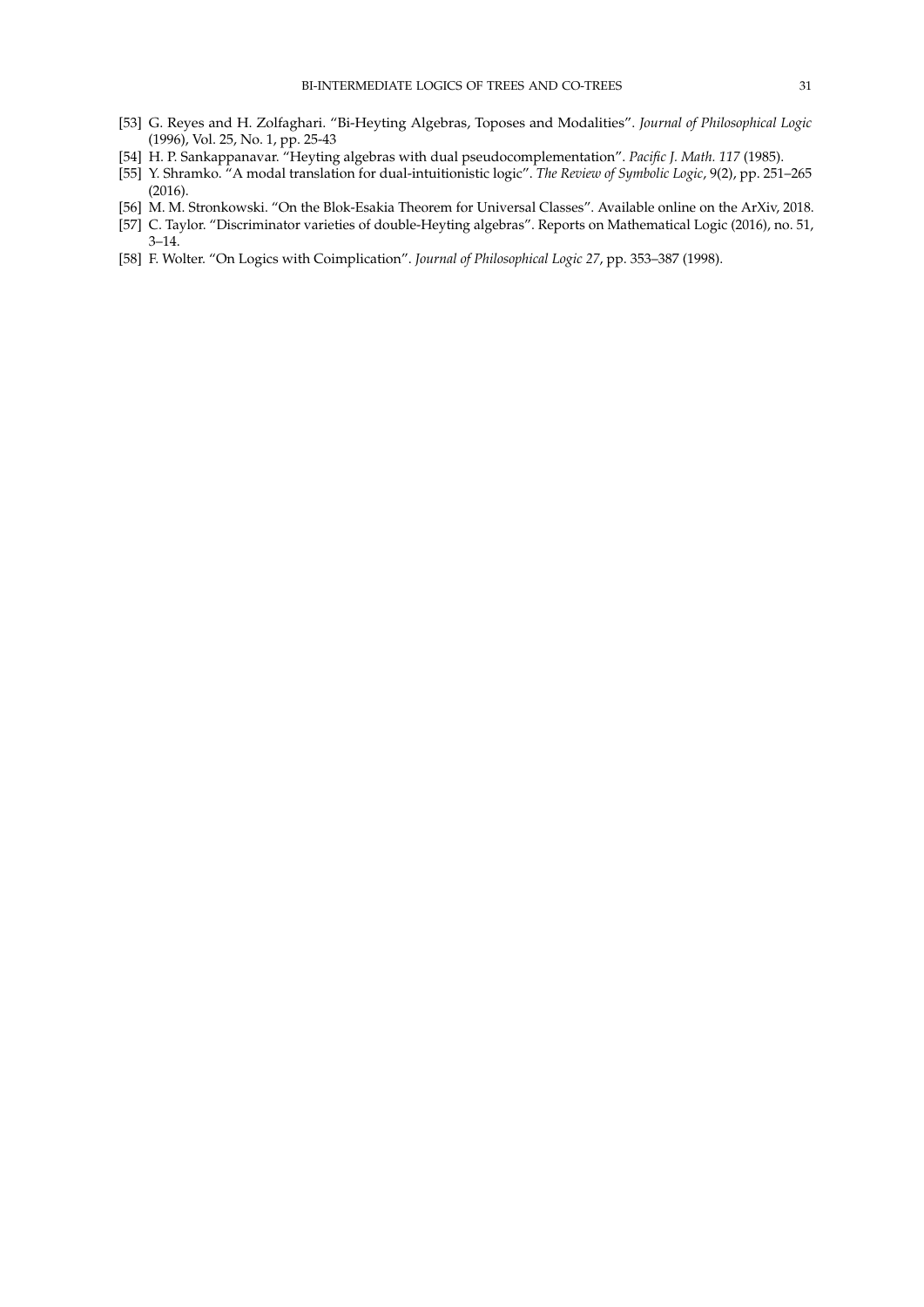[53] G. Reyes and H. Zolfaghari. "Bi-Heyting Algebras, Toposes and Modalities". *Journal of Philosophical Logic* (1996), Vol. 25, No. 1, pp. 25-43

[54] H. P. Sankappanavar. "Heyting algebras with dual pseudocomplementation". *Pacific J. Math. 117* (1985).

[55] Y. Shramko. "A modal translation for dual-intuitionistic logic". *The Review of Symbolic Logic*, 9(2), pp. 251–265 (2016).

[56] M. M. Stronkowski. "On the Blok-Esakia Theorem for Universal Classes". Available online on the ArXiv, 2018.

[57] C. Taylor. "Discriminator varieties of double-Heyting algebras". Reports on Mathematical Logic (2016), no. 51, 3–14.

[58] F. Wolter. "On Logics with Coimplication". *Journal of Philosophical Logic 27*, pp. 353–387 (1998).